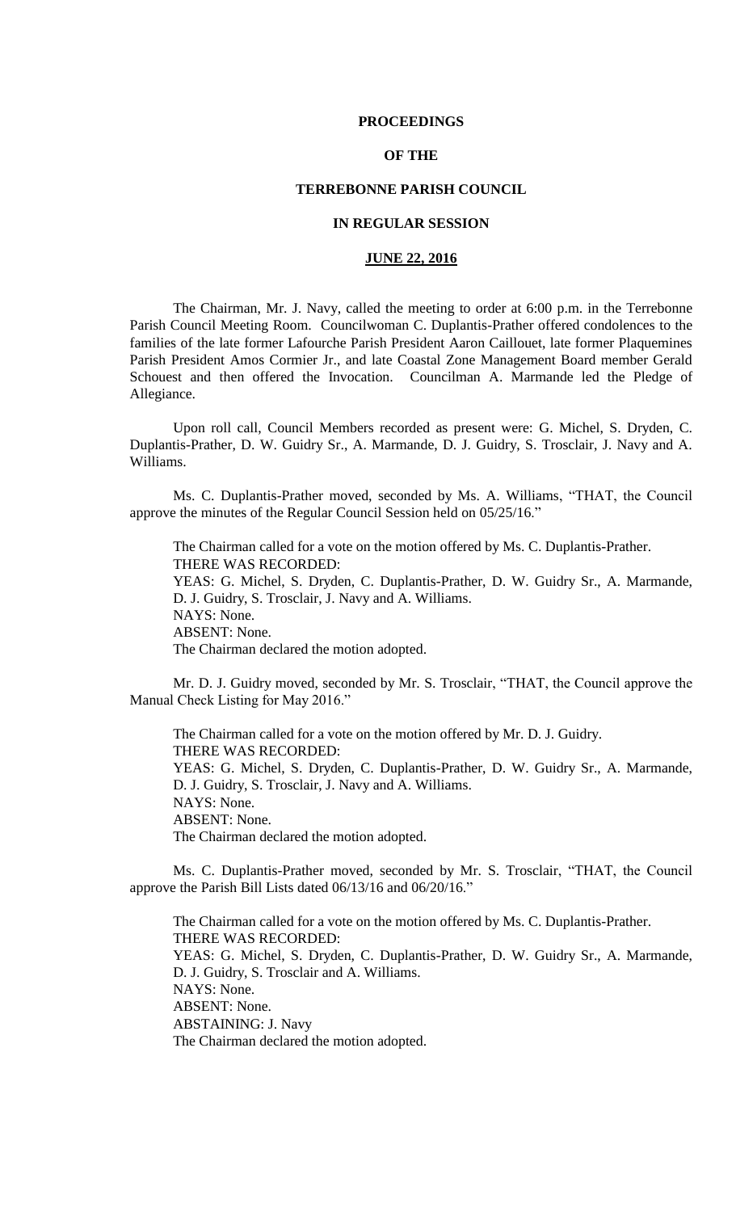# PROCEEDINGS

# OF THE

# TERREBONNE PARISH COUNCIL

# IN REGULAR SESSION

# JUNE 22, 2016

The Chairman, Mr. J. Navy, called the meeting to order at 6:00 p.m. in the Terrebonne Parish Council Meeting Room. Councilwoman C. Duplantis-Prather offered condolences to the families of the late former Lafourche Parish President Aaron Caillouet, late former Plaquemines Parish President Amos Cormier Jr., and late Coastal Zone Management Board member Gerald Schouest and then offered the Invocation. Councilman A. Marmande led the Pledge of Allegiance.

Upon roll call, Council Members recorded as present were: G. Michel, S. Dryden, C. Duplantis-Prather, D. W. Guidry Sr., A. Marmande, D. J. Guidry, S. Trosclair, J. Navy and A. Williams.

Ms. C. Duplantis-Prather moved, seconded by Ms. A. Williams, "THAT, the Council approve the minutes of the Regular Council Session held on 05/25/16."

The Chairman called for a vote on the motion offered by Ms. C. Duplantis-Prather.
THERE WAS RECORDED:
YEAS: G. Michel, S. Dryden, C. Duplantis-Prather, D. W. Guidry Sr., A. Marmande, D. J. Guidry, S. Trosclair, J. Navy and A. Williams.
NAYS: None.
ABSENT: None.
The Chairman declared the motion adopted.

Mr. D. J. Guidry moved, seconded by Mr. S. Trosclair, "THAT, the Council approve the Manual Check Listing for May 2016."

The Chairman called for a vote on the motion offered by Mr. D. J. Guidry.
THERE WAS RECORDED:
YEAS: G. Michel, S. Dryden, C. Duplantis-Prather, D. W. Guidry Sr., A. Marmande, D. J. Guidry, S. Trosclair, J. Navy and A. Williams.
NAYS: None.
ABSENT: None.
The Chairman declared the motion adopted.

Ms. C. Duplantis-Prather moved, seconded by Mr. S. Trosclair, "THAT, the Council approve the Parish Bill Lists dated 06/13/16 and 06/20/16."

The Chairman called for a vote on the motion offered by Ms. C. Duplantis-Prather.
THERE WAS RECORDED:
YEAS: G. Michel, S. Dryden, C. Duplantis-Prather, D. W. Guidry Sr., A. Marmande, D. J. Guidry, S. Trosclair and A. Williams.
NAYS: None.
ABSENT: None.
ABSTAINING: J. Navy
The Chairman declared the motion adopted.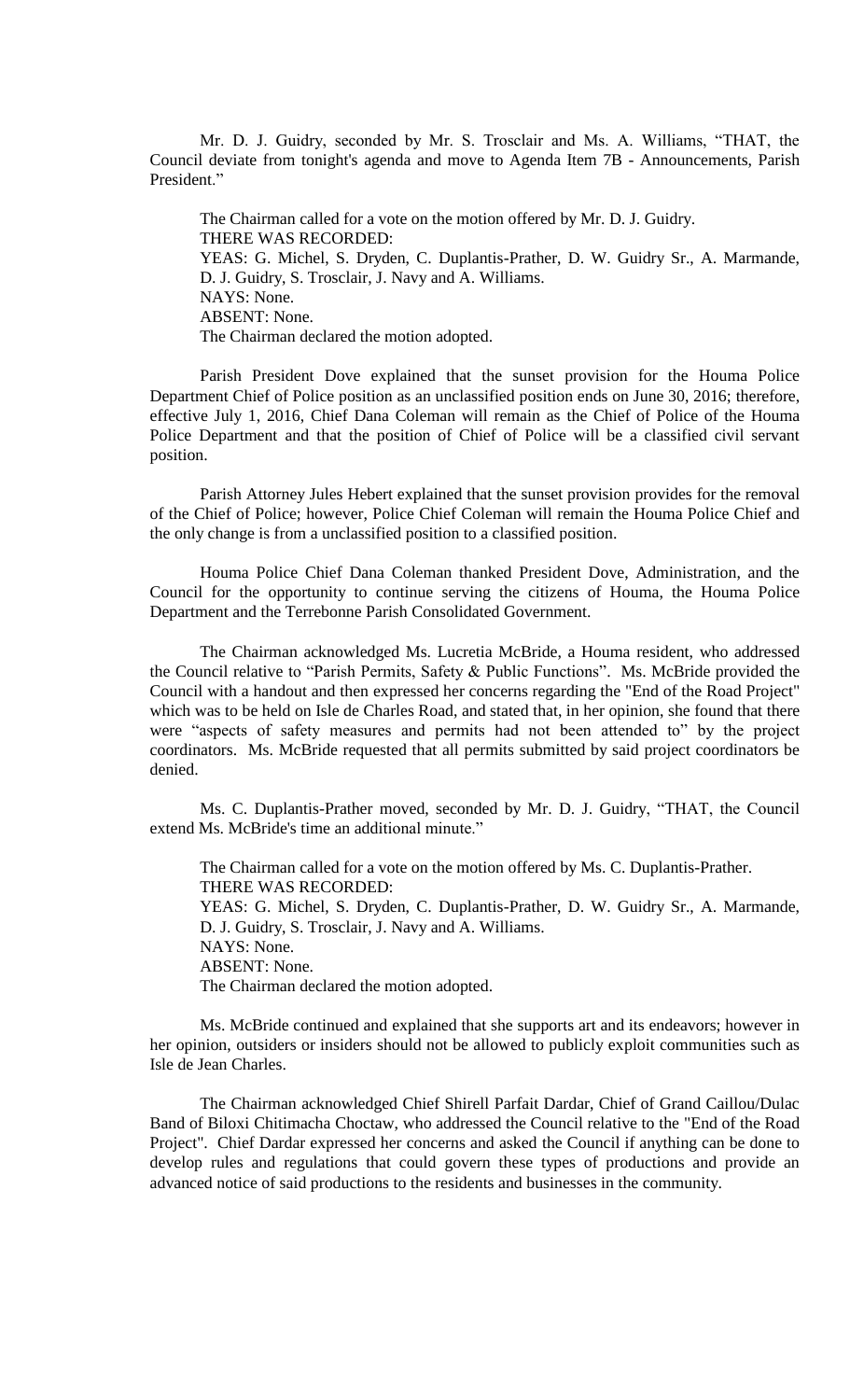Mr. D. J. Guidry, seconded by Mr. S. Trosclair and Ms. A. Williams, "THAT, the Council deviate from tonight's agenda and move to Agenda Item 7B - Announcements, Parish President."

The Chairman called for a vote on the motion offered by Mr. D. J. Guidry.
THERE WAS RECORDED:
YEAS: G. Michel, S. Dryden, C. Duplantis-Prather, D. W. Guidry Sr., A. Marmande, D. J. Guidry, S. Trosclair, J. Navy and A. Williams.
NAYS: None.
ABSENT: None.
The Chairman declared the motion adopted.

Parish President Dove explained that the sunset provision for the Houma Police Department Chief of Police position as an unclassified position ends on June 30, 2016; therefore, effective July 1, 2016, Chief Dana Coleman will remain as the Chief of Police of the Houma Police Department and that the position of Chief of Police will be a classified civil servant position.

Parish Attorney Jules Hebert explained that the sunset provision provides for the removal of the Chief of Police; however, Police Chief Coleman will remain the Houma Police Chief and the only change is from a unclassified position to a classified position.

Houma Police Chief Dana Coleman thanked President Dove, Administration, and the Council for the opportunity to continue serving the citizens of Houma, the Houma Police Department and the Terrebonne Parish Consolidated Government.

The Chairman acknowledged Ms. Lucretia McBride, a Houma resident, who addressed the Council relative to "Parish Permits, Safety & Public Functions". Ms. McBride provided the Council with a handout and then expressed her concerns regarding the "End of the Road Project" which was to be held on Isle de Charles Road, and stated that, in her opinion, she found that there were "aspects of safety measures and permits had not been attended to" by the project coordinators. Ms. McBride requested that all permits submitted by said project coordinators be denied.

Ms. C. Duplantis-Prather moved, seconded by Mr. D. J. Guidry, "THAT, the Council extend Ms. McBride's time an additional minute."

The Chairman called for a vote on the motion offered by Ms. C. Duplantis-Prather.
THERE WAS RECORDED:
YEAS: G. Michel, S. Dryden, C. Duplantis-Prather, D. W. Guidry Sr., A. Marmande, D. J. Guidry, S. Trosclair, J. Navy and A. Williams.
NAYS: None.
ABSENT: None.
The Chairman declared the motion adopted.

Ms. McBride continued and explained that she supports art and its endeavors; however in her opinion, outsiders or insiders should not be allowed to publicly exploit communities such as Isle de Jean Charles.

The Chairman acknowledged Chief Shirell Parfait Dardar, Chief of Grand Caillou/Dulac Band of Biloxi Chitimacha Choctaw, who addressed the Council relative to the "End of the Road Project". Chief Dardar expressed her concerns and asked the Council if anything can be done to develop rules and regulations that could govern these types of productions and provide an advanced notice of said productions to the residents and businesses in the community.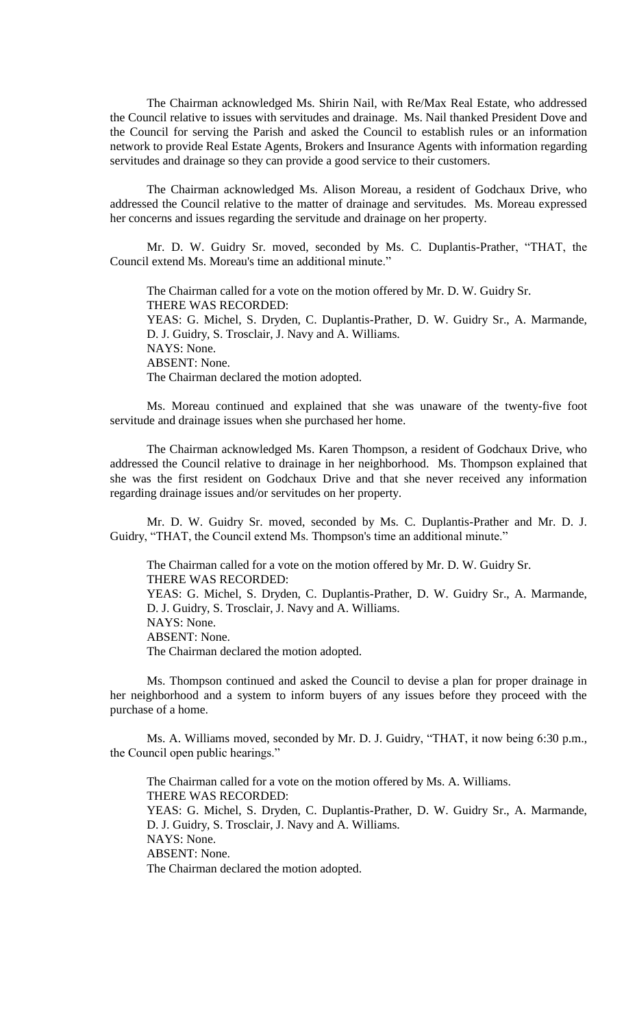The Chairman acknowledged Ms. Shirin Nail, with Re/Max Real Estate, who addressed the Council relative to issues with servitudes and drainage. Ms. Nail thanked President Dove and the Council for serving the Parish and asked the Council to establish rules or an information network to provide Real Estate Agents, Brokers and Insurance Agents with information regarding servitudes and drainage so they can provide a good service to their customers.

The Chairman acknowledged Ms. Alison Moreau, a resident of Godchaux Drive, who addressed the Council relative to the matter of drainage and servitudes. Ms. Moreau expressed her concerns and issues regarding the servitude and drainage on her property.

Mr. D. W. Guidry Sr. moved, seconded by Ms. C. Duplantis-Prather, "THAT, the Council extend Ms. Moreau's time an additional minute."

The Chairman called for a vote on the motion offered by Mr. D. W. Guidry Sr.
THERE WAS RECORDED:
YEAS: G. Michel, S. Dryden, C. Duplantis-Prather, D. W. Guidry Sr., A. Marmande, D. J. Guidry, S. Trosclair, J. Navy and A. Williams.
NAYS: None.
ABSENT: None.
The Chairman declared the motion adopted.

Ms. Moreau continued and explained that she was unaware of the twenty-five foot servitude and drainage issues when she purchased her home.

The Chairman acknowledged Ms. Karen Thompson, a resident of Godchaux Drive, who addressed the Council relative to drainage in her neighborhood. Ms. Thompson explained that she was the first resident on Godchaux Drive and that she never received any information regarding drainage issues and/or servitudes on her property.

Mr. D. W. Guidry Sr. moved, seconded by Ms. C. Duplantis-Prather and Mr. D. J. Guidry, "THAT, the Council extend Ms. Thompson's time an additional minute."

The Chairman called for a vote on the motion offered by Mr. D. W. Guidry Sr.
THERE WAS RECORDED:
YEAS: G. Michel, S. Dryden, C. Duplantis-Prather, D. W. Guidry Sr., A. Marmande, D. J. Guidry, S. Trosclair, J. Navy and A. Williams.
NAYS: None.
ABSENT: None.
The Chairman declared the motion adopted.

Ms. Thompson continued and asked the Council to devise a plan for proper drainage in her neighborhood and a system to inform buyers of any issues before they proceed with the purchase of a home.

Ms. A. Williams moved, seconded by Mr. D. J. Guidry, "THAT, it now being 6:30 p.m., the Council open public hearings."

The Chairman called for a vote on the motion offered by Ms. A. Williams.
THERE WAS RECORDED:
YEAS: G. Michel, S. Dryden, C. Duplantis-Prather, D. W. Guidry Sr., A. Marmande, D. J. Guidry, S. Trosclair, J. Navy and A. Williams.
NAYS: None.
ABSENT: None.
The Chairman declared the motion adopted.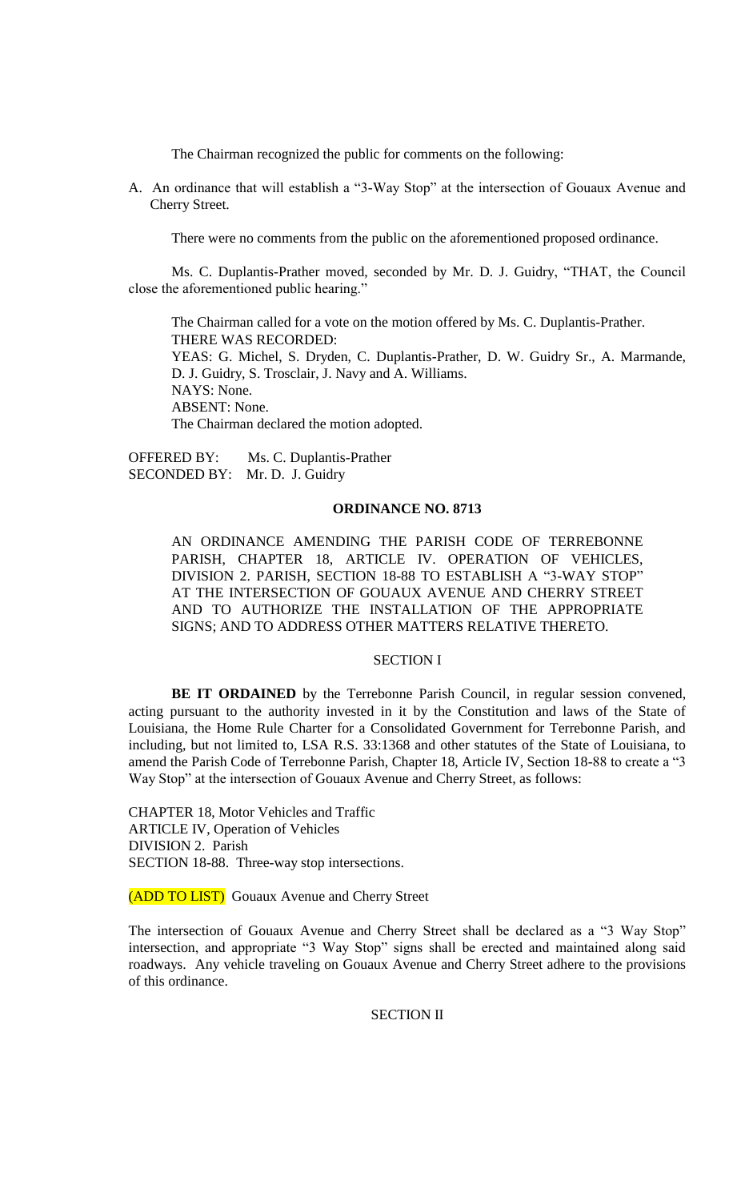The Chairman recognized the public for comments on the following:

A. An ordinance that will establish a "3-Way Stop" at the intersection of Gouaux Avenue and Cherry Street.

There were no comments from the public on the aforementioned proposed ordinance.

Ms. C. Duplantis-Prather moved, seconded by Mr. D. J. Guidry, "THAT, the Council close the aforementioned public hearing."

The Chairman called for a vote on the motion offered by Ms. C. Duplantis-Prather.
THERE WAS RECORDED:
YEAS: G. Michel, S. Dryden, C. Duplantis-Prather, D. W. Guidry Sr., A. Marmande, D. J. Guidry, S. Trosclair, J. Navy and A. Williams.
NAYS: None.
ABSENT: None.
The Chairman declared the motion adopted.

OFFERED BY: Ms. C. Duplantis-Prather
SECONDED BY: Mr. D. J. Guidry

**ORDINANCE NO. 8713**

AN ORDINANCE AMENDING THE PARISH CODE OF TERREBONNE PARISH, CHAPTER 18, ARTICLE IV. OPERATION OF VEHICLES, DIVISION 2. PARISH, SECTION 18-88 TO ESTABLISH A "3-WAY STOP" AT THE INTERSECTION OF GOUAUX AVENUE AND CHERRY STREET AND TO AUTHORIZE THE INSTALLATION OF THE APPROPRIATE SIGNS; AND TO ADDRESS OTHER MATTERS RELATIVE THERETO.

SECTION I

**BE IT ORDAINED** by the Terrebonne Parish Council, in regular session convened, acting pursuant to the authority invested in it by the Constitution and laws of the State of Louisiana, the Home Rule Charter for a Consolidated Government for Terrebonne Parish, and including, but not limited to, LSA R.S. 33:1368 and other statutes of the State of Louisiana, to amend the Parish Code of Terrebonne Parish, Chapter 18, Article IV, Section 18-88 to create a "3 Way Stop" at the intersection of Gouaux Avenue and Cherry Street, as follows:

CHAPTER 18, Motor Vehicles and Traffic
ARTICLE IV, Operation of Vehicles
DIVISION 2. Parish
SECTION 18-88. Three-way stop intersections.

(ADD TO LIST) Gouaux Avenue and Cherry Street

The intersection of Gouaux Avenue and Cherry Street shall be declared as a "3 Way Stop" intersection, and appropriate "3 Way Stop" signs shall be erected and maintained along said roadways. Any vehicle traveling on Gouaux Avenue and Cherry Street adhere to the provisions of this ordinance.

SECTION II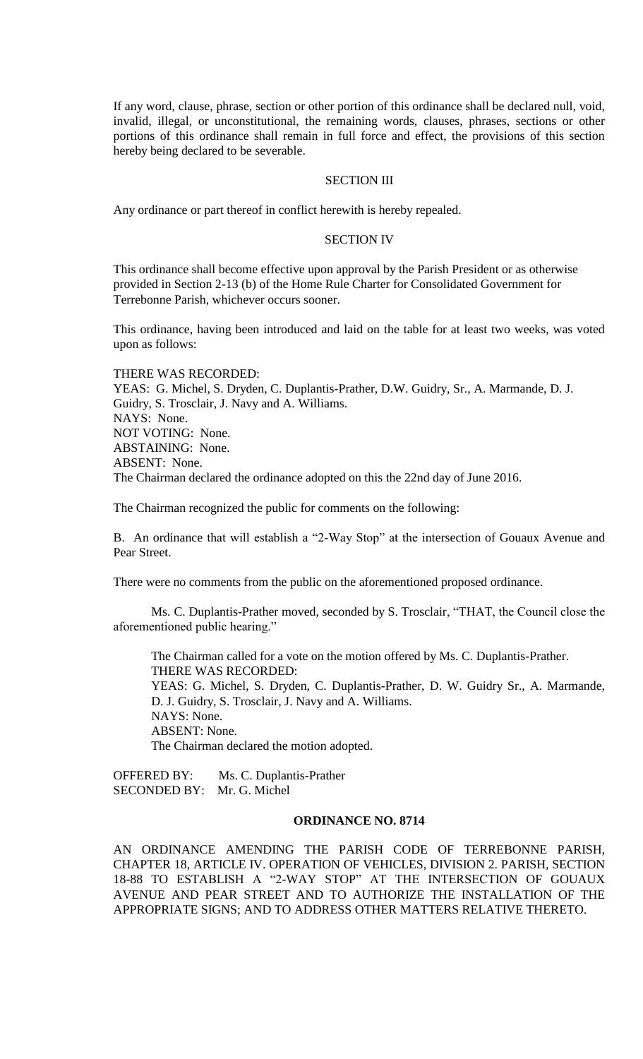If any word, clause, phrase, section or other portion of this ordinance shall be declared null, void, invalid, illegal, or unconstitutional, the remaining words, clauses, phrases, sections or other portions of this ordinance shall remain in full force and effect, the provisions of this section hereby being declared to be severable.

SECTION III

Any ordinance or part thereof in conflict herewith is hereby repealed.

SECTION IV

This ordinance shall become effective upon approval by the Parish President or as otherwise provided in Section 2-13 (b) of the Home Rule Charter for Consolidated Government for Terrebonne Parish, whichever occurs sooner.

This ordinance, having been introduced and laid on the table for at least two weeks, was voted upon as follows:

THERE WAS RECORDED:
YEAS: G. Michel, S. Dryden, C. Duplantis-Prather, D.W. Guidry, Sr., A. Marmande, D. J. Guidry, S. Trosclair, J. Navy and A. Williams.
NAYS: None.
NOT VOTING: None.
ABSTAINING: None.
ABSENT: None.
The Chairman declared the ordinance adopted on this the 22nd day of June 2016.

The Chairman recognized the public for comments on the following:

B. An ordinance that will establish a "2-Way Stop" at the intersection of Gouaux Avenue and Pear Street.

There were no comments from the public on the aforementioned proposed ordinance.

Ms. C. Duplantis-Prather moved, seconded by S. Trosclair, "THAT, the Council close the aforementioned public hearing."

The Chairman called for a vote on the motion offered by Ms. C. Duplantis-Prather.
THERE WAS RECORDED:
YEAS: G. Michel, S. Dryden, C. Duplantis-Prather, D. W. Guidry Sr., A. Marmande, D. J. Guidry, S. Trosclair, J. Navy and A. Williams.
NAYS: None.
ABSENT: None.
The Chairman declared the motion adopted.

OFFERED BY: Ms. C. Duplantis-Prather
SECONDED BY: Mr. G. Michel

**ORDINANCE NO. 8714**

AN ORDINANCE AMENDING THE PARISH CODE OF TERREBONNE PARISH, CHAPTER 18, ARTICLE IV. OPERATION OF VEHICLES, DIVISION 2. PARISH, SECTION 18-88 TO ESTABLISH A "2-WAY STOP" AT THE INTERSECTION OF GOUAUX AVENUE AND PEAR STREET AND TO AUTHORIZE THE INSTALLATION OF THE APPROPRIATE SIGNS; AND TO ADDRESS OTHER MATTERS RELATIVE THERETO.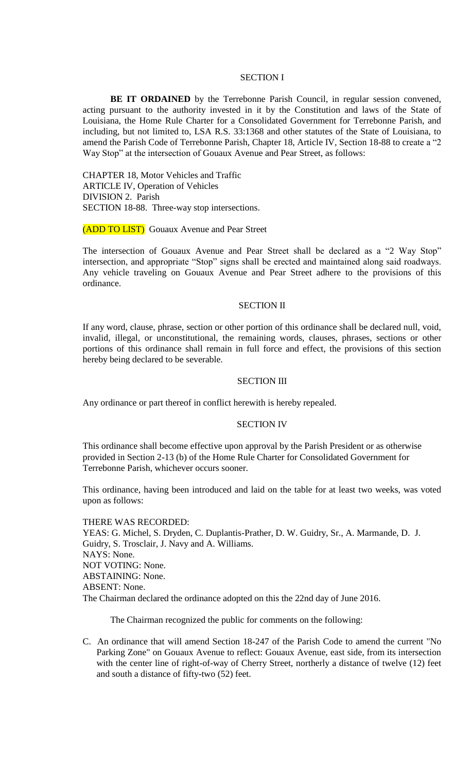SECTION I

**BE IT ORDAINED** by the Terrebonne Parish Council, in regular session convened, acting pursuant to the authority invested in it by the Constitution and laws of the State of Louisiana, the Home Rule Charter for a Consolidated Government for Terrebonne Parish, and including, but not limited to, LSA R.S. 33:1368 and other statutes of the State of Louisiana, to amend the Parish Code of Terrebonne Parish, Chapter 18, Article IV, Section 18-88 to create a "2 Way Stop" at the intersection of Gouaux Avenue and Pear Street, as follows:

CHAPTER 18, Motor Vehicles and Traffic
ARTICLE IV, Operation of Vehicles
DIVISION 2. Parish
SECTION 18-88. Three-way stop intersections.

(ADD TO LIST) Gouaux Avenue and Pear Street

The intersection of Gouaux Avenue and Pear Street shall be declared as a "2 Way Stop" intersection, and appropriate "Stop" signs shall be erected and maintained along said roadways. Any vehicle traveling on Gouaux Avenue and Pear Street adhere to the provisions of this ordinance.

SECTION II

If any word, clause, phrase, section or other portion of this ordinance shall be declared null, void, invalid, illegal, or unconstitutional, the remaining words, clauses, phrases, sections or other portions of this ordinance shall remain in full force and effect, the provisions of this section hereby being declared to be severable.

SECTION III

Any ordinance or part thereof in conflict herewith is hereby repealed.

SECTION IV

This ordinance shall become effective upon approval by the Parish President or as otherwise provided in Section 2-13 (b) of the Home Rule Charter for Consolidated Government for Terrebonne Parish, whichever occurs sooner.

This ordinance, having been introduced and laid on the table for at least two weeks, was voted upon as follows:

THERE WAS RECORDED:
YEAS: G. Michel, S. Dryden, C. Duplantis-Prather, D. W. Guidry, Sr., A. Marmande, D. J. Guidry, S. Trosclair, J. Navy and A. Williams.
NAYS: None.
NOT VOTING: None.
ABSTAINING: None.
ABSENT: None.
The Chairman declared the ordinance adopted on this the 22nd day of June 2016.

The Chairman recognized the public for comments on the following:

C. An ordinance that will amend Section 18-247 of the Parish Code to amend the current "No Parking Zone" on Gouaux Avenue to reflect: Gouaux Avenue, east side, from its intersection with the center line of right-of-way of Cherry Street, northerly a distance of twelve (12) feet and south a distance of fifty-two (52) feet.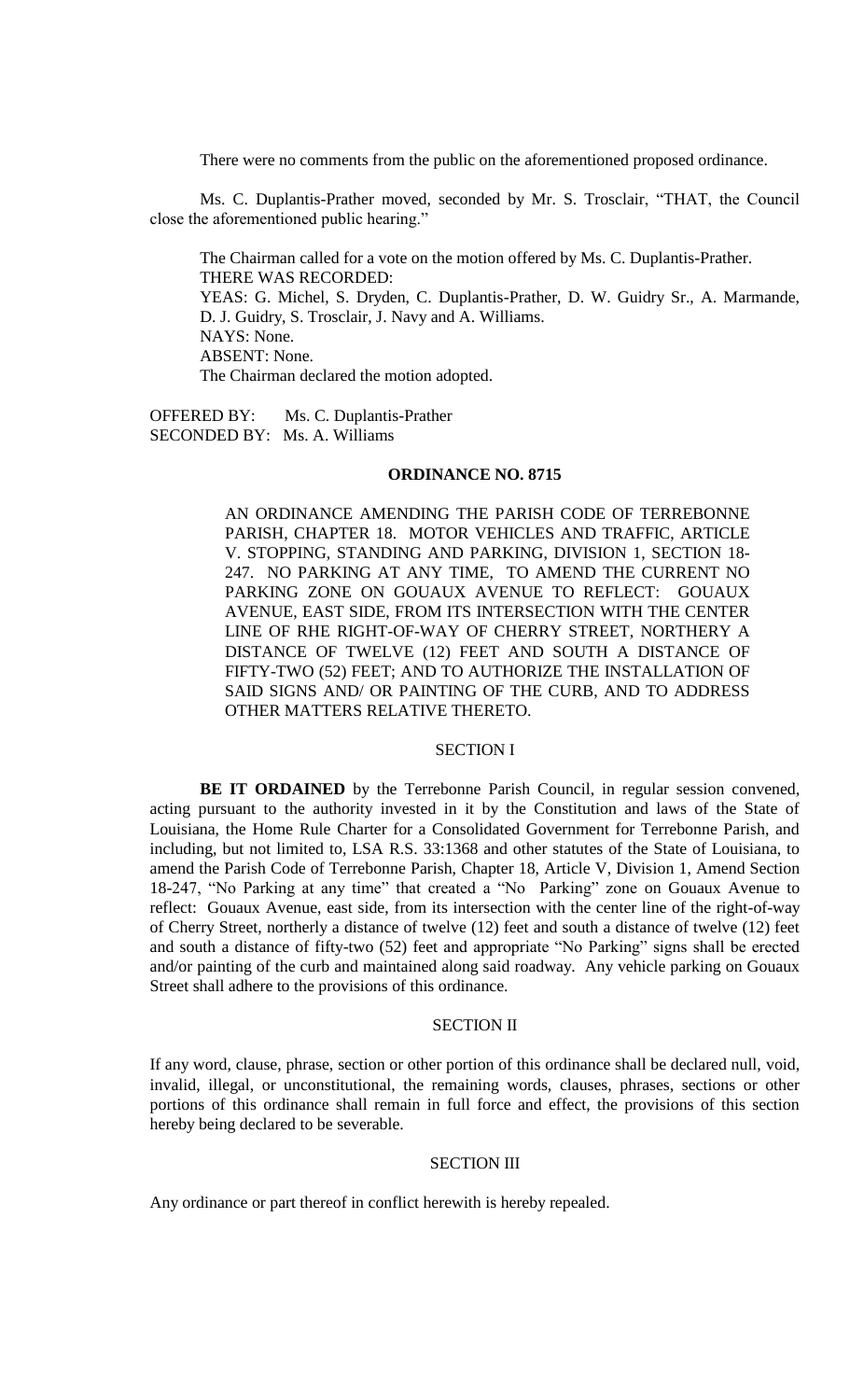There were no comments from the public on the aforementioned proposed ordinance.

Ms. C. Duplantis-Prather moved, seconded by Mr. S. Trosclair, "THAT, the Council close the aforementioned public hearing."

The Chairman called for a vote on the motion offered by Ms. C. Duplantis-Prather.
THERE WAS RECORDED:
YEAS: G. Michel, S. Dryden, C. Duplantis-Prather, D. W. Guidry Sr., A. Marmande, D. J. Guidry, S. Trosclair, J. Navy and A. Williams.
NAYS: None.
ABSENT: None.
The Chairman declared the motion adopted.

OFFERED BY: Ms. C. Duplantis-Prather
SECONDED BY: Ms. A. Williams

**ORDINANCE NO. 8715**

AN ORDINANCE AMENDING THE PARISH CODE OF TERREBONNE PARISH, CHAPTER 18. MOTOR VEHICLES AND TRAFFIC, ARTICLE V. STOPPING, STANDING AND PARKING, DIVISION 1, SECTION 18-247. NO PARKING AT ANY TIME, TO AMEND THE CURRENT NO PARKING ZONE ON GOUAUX AVENUE TO REFLECT: GOUAUX AVENUE, EAST SIDE, FROM ITS INTERSECTION WITH THE CENTER LINE OF RHE RIGHT-OF-WAY OF CHERRY STREET, NORTHERY A DISTANCE OF TWELVE (12) FEET AND SOUTH A DISTANCE OF FIFTY-TWO (52) FEET; AND TO AUTHORIZE THE INSTALLATION OF SAID SIGNS AND/ OR PAINTING OF THE CURB, AND TO ADDRESS OTHER MATTERS RELATIVE THERETO.

SECTION I

**BE IT ORDAINED** by the Terrebonne Parish Council, in regular session convened, acting pursuant to the authority invested in it by the Constitution and laws of the State of Louisiana, the Home Rule Charter for a Consolidated Government for Terrebonne Parish, and including, but not limited to, LSA R.S. 33:1368 and other statutes of the State of Louisiana, to amend the Parish Code of Terrebonne Parish, Chapter 18, Article V, Division 1, Amend Section 18-247, "No Parking at any time" that created a "No Parking" zone on Gouaux Avenue to reflect: Gouaux Avenue, east side, from its intersection with the center line of the right-of-way of Cherry Street, northerly a distance of twelve (12) feet and south a distance of twelve (12) feet and south a distance of fifty-two (52) feet and appropriate "No Parking" signs shall be erected and/or painting of the curb and maintained along said roadway. Any vehicle parking on Gouaux Street shall adhere to the provisions of this ordinance.

SECTION II

If any word, clause, phrase, section or other portion of this ordinance shall be declared null, void, invalid, illegal, or unconstitutional, the remaining words, clauses, phrases, sections or other portions of this ordinance shall remain in full force and effect, the provisions of this section hereby being declared to be severable.

SECTION III

Any ordinance or part thereof in conflict herewith is hereby repealed.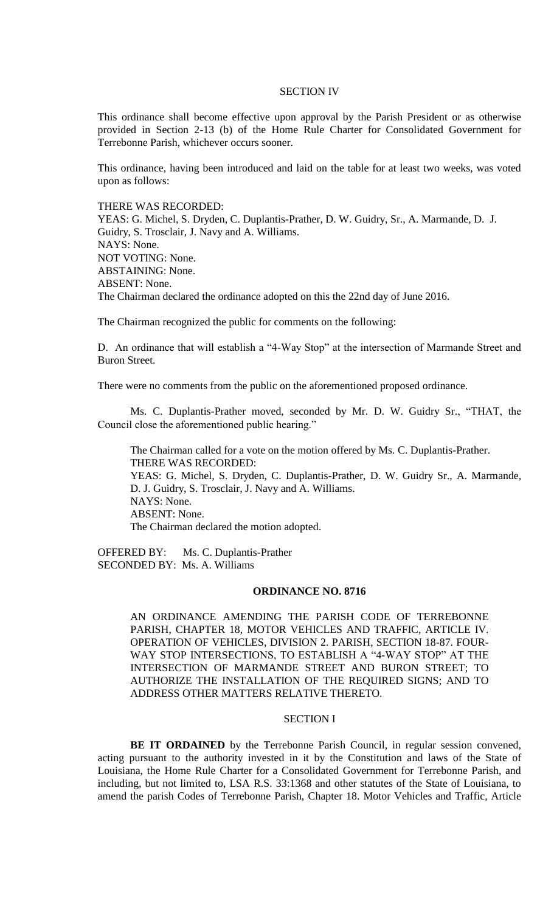SECTION IV

This ordinance shall become effective upon approval by the Parish President or as otherwise provided in Section 2-13 (b) of the Home Rule Charter for Consolidated Government for Terrebonne Parish, whichever occurs sooner.

This ordinance, having been introduced and laid on the table for at least two weeks, was voted upon as follows:

THERE WAS RECORDED:
YEAS: G. Michel, S. Dryden, C. Duplantis-Prather, D. W. Guidry, Sr., A. Marmande, D. J. Guidry, S. Trosclair, J. Navy and A. Williams.
NAYS: None.
NOT VOTING: None.
ABSTAINING: None.
ABSENT: None.
The Chairman declared the ordinance adopted on this the 22nd day of June 2016.

The Chairman recognized the public for comments on the following:

D. An ordinance that will establish a "4-Way Stop" at the intersection of Marmande Street and Buron Street.

There were no comments from the public on the aforementioned proposed ordinance.

Ms. C. Duplantis-Prather moved, seconded by Mr. D. W. Guidry Sr., "THAT, the Council close the aforementioned public hearing."

The Chairman called for a vote on the motion offered by Ms. C. Duplantis-Prather.
THERE WAS RECORDED:
YEAS: G. Michel, S. Dryden, C. Duplantis-Prather, D. W. Guidry Sr., A. Marmande, D. J. Guidry, S. Trosclair, J. Navy and A. Williams.
NAYS: None.
ABSENT: None.
The Chairman declared the motion adopted.

OFFERED BY: Ms. C. Duplantis-Prather
SECONDED BY: Ms. A. Williams

**ORDINANCE NO. 8716**

AN ORDINANCE AMENDING THE PARISH CODE OF TERREBONNE PARISH, CHAPTER 18, MOTOR VEHICLES AND TRAFFIC, ARTICLE IV. OPERATION OF VEHICLES, DIVISION 2. PARISH, SECTION 18-87. FOUR-WAY STOP INTERSECTIONS, TO ESTABLISH A "4-WAY STOP" AT THE INTERSECTION OF MARMANDE STREET AND BURON STREET; TO AUTHORIZE THE INSTALLATION OF THE REQUIRED SIGNS; AND TO ADDRESS OTHER MATTERS RELATIVE THERETO.

SECTION I

**BE IT ORDAINED** by the Terrebonne Parish Council, in regular session convened, acting pursuant to the authority invested in it by the Constitution and laws of the State of Louisiana, the Home Rule Charter for a Consolidated Government for Terrebonne Parish, and including, but not limited to, LSA R.S. 33:1368 and other statutes of the State of Louisiana, to amend the parish Codes of Terrebonne Parish, Chapter 18. Motor Vehicles and Traffic, Article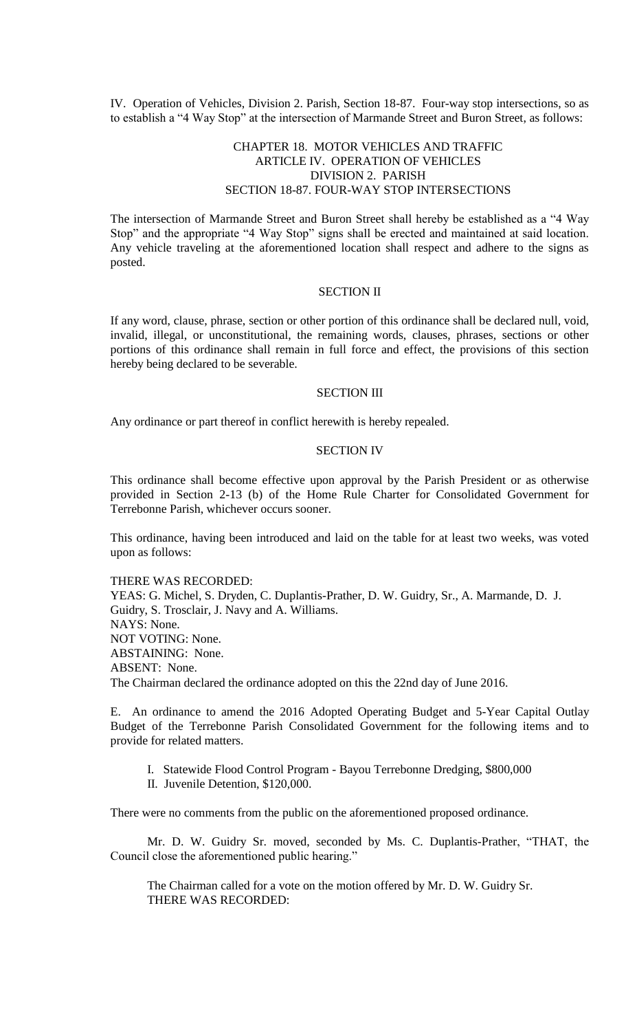IV. Operation of Vehicles, Division 2. Parish, Section 18-87. Four-way stop intersections, so as to establish a "4 Way Stop" at the intersection of Marmande Street and Buron Street, as follows:

CHAPTER 18. MOTOR VEHICLES AND TRAFFIC
ARTICLE IV. OPERATION OF VEHICLES
DIVISION 2. PARISH
SECTION 18-87. FOUR-WAY STOP INTERSECTIONS

The intersection of Marmande Street and Buron Street shall hereby be established as a "4 Way Stop" and the appropriate "4 Way Stop" signs shall be erected and maintained at said location. Any vehicle traveling at the aforementioned location shall respect and adhere to the signs as posted.

SECTION II

If any word, clause, phrase, section or other portion of this ordinance shall be declared null, void, invalid, illegal, or unconstitutional, the remaining words, clauses, phrases, sections or other portions of this ordinance shall remain in full force and effect, the provisions of this section hereby being declared to be severable.

SECTION III

Any ordinance or part thereof in conflict herewith is hereby repealed.

SECTION IV

This ordinance shall become effective upon approval by the Parish President or as otherwise provided in Section 2-13 (b) of the Home Rule Charter for Consolidated Government for Terrebonne Parish, whichever occurs sooner.

This ordinance, having been introduced and laid on the table for at least two weeks, was voted upon as follows:

THERE WAS RECORDED:
YEAS: G. Michel, S. Dryden, C. Duplantis-Prather, D. W. Guidry, Sr., A. Marmande, D. J. Guidry, S. Trosclair, J. Navy and A. Williams.
NAYS: None.
NOT VOTING: None.
ABSTAINING: None.
ABSENT: None.
The Chairman declared the ordinance adopted on this the 22nd day of June 2016.

E. An ordinance to amend the 2016 Adopted Operating Budget and 5-Year Capital Outlay Budget of the Terrebonne Parish Consolidated Government for the following items and to provide for related matters.

I. Statewide Flood Control Program - Bayou Terrebonne Dredging, $800,000
II. Juvenile Detention, $120,000.

There were no comments from the public on the aforementioned proposed ordinance.

Mr. D. W. Guidry Sr. moved, seconded by Ms. C. Duplantis-Prather, "THAT, the Council close the aforementioned public hearing."

The Chairman called for a vote on the motion offered by Mr. D. W. Guidry Sr.
THERE WAS RECORDED: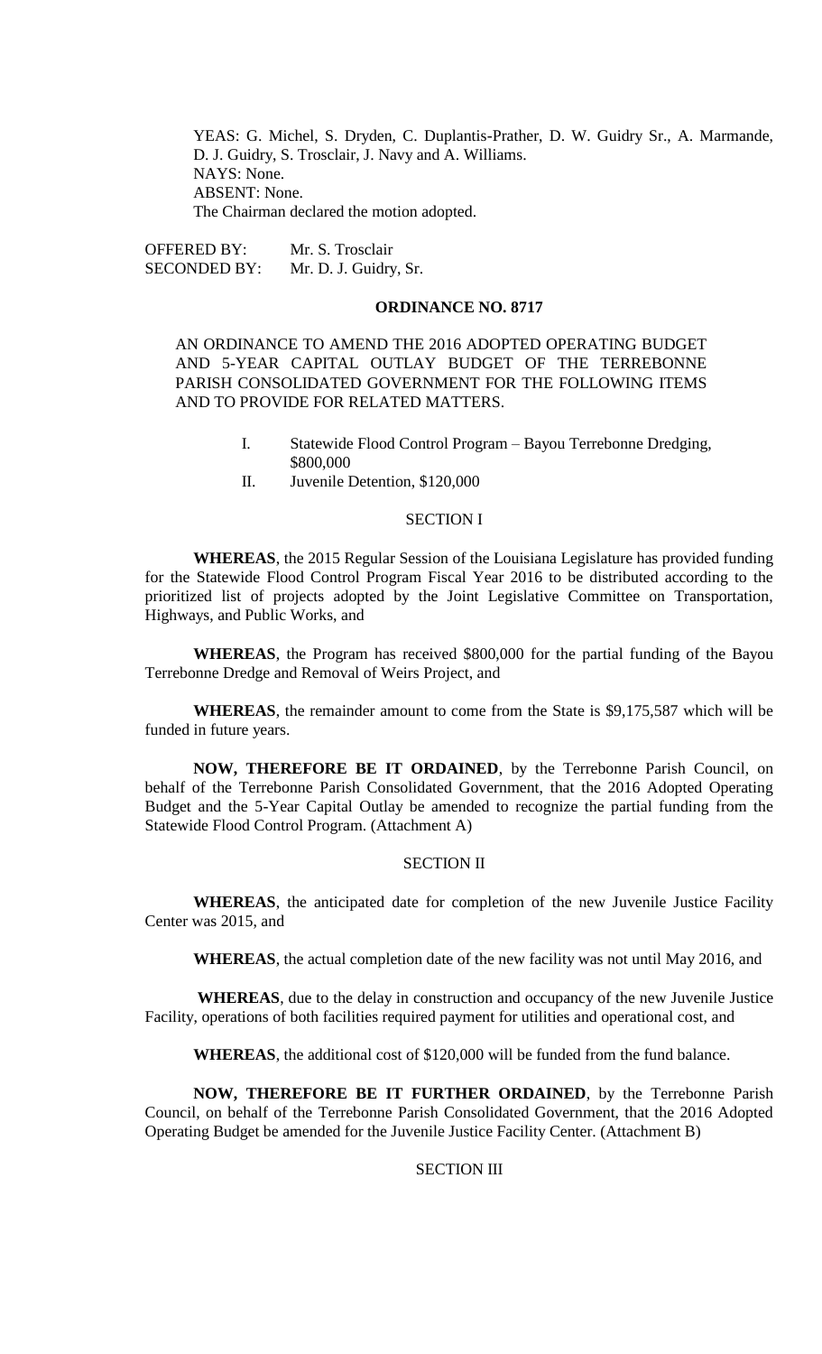YEAS: G. Michel, S. Dryden, C. Duplantis-Prather, D. W. Guidry Sr., A. Marmande, D. J. Guidry, S. Trosclair, J. Navy and A. Williams.
NAYS: None.
ABSENT: None.
The Chairman declared the motion adopted.

OFFERED BY: Mr. S. Trosclair
SECONDED BY: Mr. D. J. Guidry, Sr.

**ORDINANCE NO. 8717**

AN ORDINANCE TO AMEND THE 2016 ADOPTED OPERATING BUDGET AND 5-YEAR CAPITAL OUTLAY BUDGET OF THE TERREBONNE PARISH CONSOLIDATED GOVERNMENT FOR THE FOLLOWING ITEMS AND TO PROVIDE FOR RELATED MATTERS.

I. Statewide Flood Control Program – Bayou Terrebonne Dredging, $800,000
II. Juvenile Detention, $120,000

SECTION I

**WHEREAS**, the 2015 Regular Session of the Louisiana Legislature has provided funding for the Statewide Flood Control Program Fiscal Year 2016 to be distributed according to the prioritized list of projects adopted by the Joint Legislative Committee on Transportation, Highways, and Public Works, and

**WHEREAS**, the Program has received $800,000 for the partial funding of the Bayou Terrebonne Dredge and Removal of Weirs Project, and

**WHEREAS**, the remainder amount to come from the State is $9,175,587 which will be funded in future years.

**NOW, THEREFORE BE IT ORDAINED**, by the Terrebonne Parish Council, on behalf of the Terrebonne Parish Consolidated Government, that the 2016 Adopted Operating Budget and the 5-Year Capital Outlay be amended to recognize the partial funding from the Statewide Flood Control Program. (Attachment A)

SECTION II

**WHEREAS**, the anticipated date for completion of the new Juvenile Justice Facility Center was 2015, and

**WHEREAS**, the actual completion date of the new facility was not until May 2016, and

**WHEREAS**, due to the delay in construction and occupancy of the new Juvenile Justice Facility, operations of both facilities required payment for utilities and operational cost, and

**WHEREAS**, the additional cost of $120,000 will be funded from the fund balance.

**NOW, THEREFORE BE IT FURTHER ORDAINED**, by the Terrebonne Parish Council, on behalf of the Terrebonne Parish Consolidated Government, that the 2016 Adopted Operating Budget be amended for the Juvenile Justice Facility Center. (Attachment B)

SECTION III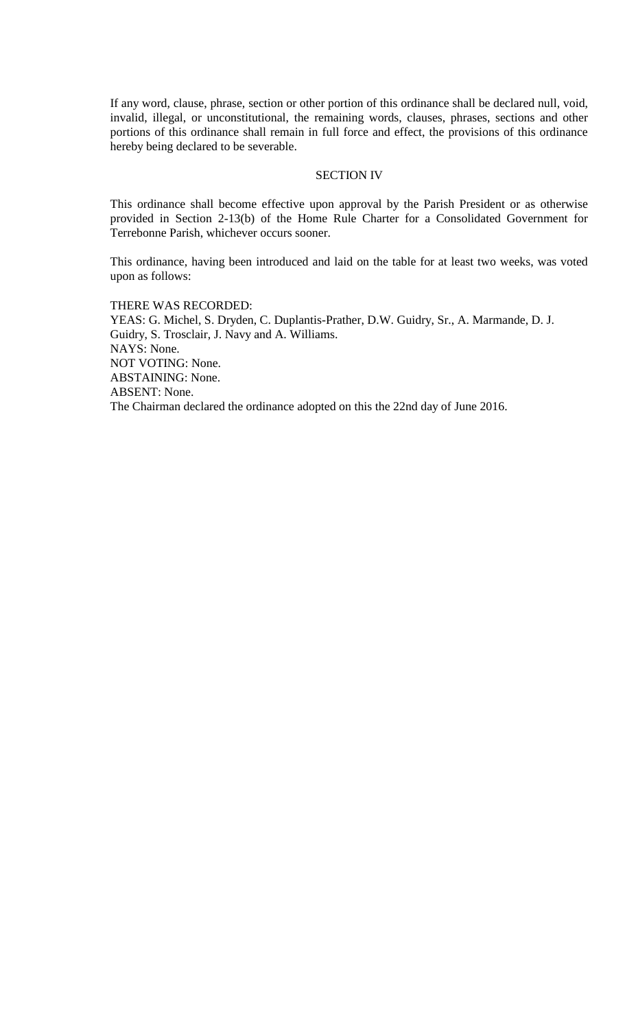If any word, clause, phrase, section or other portion of this ordinance shall be declared null, void, invalid, illegal, or unconstitutional, the remaining words, clauses, phrases, sections and other portions of this ordinance shall remain in full force and effect, the provisions of this ordinance hereby being declared to be severable.

SECTION IV

This ordinance shall become effective upon approval by the Parish President or as otherwise provided in Section 2-13(b) of the Home Rule Charter for a Consolidated Government for Terrebonne Parish, whichever occurs sooner.

This ordinance, having been introduced and laid on the table for at least two weeks, was voted upon as follows:

THERE WAS RECORDED:
YEAS: G. Michel, S. Dryden, C. Duplantis-Prather, D.W. Guidry, Sr., A. Marmande, D. J. Guidry, S. Trosclair, J. Navy and A. Williams.
NAYS: None.
NOT VOTING: None.
ABSTAINING: None.
ABSENT: None.
The Chairman declared the ordinance adopted on this the 22nd day of June 2016.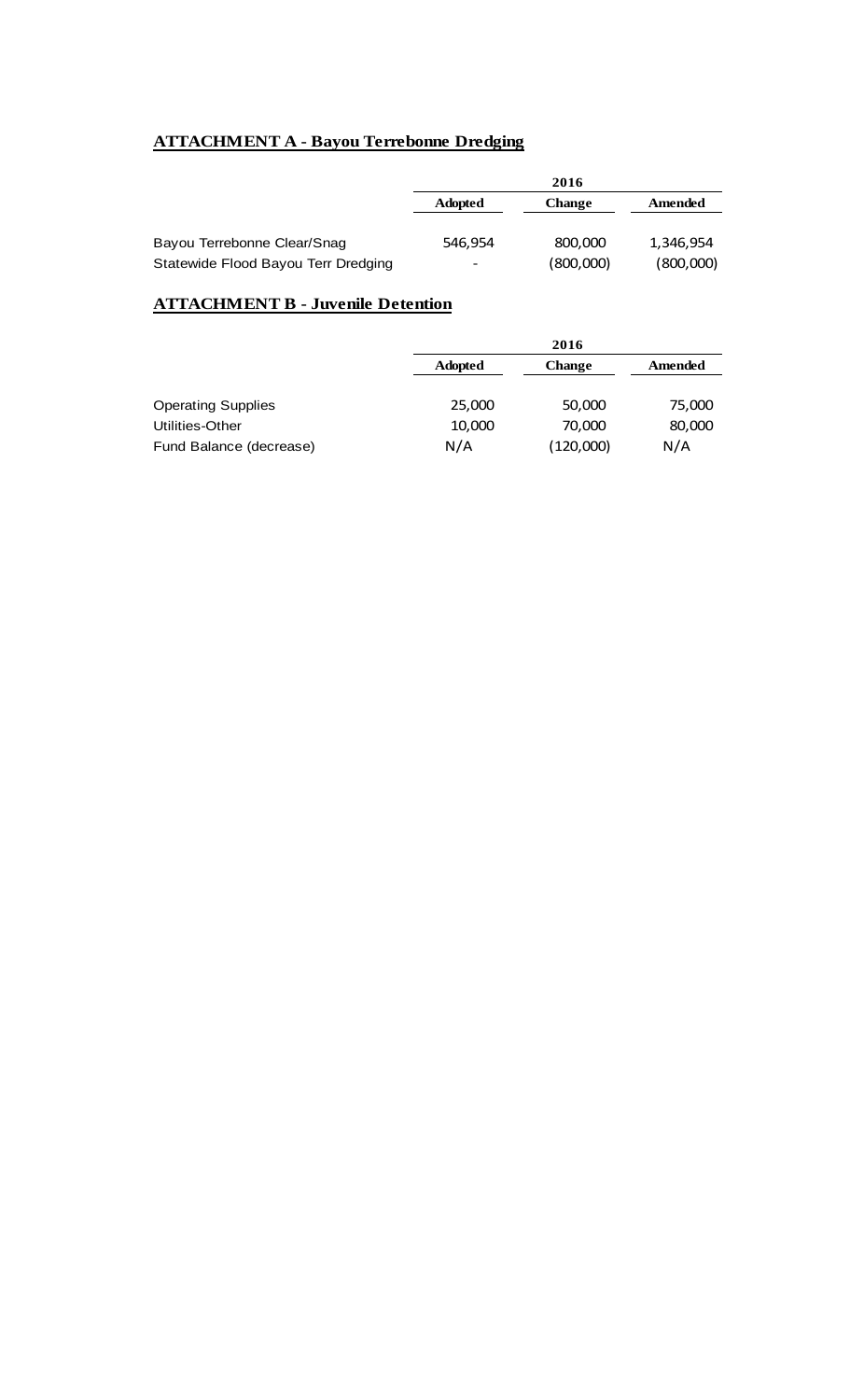## ATTACHMENT A - Bayou Terrebonne Dredging

| | 2016 | | |
|---|---|---|---|
| | **Adopted** | **Change** | **Amended** |
| Bayou Terrebonne Clear/Snag | 546,954 | 800,000 | 1,346,954 |
| Statewide Flood Bayou Terr Dredging | - | (800,000) | (800,000) |

## ATTACHMENT B - Juvenile Detention

| | 2016 | | |
|---|---|---|---|
| | **Adopted** | **Change** | **Amended** |
| Operating Supplies | 25,000 | 50,000 | 75,000 |
| Utilities-Other | 10,000 | 70,000 | 80,000 |
| Fund Balance (decrease) | N/A | (120,000) | N/A |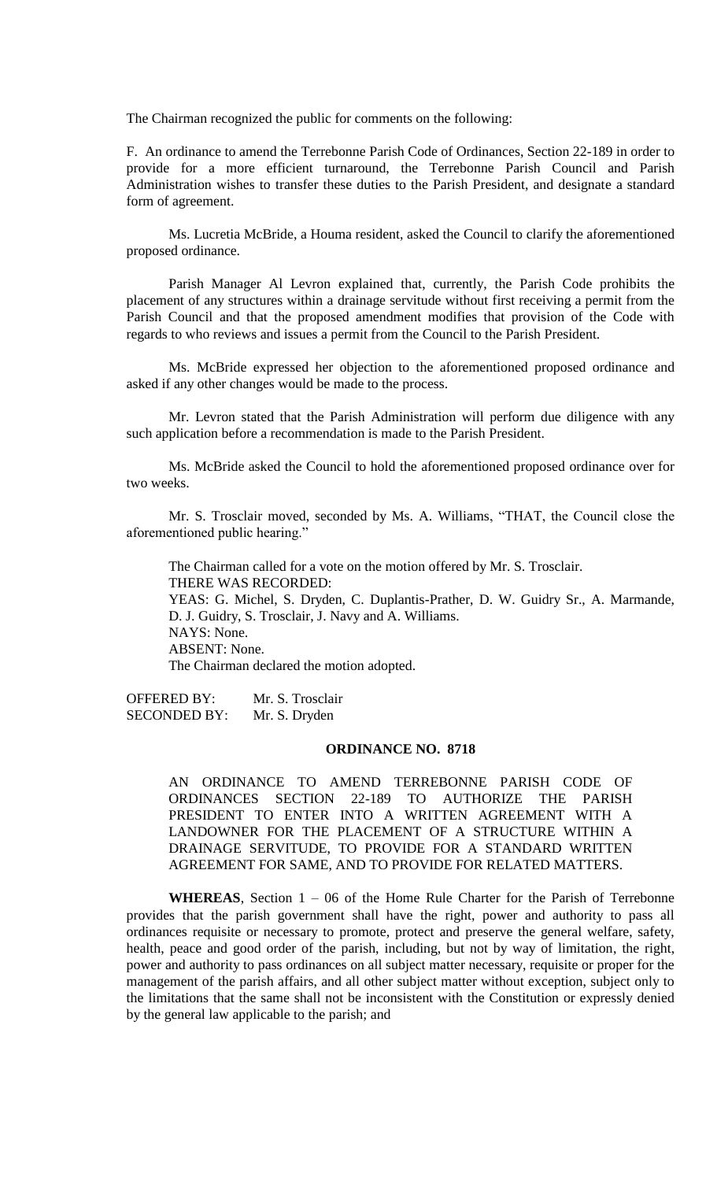The Chairman recognized the public for comments on the following:

F. An ordinance to amend the Terrebonne Parish Code of Ordinances, Section 22-189 in order to provide for a more efficient turnaround, the Terrebonne Parish Council and Parish Administration wishes to transfer these duties to the Parish President, and designate a standard form of agreement.

Ms. Lucretia McBride, a Houma resident, asked the Council to clarify the aforementioned proposed ordinance.

Parish Manager Al Levron explained that, currently, the Parish Code prohibits the placement of any structures within a drainage servitude without first receiving a permit from the Parish Council and that the proposed amendment modifies that provision of the Code with regards to who reviews and issues a permit from the Council to the Parish President.

Ms. McBride expressed her objection to the aforementioned proposed ordinance and asked if any other changes would be made to the process.

Mr. Levron stated that the Parish Administration will perform due diligence with any such application before a recommendation is made to the Parish President.

Ms. McBride asked the Council to hold the aforementioned proposed ordinance over for two weeks.

Mr. S. Trosclair moved, seconded by Ms. A. Williams, "THAT, the Council close the aforementioned public hearing."

The Chairman called for a vote on the motion offered by Mr. S. Trosclair.
THERE WAS RECORDED:
YEAS: G. Michel, S. Dryden, C. Duplantis-Prather, D. W. Guidry Sr., A. Marmande, D. J. Guidry, S. Trosclair, J. Navy and A. Williams.
NAYS: None.
ABSENT: None.
The Chairman declared the motion adopted.

OFFERED BY: Mr. S. Trosclair
SECONDED BY: Mr. S. Dryden

**ORDINANCE NO. 8718**

AN ORDINANCE TO AMEND TERREBONNE PARISH CODE OF ORDINANCES SECTION 22-189 TO AUTHORIZE THE PARISH PRESIDENT TO ENTER INTO A WRITTEN AGREEMENT WITH A LANDOWNER FOR THE PLACEMENT OF A STRUCTURE WITHIN A DRAINAGE SERVITUDE, TO PROVIDE FOR A STANDARD WRITTEN AGREEMENT FOR SAME, AND TO PROVIDE FOR RELATED MATTERS.

**WHEREAS**, Section 1 – 06 of the Home Rule Charter for the Parish of Terrebonne provides that the parish government shall have the right, power and authority to pass all ordinances requisite or necessary to promote, protect and preserve the general welfare, safety, health, peace and good order of the parish, including, but not by way of limitation, the right, power and authority to pass ordinances on all subject matter necessary, requisite or proper for the management of the parish affairs, and all other subject matter without exception, subject only to the limitations that the same shall not be inconsistent with the Constitution or expressly denied by the general law applicable to the parish; and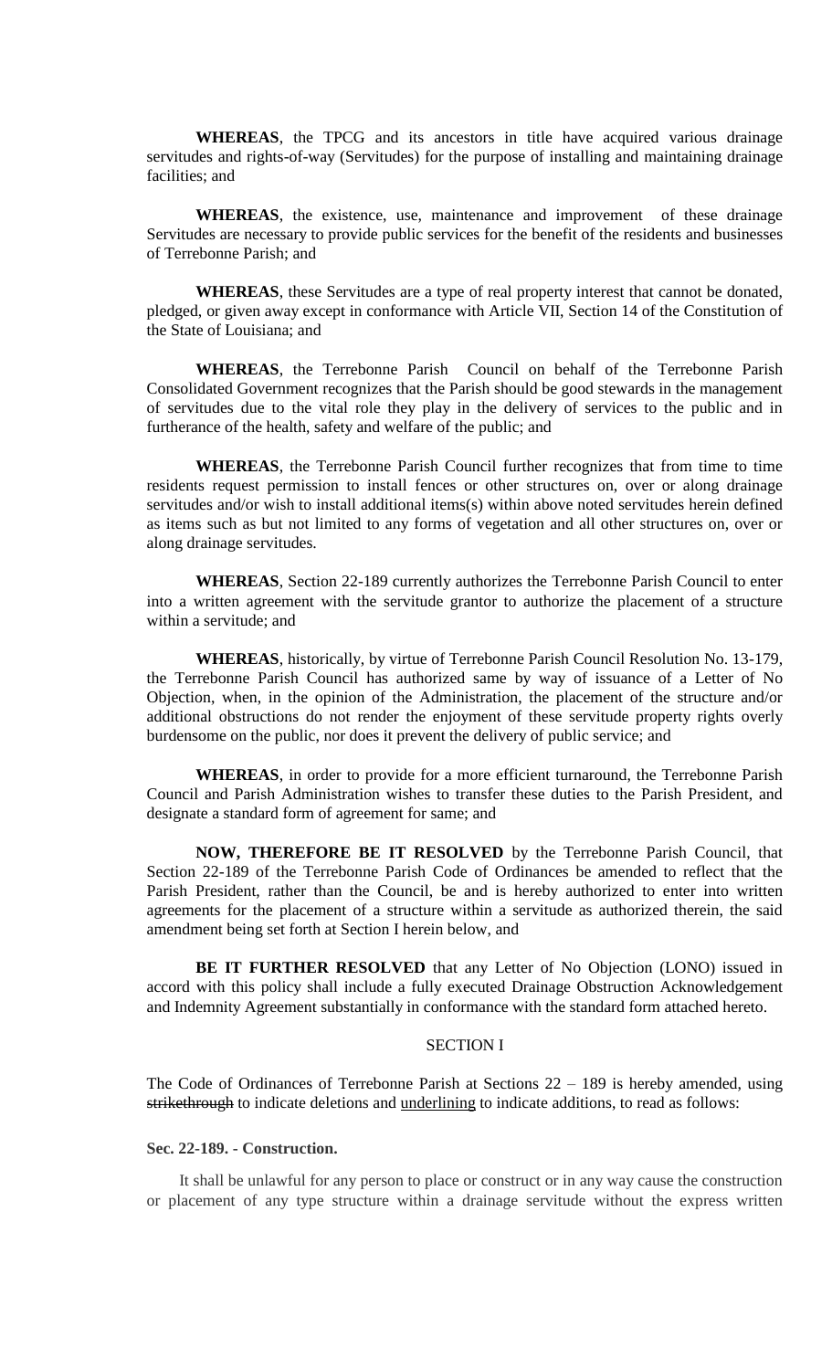**WHEREAS**, the TPCG and its ancestors in title have acquired various drainage servitudes and rights-of-way (Servitudes) for the purpose of installing and maintaining drainage facilities; and

**WHEREAS**, the existence, use, maintenance and improvement of these drainage Servitudes are necessary to provide public services for the benefit of the residents and businesses of Terrebonne Parish; and

**WHEREAS**, these Servitudes are a type of real property interest that cannot be donated, pledged, or given away except in conformance with Article VII, Section 14 of the Constitution of the State of Louisiana; and

**WHEREAS**, the Terrebonne Parish Council on behalf of the Terrebonne Parish Consolidated Government recognizes that the Parish should be good stewards in the management of servitudes due to the vital role they play in the delivery of services to the public and in furtherance of the health, safety and welfare of the public; and

**WHEREAS**, the Terrebonne Parish Council further recognizes that from time to time residents request permission to install fences or other structures on, over or along drainage servitudes and/or wish to install additional items(s) within above noted servitudes herein defined as items such as but not limited to any forms of vegetation and all other structures on, over or along drainage servitudes.

**WHEREAS**, Section 22-189 currently authorizes the Terrebonne Parish Council to enter into a written agreement with the servitude grantor to authorize the placement of a structure within a servitude; and

**WHEREAS**, historically, by virtue of Terrebonne Parish Council Resolution No. 13-179, the Terrebonne Parish Council has authorized same by way of issuance of a Letter of No Objection, when, in the opinion of the Administration, the placement of the structure and/or additional obstructions do not render the enjoyment of these servitude property rights overly burdensome on the public, nor does it prevent the delivery of public service; and

**WHEREAS**, in order to provide for a more efficient turnaround, the Terrebonne Parish Council and Parish Administration wishes to transfer these duties to the Parish President, and designate a standard form of agreement for same; and

**NOW, THEREFORE BE IT RESOLVED** by the Terrebonne Parish Council, that Section 22-189 of the Terrebonne Parish Code of Ordinances be amended to reflect that the Parish President, rather than the Council, be and is hereby authorized to enter into written agreements for the placement of a structure within a servitude as authorized therein, the said amendment being set forth at Section I herein below, and

**BE IT FURTHER RESOLVED** that any Letter of No Objection (LONO) issued in accord with this policy shall include a fully executed Drainage Obstruction Acknowledgement and Indemnity Agreement substantially in conformance with the standard form attached hereto.

SECTION I

The Code of Ordinances of Terrebonne Parish at Sections 22 – 189 is hereby amended, using ~~strikethrough~~ to indicate deletions and <u>underlining</u> to indicate additions, to read as follows:

**Sec. 22-189. - Construction.**

It shall be unlawful for any person to place or construct or in any way cause the construction or placement of any type structure within a drainage servitude without the express written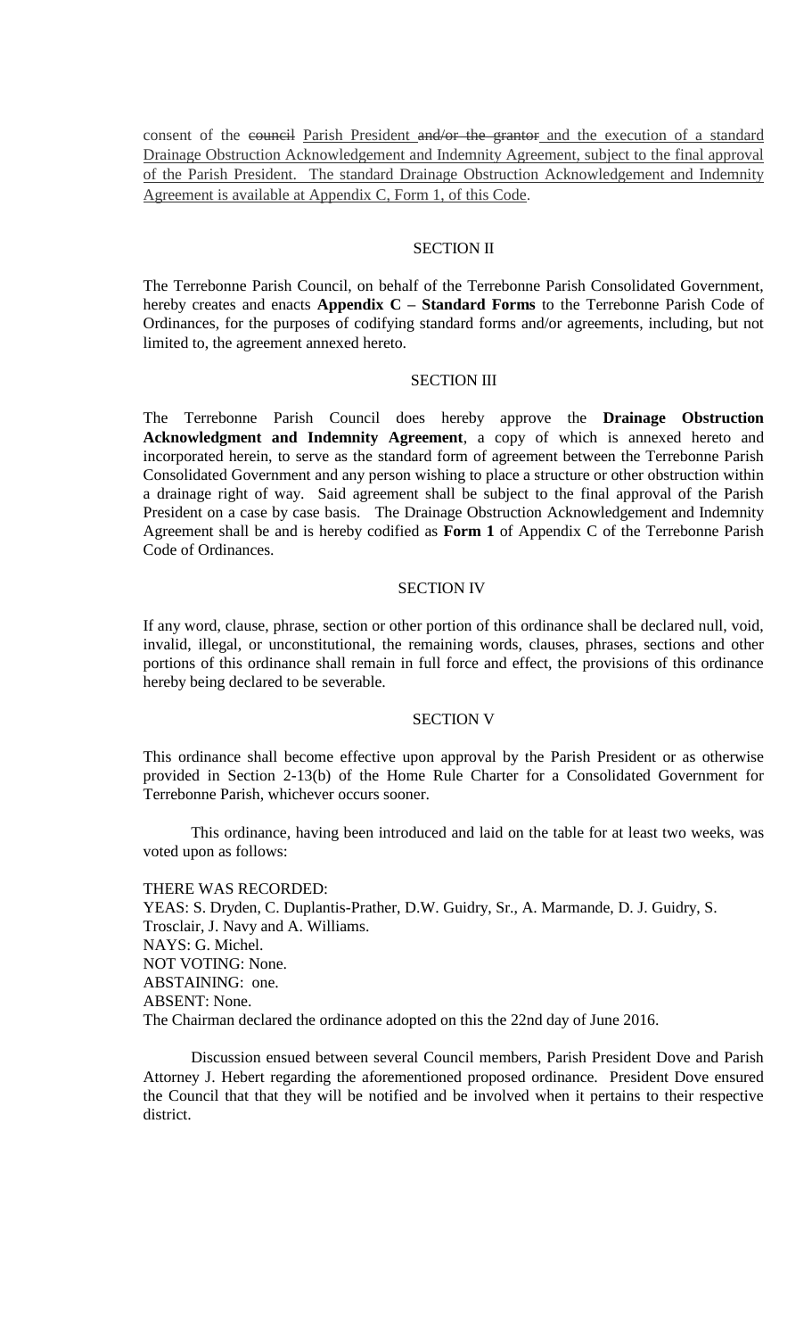consent of the ~~council~~ <u>Parish President</u> ~~and/or the grantor~~ <u>and the execution of a standard Drainage Obstruction Acknowledgement and Indemnity Agreement, subject to the final approval of the Parish President. The standard Drainage Obstruction Acknowledgement and Indemnity Agreement is available at Appendix C, Form 1, of this Code</u>.

SECTION II

The Terrebonne Parish Council, on behalf of the Terrebonne Parish Consolidated Government, hereby creates and enacts **Appendix C – Standard Forms** to the Terrebonne Parish Code of Ordinances, for the purposes of codifying standard forms and/or agreements, including, but not limited to, the agreement annexed hereto.

SECTION III

The Terrebonne Parish Council does hereby approve the **Drainage Obstruction Acknowledgment and Indemnity Agreement**, a copy of which is annexed hereto and incorporated herein, to serve as the standard form of agreement between the Terrebonne Parish Consolidated Government and any person wishing to place a structure or other obstruction within a drainage right of way. Said agreement shall be subject to the final approval of the Parish President on a case by case basis. The Drainage Obstruction Acknowledgement and Indemnity Agreement shall be and is hereby codified as **Form 1** of Appendix C of the Terrebonne Parish Code of Ordinances.

SECTION IV

If any word, clause, phrase, section or other portion of this ordinance shall be declared null, void, invalid, illegal, or unconstitutional, the remaining words, clauses, phrases, sections and other portions of this ordinance shall remain in full force and effect, the provisions of this ordinance hereby being declared to be severable.

SECTION V

This ordinance shall become effective upon approval by the Parish President or as otherwise provided in Section 2-13(b) of the Home Rule Charter for a Consolidated Government for Terrebonne Parish, whichever occurs sooner.

This ordinance, having been introduced and laid on the table for at least two weeks, was voted upon as follows:

THERE WAS RECORDED:
YEAS: S. Dryden, C. Duplantis-Prather, D.W. Guidry, Sr., A. Marmande, D. J. Guidry, S. Trosclair, J. Navy and A. Williams.
NAYS: G. Michel.
NOT VOTING: None.
ABSTAINING: one.
ABSENT: None.
The Chairman declared the ordinance adopted on this the 22nd day of June 2016.

Discussion ensued between several Council members, Parish President Dove and Parish Attorney J. Hebert regarding the aforementioned proposed ordinance. President Dove ensured the Council that that they will be notified and be involved when it pertains to their respective district.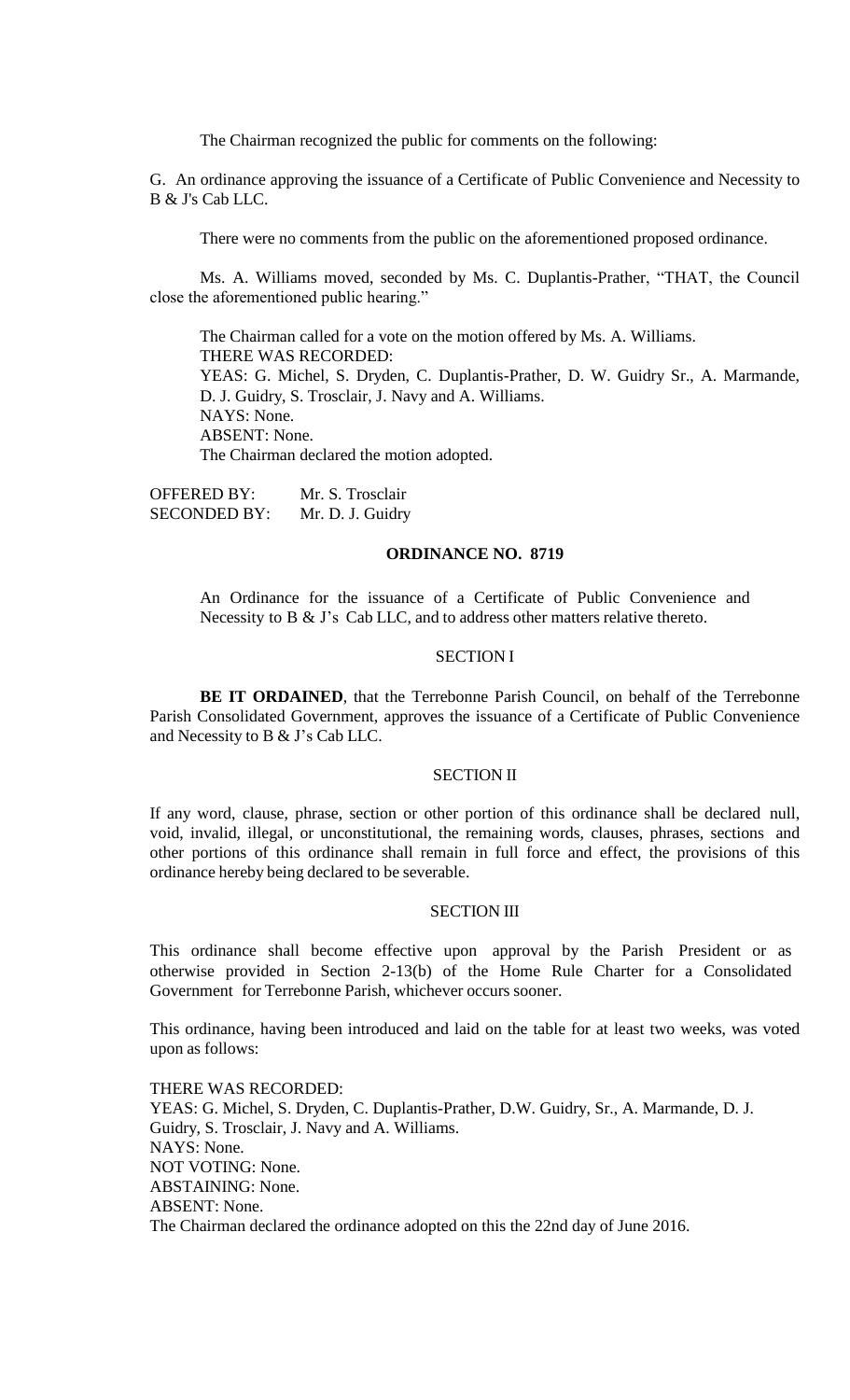The Chairman recognized the public for comments on the following:

G. An ordinance approving the issuance of a Certificate of Public Convenience and Necessity to B & J's Cab LLC.

There were no comments from the public on the aforementioned proposed ordinance.

Ms. A. Williams moved, seconded by Ms. C. Duplantis-Prather, "THAT, the Council close the aforementioned public hearing."

The Chairman called for a vote on the motion offered by Ms. A. Williams.
THERE WAS RECORDED:
YEAS: G. Michel, S. Dryden, C. Duplantis-Prather, D. W. Guidry Sr., A. Marmande, D. J. Guidry, S. Trosclair, J. Navy and A. Williams.
NAYS: None.
ABSENT: None.
The Chairman declared the motion adopted.

OFFERED BY: Mr. S. Trosclair
SECONDED BY: Mr. D. J. Guidry

## ORDINANCE NO. 8719

An Ordinance for the issuance of a Certificate of Public Convenience and Necessity to B & J's Cab LLC, and to address other matters relative thereto.

### SECTION I

**BE IT ORDAINED**, that the Terrebonne Parish Council, on behalf of the Terrebonne Parish Consolidated Government, approves the issuance of a Certificate of Public Convenience and Necessity to B & J's Cab LLC.

### SECTION II

If any word, clause, phrase, section or other portion of this ordinance shall be declared null, void, invalid, illegal, or unconstitutional, the remaining words, clauses, phrases, sections and other portions of this ordinance shall remain in full force and effect, the provisions of this ordinance hereby being declared to be severable.

### SECTION III

This ordinance shall become effective upon approval by the Parish President or as otherwise provided in Section 2-13(b) of the Home Rule Charter for a Consolidated Government for Terrebonne Parish, whichever occurs sooner.

This ordinance, having been introduced and laid on the table for at least two weeks, was voted upon as follows:

THERE WAS RECORDED:
YEAS: G. Michel, S. Dryden, C. Duplantis-Prather, D.W. Guidry, Sr., A. Marmande, D. J. Guidry, S. Trosclair, J. Navy and A. Williams.
NAYS: None.
NOT VOTING: None.
ABSTAINING: None.
ABSENT: None.
The Chairman declared the ordinance adopted on this the 22nd day of June 2016.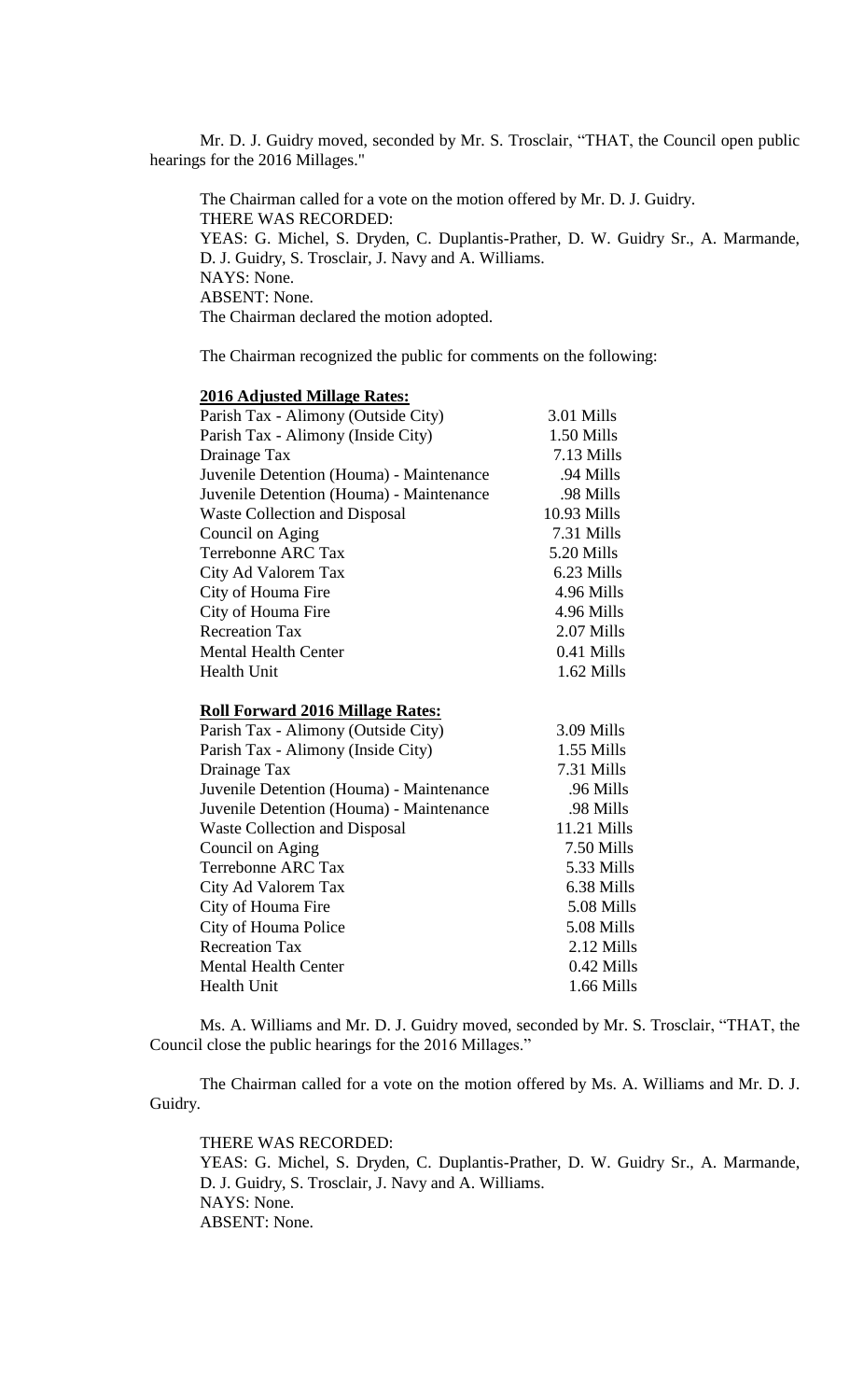Mr. D. J. Guidry moved, seconded by Mr. S. Trosclair, "THAT, the Council open public hearings for the 2016 Millages."

The Chairman called for a vote on the motion offered by Mr. D. J. Guidry.
THERE WAS RECORDED:
YEAS: G. Michel, S. Dryden, C. Duplantis-Prather, D. W. Guidry Sr., A. Marmande, D. J. Guidry, S. Trosclair, J. Navy and A. Williams.
NAYS: None.
ABSENT: None.
The Chairman declared the motion adopted.

The Chairman recognized the public for comments on the following:

**2016 Adjusted Millage Rates:**

| | |
|---|---|
| Parish Tax - Alimony (Outside City) | 3.01 Mills |
| Parish Tax - Alimony (Inside City) | 1.50 Mills |
| Drainage Tax | 7.13 Mills |
| Juvenile Detention (Houma) - Maintenance | .94 Mills |
| Juvenile Detention (Houma) - Maintenance | .98 Mills |
| Waste Collection and Disposal | 10.93 Mills |
| Council on Aging | 7.31 Mills |
| Terrebonne ARC Tax | 5.20 Mills |
| City Ad Valorem Tax | 6.23 Mills |
| City of Houma Fire | 4.96 Mills |
| City of Houma Fire | 4.96 Mills |
| Recreation Tax | 2.07 Mills |
| Mental Health Center | 0.41 Mills |
| Health Unit | 1.62 Mills |

**Roll Forward 2016 Millage Rates:**

| | |
|---|---|
| Parish Tax - Alimony (Outside City) | 3.09 Mills |
| Parish Tax - Alimony (Inside City) | 1.55 Mills |
| Drainage Tax | 7.31 Mills |
| Juvenile Detention (Houma) - Maintenance | .96 Mills |
| Juvenile Detention (Houma) - Maintenance | .98 Mills |
| Waste Collection and Disposal | 11.21 Mills |
| Council on Aging | 7.50 Mills |
| Terrebonne ARC Tax | 5.33 Mills |
| City Ad Valorem Tax | 6.38 Mills |
| City of Houma Fire | 5.08 Mills |
| City of Houma Police | 5.08 Mills |
| Recreation Tax | 2.12 Mills |
| Mental Health Center | 0.42 Mills |
| Health Unit | 1.66 Mills |

Ms. A. Williams and Mr. D. J. Guidry moved, seconded by Mr. S. Trosclair, "THAT, the Council close the public hearings for the 2016 Millages."

The Chairman called for a vote on the motion offered by Ms. A. Williams and Mr. D. J. Guidry.

THERE WAS RECORDED:
YEAS: G. Michel, S. Dryden, C. Duplantis-Prather, D. W. Guidry Sr., A. Marmande, D. J. Guidry, S. Trosclair, J. Navy and A. Williams.
NAYS: None.
ABSENT: None.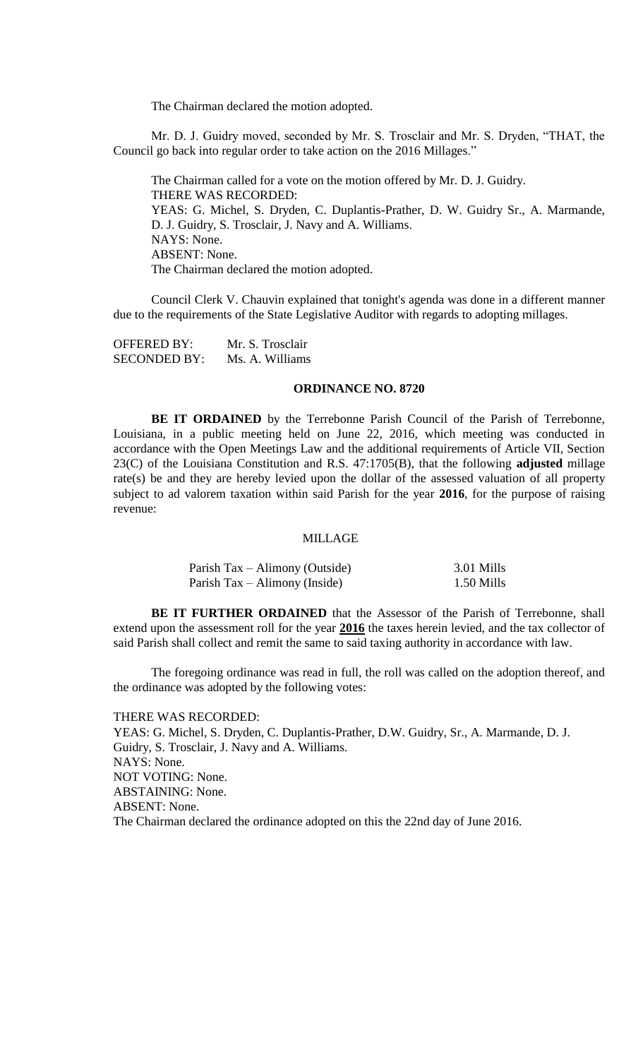The Chairman declared the motion adopted.

Mr. D. J. Guidry moved, seconded by Mr. S. Trosclair and Mr. S. Dryden, "THAT, the Council go back into regular order to take action on the 2016 Millages."

The Chairman called for a vote on the motion offered by Mr. D. J. Guidry.
THERE WAS RECORDED:
YEAS: G. Michel, S. Dryden, C. Duplantis-Prather, D. W. Guidry Sr., A. Marmande, D. J. Guidry, S. Trosclair, J. Navy and A. Williams.
NAYS: None.
ABSENT: None.
The Chairman declared the motion adopted.

Council Clerk V. Chauvin explained that tonight's agenda was done in a different manner due to the requirements of the State Legislative Auditor with regards to adopting millages.

OFFERED BY: Mr. S. Trosclair
SECONDED BY: Ms. A. Williams

**ORDINANCE NO. 8720**

**BE IT ORDAINED** by the Terrebonne Parish Council of the Parish of Terrebonne, Louisiana, in a public meeting held on June 22, 2016, which meeting was conducted in accordance with the Open Meetings Law and the additional requirements of Article VII, Section 23(C) of the Louisiana Constitution and R.S. 47:1705(B), that the following **adjusted** millage rate(s) be and they are hereby levied upon the dollar of the assessed valuation of all property subject to ad valorem taxation within said Parish for the year **2016**, for the purpose of raising revenue:

MILLAGE

| | |
|---|---|
| Parish Tax – Alimony (Outside) | 3.01 Mills |
| Parish Tax – Alimony (Inside) | 1.50 Mills |

**BE IT FURTHER ORDAINED** that the Assessor of the Parish of Terrebonne, shall extend upon the assessment roll for the year **2016** the taxes herein levied, and the tax collector of said Parish shall collect and remit the same to said taxing authority in accordance with law.

The foregoing ordinance was read in full, the roll was called on the adoption thereof, and the ordinance was adopted by the following votes:

THERE WAS RECORDED:
YEAS: G. Michel, S. Dryden, C. Duplantis-Prather, D.W. Guidry, Sr., A. Marmande, D. J. Guidry, S. Trosclair, J. Navy and A. Williams.
NAYS: None.
NOT VOTING: None.
ABSTAINING: None.
ABSENT: None.
The Chairman declared the ordinance adopted on this the 22nd day of June 2016.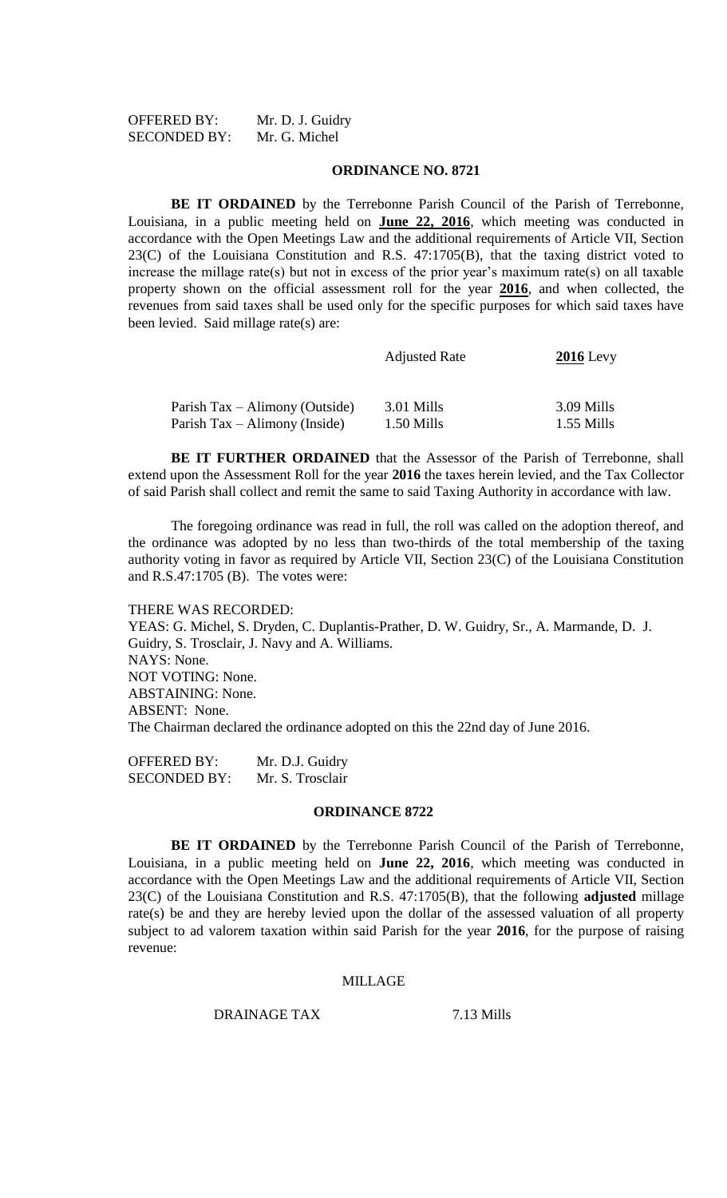OFFERED BY: Mr. D. J. Guidry
SECONDED BY: Mr. G. Michel

## ORDINANCE NO. 8721

**BE IT ORDAINED** by the Terrebonne Parish Council of the Parish of Terrebonne, Louisiana, in a public meeting held on **June 22, 2016**, which meeting was conducted in accordance with the Open Meetings Law and the additional requirements of Article VII, Section 23(C) of the Louisiana Constitution and R.S. 47:1705(B), that the taxing district voted to increase the millage rate(s) but not in excess of the prior year's maximum rate(s) on all taxable property shown on the official assessment roll for the year **2016**, and when collected, the revenues from said taxes shall be used only for the specific purposes for which said taxes have been levied. Said millage rate(s) are:

| | Adjusted Rate | **2016** Levy |
|---|---|---|
| Parish Tax – Alimony (Outside) | 3.01 Mills | 3.09 Mills |
| Parish Tax – Alimony (Inside) | 1.50 Mills | 1.55 Mills |

**BE IT FURTHER ORDAINED** that the Assessor of the Parish of Terrebonne, shall extend upon the Assessment Roll for the year **2016** the taxes herein levied, and the Tax Collector of said Parish shall collect and remit the same to said Taxing Authority in accordance with law.

The foregoing ordinance was read in full, the roll was called on the adoption thereof, and the ordinance was adopted by no less than two-thirds of the total membership of the taxing authority voting in favor as required by Article VII, Section 23(C) of the Louisiana Constitution and R.S.47:1705 (B). The votes were:

THERE WAS RECORDED:
YEAS: G. Michel, S. Dryden, C. Duplantis-Prather, D. W. Guidry, Sr., A. Marmande, D. J. Guidry, S. Trosclair, J. Navy and A. Williams.
NAYS: None.
NOT VOTING: None.
ABSTAINING: None.
ABSENT: None.
The Chairman declared the ordinance adopted on this the 22nd day of June 2016.

OFFERED BY: Mr. D.J. Guidry
SECONDED BY: Mr. S. Trosclair

## ORDINANCE 8722

**BE IT ORDAINED** by the Terrebonne Parish Council of the Parish of Terrebonne, Louisiana, in a public meeting held on **June 22, 2016**, which meeting was conducted in accordance with the Open Meetings Law and the additional requirements of Article VII, Section 23(C) of the Louisiana Constitution and R.S. 47:1705(B), that the following **adjusted** millage rate(s) be and they are hereby levied upon the dollar of the assessed valuation of all property subject to ad valorem taxation within said Parish for the year **2016**, for the purpose of raising revenue:

| | MILLAGE |
|---|---|
| DRAINAGE TAX | 7.13 Mills |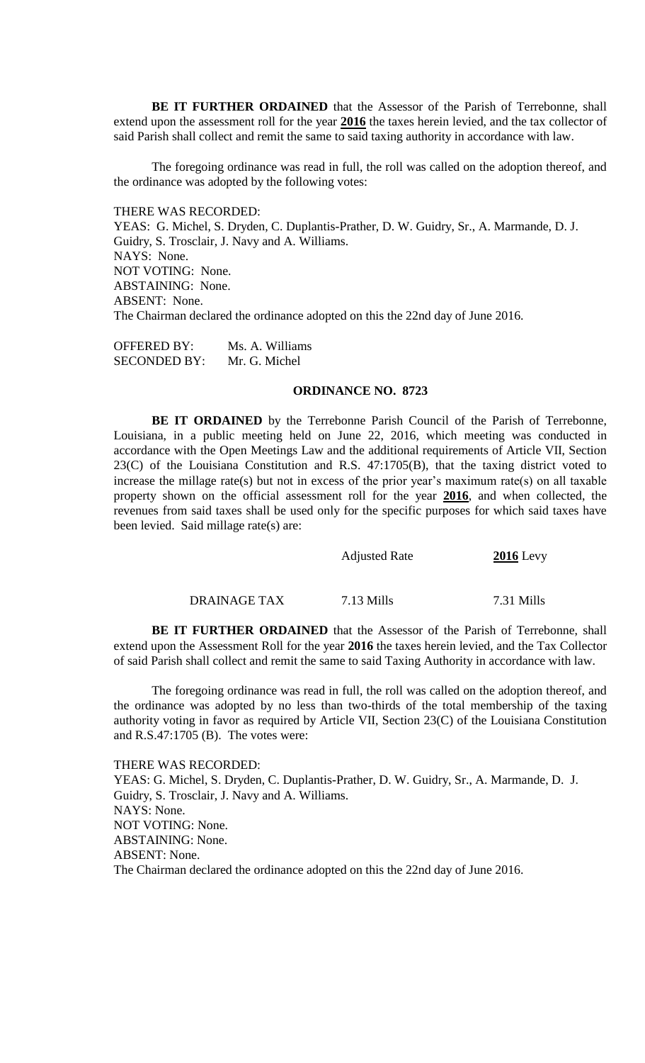**BE IT FURTHER ORDAINED** that the Assessor of the Parish of Terrebonne, shall extend upon the assessment roll for the year **2016** the taxes herein levied, and the tax collector of said Parish shall collect and remit the same to said taxing authority in accordance with law.

The foregoing ordinance was read in full, the roll was called on the adoption thereof, and the ordinance was adopted by the following votes:

THERE WAS RECORDED:
YEAS: G. Michel, S. Dryden, C. Duplantis-Prather, D. W. Guidry, Sr., A. Marmande, D. J. Guidry, S. Trosclair, J. Navy and A. Williams.
NAYS: None.
NOT VOTING: None.
ABSTAINING: None.
ABSENT: None.
The Chairman declared the ordinance adopted on this the 22nd day of June 2016.

OFFERED BY: Ms. A. Williams
SECONDED BY: Mr. G. Michel

## ORDINANCE NO. 8723

**BE IT ORDAINED** by the Terrebonne Parish Council of the Parish of Terrebonne, Louisiana, in a public meeting held on June 22, 2016, which meeting was conducted in accordance with the Open Meetings Law and the additional requirements of Article VII, Section 23(C) of the Louisiana Constitution and R.S. 47:1705(B), that the taxing district voted to increase the millage rate(s) but not in excess of the prior year's maximum rate(s) on all taxable property shown on the official assessment roll for the year **2016**, and when collected, the revenues from said taxes shall be used only for the specific purposes for which said taxes have been levied. Said millage rate(s) are:

| | Adjusted Rate | **2016** Levy |
|---|---|---|
| DRAINAGE TAX | 7.13 Mills | 7.31 Mills |

**BE IT FURTHER ORDAINED** that the Assessor of the Parish of Terrebonne, shall extend upon the Assessment Roll for the year **2016** the taxes herein levied, and the Tax Collector of said Parish shall collect and remit the same to said Taxing Authority in accordance with law.

The foregoing ordinance was read in full, the roll was called on the adoption thereof, and the ordinance was adopted by no less than two-thirds of the total membership of the taxing authority voting in favor as required by Article VII, Section 23(C) of the Louisiana Constitution and R.S.47:1705 (B). The votes were:

THERE WAS RECORDED:
YEAS: G. Michel, S. Dryden, C. Duplantis-Prather, D. W. Guidry, Sr., A. Marmande, D. J. Guidry, S. Trosclair, J. Navy and A. Williams.
NAYS: None.
NOT VOTING: None.
ABSTAINING: None.
ABSENT: None.
The Chairman declared the ordinance adopted on this the 22nd day of June 2016.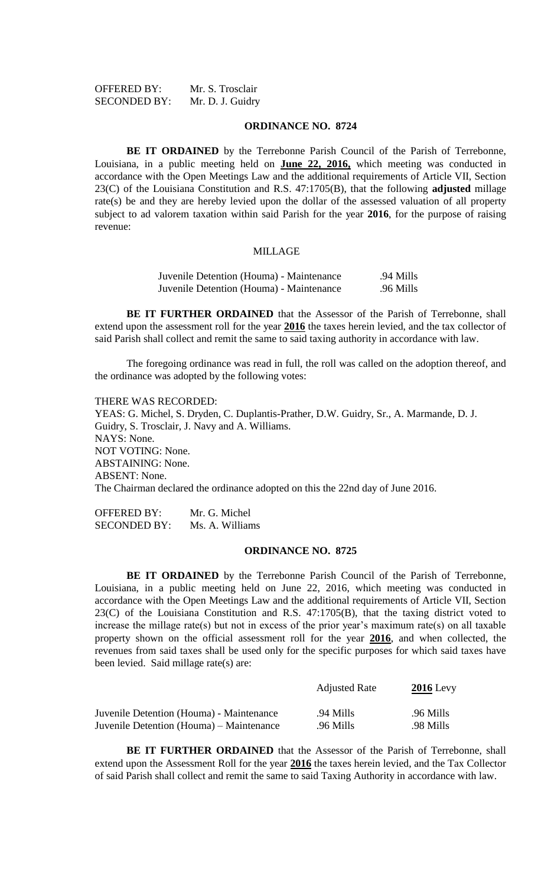OFFERED BY: Mr. S. Trosclair
SECONDED BY: Mr. D. J. Guidry

## ORDINANCE NO. 8724

**BE IT ORDAINED** by the Terrebonne Parish Council of the Parish of Terrebonne, Louisiana, in a public meeting held on **June 22, 2016,** which meeting was conducted in accordance with the Open Meetings Law and the additional requirements of Article VII, Section 23(C) of the Louisiana Constitution and R.S. 47:1705(B), that the following **adjusted** millage rate(s) be and they are hereby levied upon the dollar of the assessed valuation of all property subject to ad valorem taxation within said Parish for the year **2016**, for the purpose of raising revenue:

MILLAGE

| | |
|---|---|
| Juvenile Detention (Houma) - Maintenance | .94 Mills |
| Juvenile Detention (Houma) - Maintenance | .96 Mills |

**BE IT FURTHER ORDAINED** that the Assessor of the Parish of Terrebonne, shall extend upon the assessment roll for the year **2016** the taxes herein levied, and the tax collector of said Parish shall collect and remit the same to said taxing authority in accordance with law.

The foregoing ordinance was read in full, the roll was called on the adoption thereof, and the ordinance was adopted by the following votes:

THERE WAS RECORDED:
YEAS: G. Michel, S. Dryden, C. Duplantis-Prather, D.W. Guidry, Sr., A. Marmande, D. J. Guidry, S. Trosclair, J. Navy and A. Williams.
NAYS: None.
NOT VOTING: None.
ABSTAINING: None.
ABSENT: None.
The Chairman declared the ordinance adopted on this the 22nd day of June 2016.

OFFERED BY: Mr. G. Michel
SECONDED BY: Ms. A. Williams

## ORDINANCE NO. 8725

**BE IT ORDAINED** by the Terrebonne Parish Council of the Parish of Terrebonne, Louisiana, in a public meeting held on June 22, 2016, which meeting was conducted in accordance with the Open Meetings Law and the additional requirements of Article VII, Section 23(C) of the Louisiana Constitution and R.S. 47:1705(B), that the taxing district voted to increase the millage rate(s) but not in excess of the prior year's maximum rate(s) on all taxable property shown on the official assessment roll for the year **2016**, and when collected, the revenues from said taxes shall be used only for the specific purposes for which said taxes have been levied. Said millage rate(s) are:

| | Adjusted Rate | **2016** Levy |
|---|---|---|
| Juvenile Detention (Houma) - Maintenance | .94 Mills | .96 Mills |
| Juvenile Detention (Houma) – Maintenance | .96 Mills | .98 Mills |

**BE IT FURTHER ORDAINED** that the Assessor of the Parish of Terrebonne, shall extend upon the Assessment Roll for the year **2016** the taxes herein levied, and the Tax Collector of said Parish shall collect and remit the same to said Taxing Authority in accordance with law.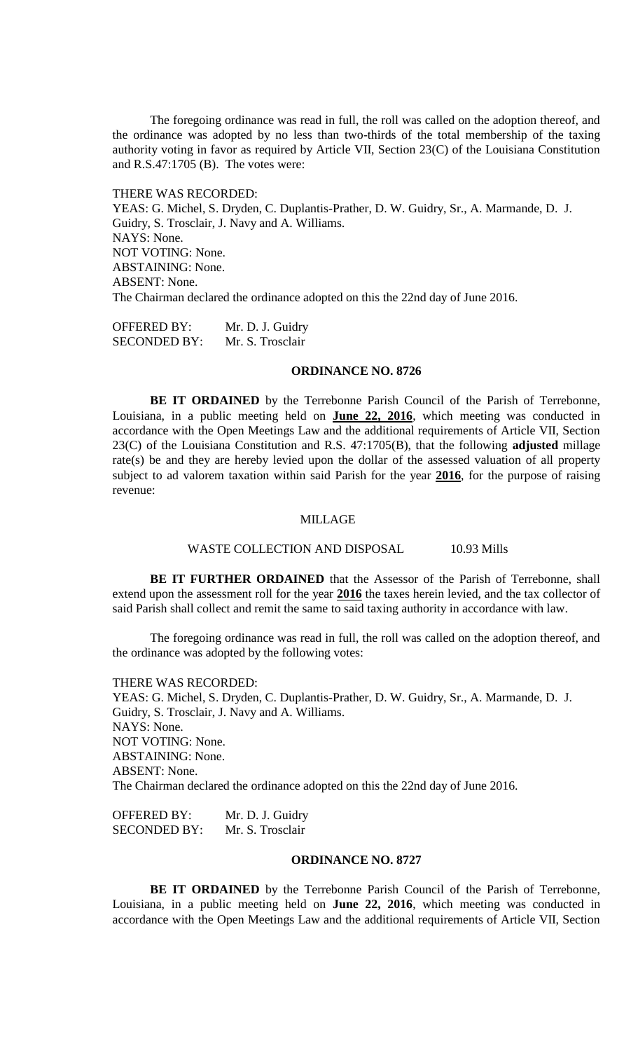The foregoing ordinance was read in full, the roll was called on the adoption thereof, and the ordinance was adopted by no less than two-thirds of the total membership of the taxing authority voting in favor as required by Article VII, Section 23(C) of the Louisiana Constitution and R.S.47:1705 (B). The votes were:

THERE WAS RECORDED:
YEAS: G. Michel, S. Dryden, C. Duplantis-Prather, D. W. Guidry, Sr., A. Marmande, D. J. Guidry, S. Trosclair, J. Navy and A. Williams.
NAYS: None.
NOT VOTING: None.
ABSTAINING: None.
ABSENT: None.
The Chairman declared the ordinance adopted on this the 22nd day of June 2016.

OFFERED BY: Mr. D. J. Guidry
SECONDED BY: Mr. S. Trosclair

## ORDINANCE NO. 8726

**BE IT ORDAINED** by the Terrebonne Parish Council of the Parish of Terrebonne, Louisiana, in a public meeting held on **June 22, 2016**, which meeting was conducted in accordance with the Open Meetings Law and the additional requirements of Article VII, Section 23(C) of the Louisiana Constitution and R.S. 47:1705(B), that the following **adjusted** millage rate(s) be and they are hereby levied upon the dollar of the assessed valuation of all property subject to ad valorem taxation within said Parish for the year **2016**, for the purpose of raising revenue:

MILLAGE

WASTE COLLECTION AND DISPOSAL 10.93 Mills

**BE IT FURTHER ORDAINED** that the Assessor of the Parish of Terrebonne, shall extend upon the assessment roll for the year **2016** the taxes herein levied, and the tax collector of said Parish shall collect and remit the same to said taxing authority in accordance with law.

The foregoing ordinance was read in full, the roll was called on the adoption thereof, and the ordinance was adopted by the following votes:

THERE WAS RECORDED:
YEAS: G. Michel, S. Dryden, C. Duplantis-Prather, D. W. Guidry, Sr., A. Marmande, D. J. Guidry, S. Trosclair, J. Navy and A. Williams.
NAYS: None.
NOT VOTING: None.
ABSTAINING: None.
ABSENT: None.
The Chairman declared the ordinance adopted on this the 22nd day of June 2016.

OFFERED BY: Mr. D. J. Guidry
SECONDED BY: Mr. S. Trosclair

## ORDINANCE NO. 8727

**BE IT ORDAINED** by the Terrebonne Parish Council of the Parish of Terrebonne, Louisiana, in a public meeting held on **June 22, 2016**, which meeting was conducted in accordance with the Open Meetings Law and the additional requirements of Article VII, Section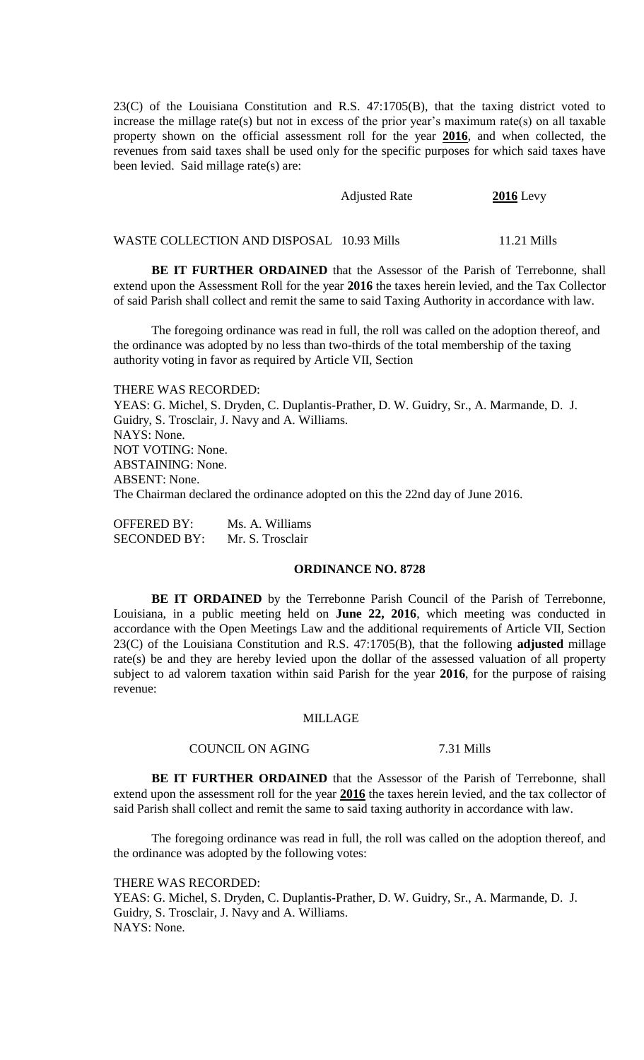23(C) of the Louisiana Constitution and R.S. 47:1705(B), that the taxing district voted to increase the millage rate(s) but not in excess of the prior year's maximum rate(s) on all taxable property shown on the official assessment roll for the year **2016**, and when collected, the revenues from said taxes shall be used only for the specific purposes for which said taxes have been levied. Said millage rate(s) are:

| | Adjusted Rate | **2016** Levy |
|---|---|---|
| WASTE COLLECTION AND DISPOSAL | 10.93 Mills | 11.21 Mills |

**BE IT FURTHER ORDAINED** that the Assessor of the Parish of Terrebonne, shall extend upon the Assessment Roll for the year **2016** the taxes herein levied, and the Tax Collector of said Parish shall collect and remit the same to said Taxing Authority in accordance with law.

The foregoing ordinance was read in full, the roll was called on the adoption thereof, and the ordinance was adopted by no less than two-thirds of the total membership of the taxing authority voting in favor as required by Article VII, Section

THERE WAS RECORDED:
YEAS: G. Michel, S. Dryden, C. Duplantis-Prather, D. W. Guidry, Sr., A. Marmande, D. J. Guidry, S. Trosclair, J. Navy and A. Williams.
NAYS: None.
NOT VOTING: None.
ABSTAINING: None.
ABSENT: None.
The Chairman declared the ordinance adopted on this the 22nd day of June 2016.

OFFERED BY: Ms. A. Williams
SECONDED BY: Mr. S. Trosclair

## ORDINANCE NO. 8728

**BE IT ORDAINED** by the Terrebonne Parish Council of the Parish of Terrebonne, Louisiana, in a public meeting held on **June 22, 2016**, which meeting was conducted in accordance with the Open Meetings Law and the additional requirements of Article VII, Section 23(C) of the Louisiana Constitution and R.S. 47:1705(B), that the following **adjusted** millage rate(s) be and they are hereby levied upon the dollar of the assessed valuation of all property subject to ad valorem taxation within said Parish for the year **2016**, for the purpose of raising revenue:

MILLAGE

| | |
|---|---|
| COUNCIL ON AGING | 7.31 Mills |

**BE IT FURTHER ORDAINED** that the Assessor of the Parish of Terrebonne, shall extend upon the assessment roll for the year **2016** the taxes herein levied, and the tax collector of said Parish shall collect and remit the same to said taxing authority in accordance with law.

The foregoing ordinance was read in full, the roll was called on the adoption thereof, and the ordinance was adopted by the following votes:

THERE WAS RECORDED:
YEAS: G. Michel, S. Dryden, C. Duplantis-Prather, D. W. Guidry, Sr., A. Marmande, D. J. Guidry, S. Trosclair, J. Navy and A. Williams.
NAYS: None.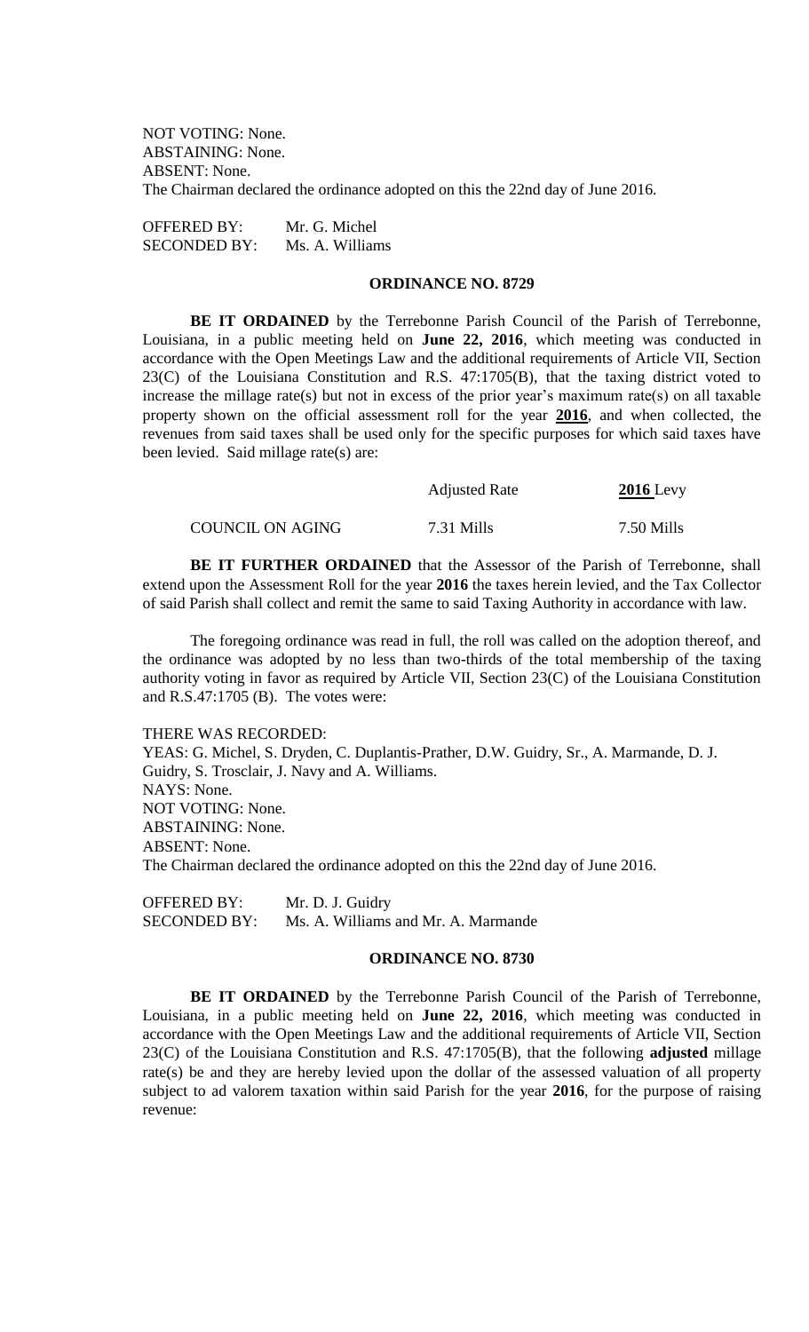NOT VOTING: None.
ABSTAINING: None.
ABSENT: None.
The Chairman declared the ordinance adopted on this the 22nd day of June 2016.

OFFERED BY: Mr. G. Michel
SECONDED BY: Ms. A. Williams

## ORDINANCE NO. 8729

**BE IT ORDAINED** by the Terrebonne Parish Council of the Parish of Terrebonne, Louisiana, in a public meeting held on **June 22, 2016**, which meeting was conducted in accordance with the Open Meetings Law and the additional requirements of Article VII, Section 23(C) of the Louisiana Constitution and R.S. 47:1705(B), that the taxing district voted to increase the millage rate(s) but not in excess of the prior year's maximum rate(s) on all taxable property shown on the official assessment roll for the year **2016**, and when collected, the revenues from said taxes shall be used only for the specific purposes for which said taxes have been levied. Said millage rate(s) are:

| | Adjusted Rate | **2016** Levy |
|---|---|---|
| COUNCIL ON AGING | 7.31 Mills | 7.50 Mills |

**BE IT FURTHER ORDAINED** that the Assessor of the Parish of Terrebonne, shall extend upon the Assessment Roll for the year **2016** the taxes herein levied, and the Tax Collector of said Parish shall collect and remit the same to said Taxing Authority in accordance with law.

The foregoing ordinance was read in full, the roll was called on the adoption thereof, and the ordinance was adopted by no less than two-thirds of the total membership of the taxing authority voting in favor as required by Article VII, Section 23(C) of the Louisiana Constitution and R.S.47:1705 (B). The votes were:

THERE WAS RECORDED:
YEAS: G. Michel, S. Dryden, C. Duplantis-Prather, D.W. Guidry, Sr., A. Marmande, D. J. Guidry, S. Trosclair, J. Navy and A. Williams.
NAYS: None.
NOT VOTING: None.
ABSTAINING: None.
ABSENT: None.
The Chairman declared the ordinance adopted on this the 22nd day of June 2016.

OFFERED BY: Mr. D. J. Guidry
SECONDED BY: Ms. A. Williams and Mr. A. Marmande

## ORDINANCE NO. 8730

**BE IT ORDAINED** by the Terrebonne Parish Council of the Parish of Terrebonne, Louisiana, in a public meeting held on **June 22, 2016**, which meeting was conducted in accordance with the Open Meetings Law and the additional requirements of Article VII, Section 23(C) of the Louisiana Constitution and R.S. 47:1705(B), that the following **adjusted** millage rate(s) be and they are hereby levied upon the dollar of the assessed valuation of all property subject to ad valorem taxation within said Parish for the year **2016**, for the purpose of raising revenue: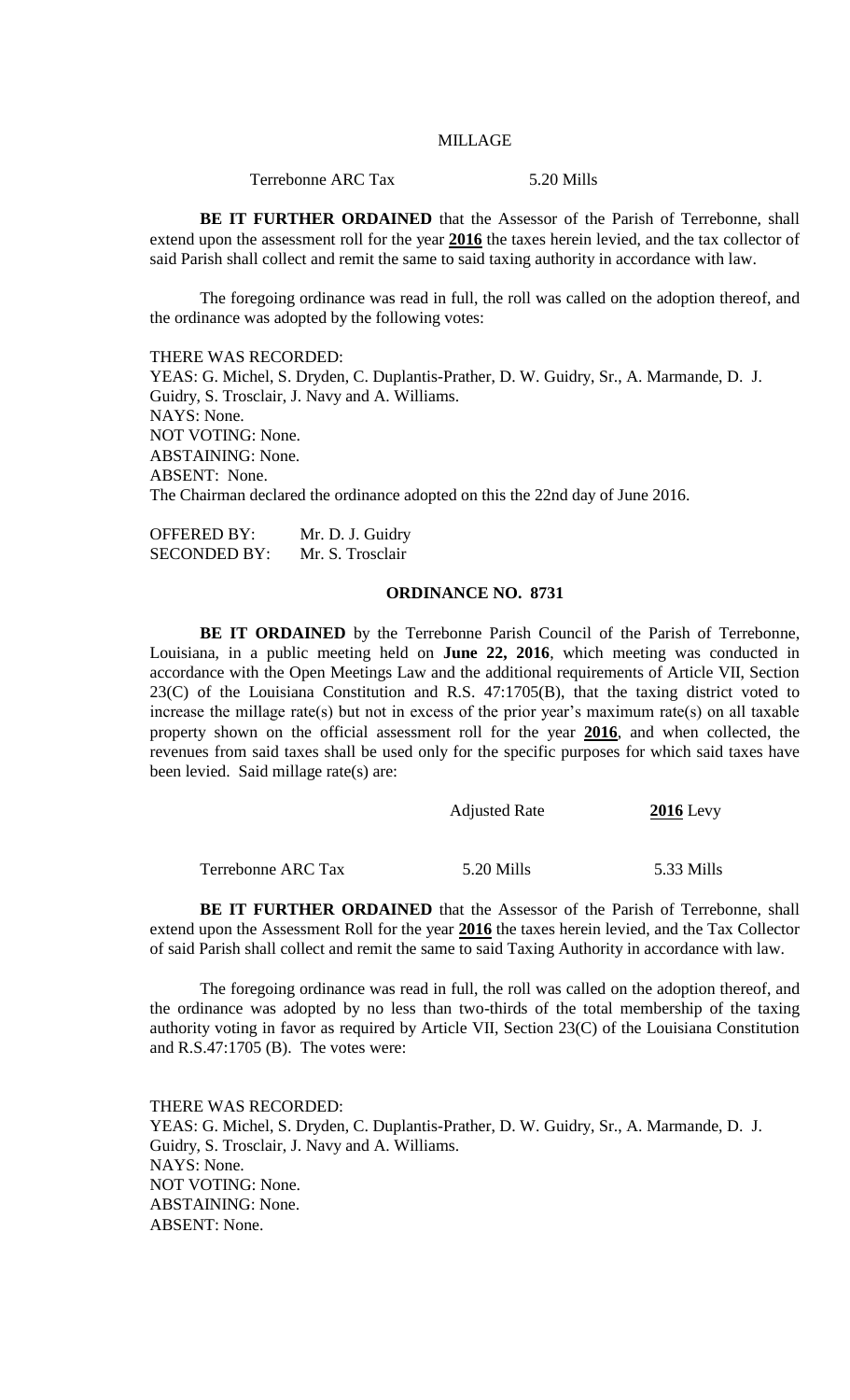| | MILLAGE |
|---|---|
| Terrebonne ARC Tax | 5.20 Mills |

**BE IT FURTHER ORDAINED** that the Assessor of the Parish of Terrebonne, shall extend upon the assessment roll for the year **2016** the taxes herein levied, and the tax collector of said Parish shall collect and remit the same to said taxing authority in accordance with law.

The foregoing ordinance was read in full, the roll was called on the adoption thereof, and the ordinance was adopted by the following votes:

THERE WAS RECORDED:
YEAS: G. Michel, S. Dryden, C. Duplantis-Prather, D. W. Guidry, Sr., A. Marmande, D. J. Guidry, S. Trosclair, J. Navy and A. Williams.
NAYS: None.
NOT VOTING: None.
ABSTAINING: None.
ABSENT: None.
The Chairman declared the ordinance adopted on this the 22nd day of June 2016.

OFFERED BY: Mr. D. J. Guidry
SECONDED BY: Mr. S. Trosclair

## ORDINANCE NO. 8731

**BE IT ORDAINED** by the Terrebonne Parish Council of the Parish of Terrebonne, Louisiana, in a public meeting held on **June 22, 2016**, which meeting was conducted in accordance with the Open Meetings Law and the additional requirements of Article VII, Section 23(C) of the Louisiana Constitution and R.S. 47:1705(B), that the taxing district voted to increase the millage rate(s) but not in excess of the prior year's maximum rate(s) on all taxable property shown on the official assessment roll for the year **2016**, and when collected, the revenues from said taxes shall be used only for the specific purposes for which said taxes have been levied. Said millage rate(s) are:

| | Adjusted Rate | **2016** Levy |
|---|---|---|
| Terrebonne ARC Tax | 5.20 Mills | 5.33 Mills |

**BE IT FURTHER ORDAINED** that the Assessor of the Parish of Terrebonne, shall extend upon the Assessment Roll for the year **2016** the taxes herein levied, and the Tax Collector of said Parish shall collect and remit the same to said Taxing Authority in accordance with law.

The foregoing ordinance was read in full, the roll was called on the adoption thereof, and the ordinance was adopted by no less than two-thirds of the total membership of the taxing authority voting in favor as required by Article VII, Section 23(C) of the Louisiana Constitution and R.S.47:1705 (B). The votes were:

THERE WAS RECORDED:
YEAS: G. Michel, S. Dryden, C. Duplantis-Prather, D. W. Guidry, Sr., A. Marmande, D. J. Guidry, S. Trosclair, J. Navy and A. Williams.
NAYS: None.
NOT VOTING: None.
ABSTAINING: None.
ABSENT: None.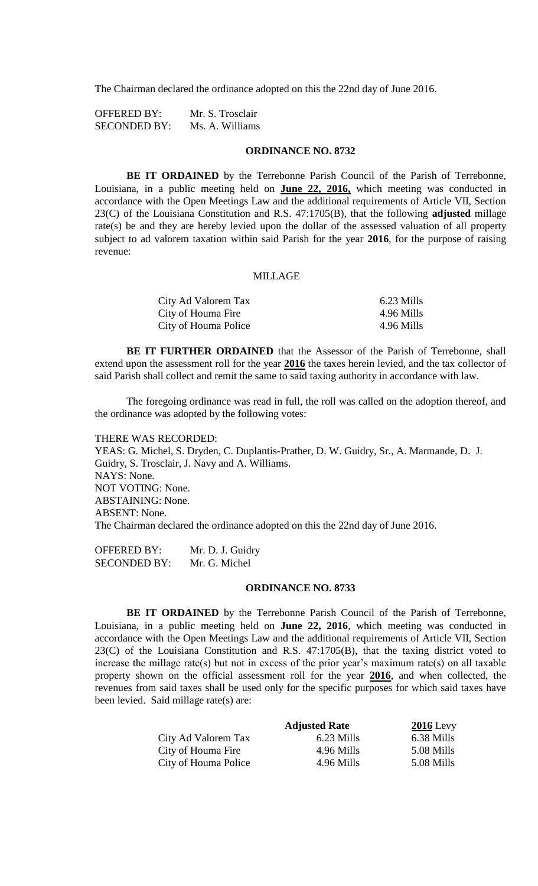The Chairman declared the ordinance adopted on this the 22nd day of June 2016.

OFFERED BY: Mr. S. Trosclair
SECONDED BY: Ms. A. Williams

**ORDINANCE NO. 8732**

**BE IT ORDAINED** by the Terrebonne Parish Council of the Parish of Terrebonne, Louisiana, in a public meeting held on **June 22, 2016,** which meeting was conducted in accordance with the Open Meetings Law and the additional requirements of Article VII, Section 23(C) of the Louisiana Constitution and R.S. 47:1705(B), that the following **adjusted** millage rate(s) be and they are hereby levied upon the dollar of the assessed valuation of all property subject to ad valorem taxation within said Parish for the year **2016**, for the purpose of raising revenue:

MILLAGE

| | |
|---|---|
| City Ad Valorem Tax | 6.23 Mills |
| City of Houma Fire | 4.96 Mills |
| City of Houma Police | 4.96 Mills |

**BE IT FURTHER ORDAINED** that the Assessor of the Parish of Terrebonne, shall extend upon the assessment roll for the year **2016** the taxes herein levied, and the tax collector of said Parish shall collect and remit the same to said taxing authority in accordance with law.

The foregoing ordinance was read in full, the roll was called on the adoption thereof, and the ordinance was adopted by the following votes:

THERE WAS RECORDED:
YEAS: G. Michel, S. Dryden, C. Duplantis-Prather, D. W. Guidry, Sr., A. Marmande, D. J. Guidry, S. Trosclair, J. Navy and A. Williams.
NAYS: None.
NOT VOTING: None.
ABSTAINING: None.
ABSENT: None.
The Chairman declared the ordinance adopted on this the 22nd day of June 2016.

OFFERED BY: Mr. D. J. Guidry
SECONDED BY: Mr. G. Michel

**ORDINANCE NO. 8733**

**BE IT ORDAINED** by the Terrebonne Parish Council of the Parish of Terrebonne, Louisiana, in a public meeting held on **June 22, 2016**, which meeting was conducted in accordance with the Open Meetings Law and the additional requirements of Article VII, Section 23(C) of the Louisiana Constitution and R.S. 47:1705(B), that the taxing district voted to increase the millage rate(s) but not in excess of the prior year's maximum rate(s) on all taxable property shown on the official assessment roll for the year **2016**, and when collected, the revenues from said taxes shall be used only for the specific purposes for which said taxes have been levied. Said millage rate(s) are:

| | **Adjusted Rate** | **2016** Levy |
|---|---|---|
| City Ad Valorem Tax | 6.23 Mills | 6.38 Mills |
| City of Houma Fire | 4.96 Mills | 5.08 Mills |
| City of Houma Police | 4.96 Mills | 5.08 Mills |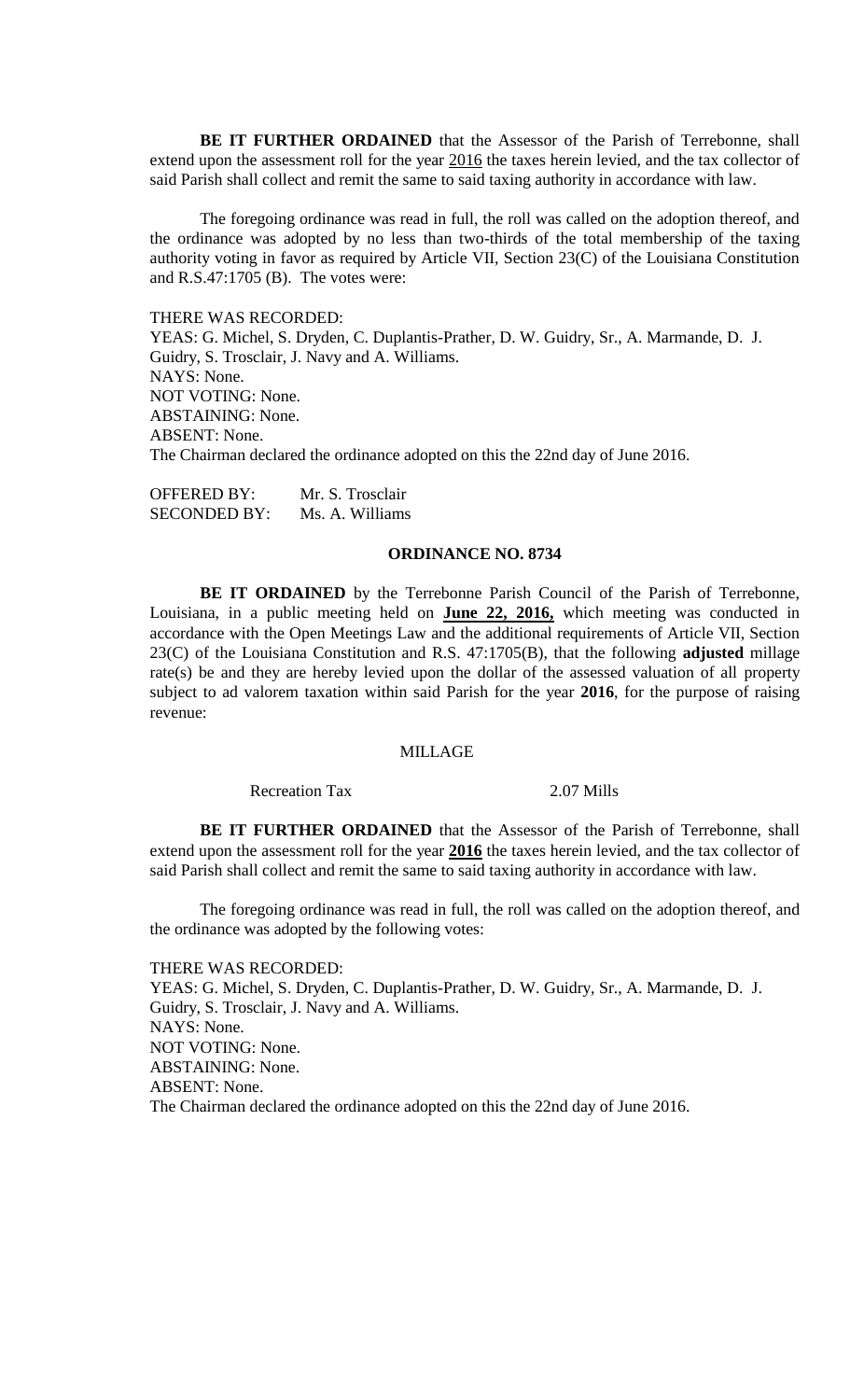**BE IT FURTHER ORDAINED** that the Assessor of the Parish of Terrebonne, shall extend upon the assessment roll for the year 2016 the taxes herein levied, and the tax collector of said Parish shall collect and remit the same to said taxing authority in accordance with law.

The foregoing ordinance was read in full, the roll was called on the adoption thereof, and the ordinance was adopted by no less than two-thirds of the total membership of the taxing authority voting in favor as required by Article VII, Section 23(C) of the Louisiana Constitution and R.S.47:1705 (B). The votes were:

THERE WAS RECORDED:
YEAS: G. Michel, S. Dryden, C. Duplantis-Prather, D. W. Guidry, Sr., A. Marmande, D. J. Guidry, S. Trosclair, J. Navy and A. Williams.
NAYS: None.
NOT VOTING: None.
ABSTAINING: None.
ABSENT: None.
The Chairman declared the ordinance adopted on this the 22nd day of June 2016.

OFFERED BY: Mr. S. Trosclair
SECONDED BY: Ms. A. Williams

## ORDINANCE NO. 8734

**BE IT ORDAINED** by the Terrebonne Parish Council of the Parish of Terrebonne, Louisiana, in a public meeting held on **June 22, 2016,** which meeting was conducted in accordance with the Open Meetings Law and the additional requirements of Article VII, Section 23(C) of the Louisiana Constitution and R.S. 47:1705(B), that the following **adjusted** millage rate(s) be and they are hereby levied upon the dollar of the assessed valuation of all property subject to ad valorem taxation within said Parish for the year **2016**, for the purpose of raising revenue:

MILLAGE

Recreation Tax 2.07 Mills

**BE IT FURTHER ORDAINED** that the Assessor of the Parish of Terrebonne, shall extend upon the assessment roll for the year **2016** the taxes herein levied, and the tax collector of said Parish shall collect and remit the same to said taxing authority in accordance with law.

The foregoing ordinance was read in full, the roll was called on the adoption thereof, and the ordinance was adopted by the following votes:

THERE WAS RECORDED:
YEAS: G. Michel, S. Dryden, C. Duplantis-Prather, D. W. Guidry, Sr., A. Marmande, D. J. Guidry, S. Trosclair, J. Navy and A. Williams.
NAYS: None.
NOT VOTING: None.
ABSTAINING: None.
ABSENT: None.
The Chairman declared the ordinance adopted on this the 22nd day of June 2016.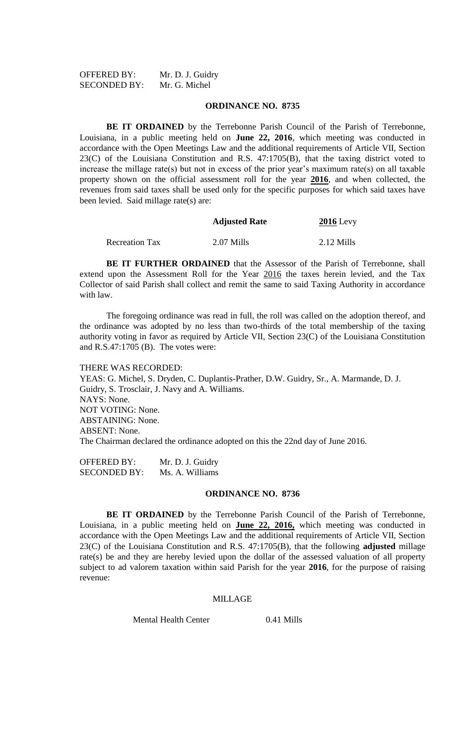OFFERED BY: Mr. D. J. Guidry
SECONDED BY: Mr. G. Michel

## ORDINANCE NO. 8735

**BE IT ORDAINED** by the Terrebonne Parish Council of the Parish of Terrebonne, Louisiana, in a public meeting held on **June 22, 2016**, which meeting was conducted in accordance with the Open Meetings Law and the additional requirements of Article VII, Section 23(C) of the Louisiana Constitution and R.S. 47:1705(B), that the taxing district voted to increase the millage rate(s) but not in excess of the prior year's maximum rate(s) on all taxable property shown on the official assessment roll for the year **2016**, and when collected, the revenues from said taxes shall be used only for the specific purposes for which said taxes have been levied. Said millage rate(s) are:

| | **Adjusted Rate** | **2016** Levy |
|---|---|---|
| Recreation Tax | 2.07 Mills | 2.12 Mills |

**BE IT FURTHER ORDAINED** that the Assessor of the Parish of Terrebonne, shall extend upon the Assessment Roll for the Year 2016 the taxes herein levied, and the Tax Collector of said Parish shall collect and remit the same to said Taxing Authority in accordance with law.

The foregoing ordinance was read in full, the roll was called on the adoption thereof, and the ordinance was adopted by no less than two-thirds of the total membership of the taxing authority voting in favor as required by Article VII, Section 23(C) of the Louisiana Constitution and R.S.47:1705 (B). The votes were:

THERE WAS RECORDED:
YEAS: G. Michel, S. Dryden, C. Duplantis-Prather, D.W. Guidry, Sr., A. Marmande, D. J. Guidry, S. Trosclair, J. Navy and A. Williams.
NAYS: None.
NOT VOTING: None.
ABSTAINING: None.
ABSENT: None.
The Chairman declared the ordinance adopted on this the 22nd day of June 2016.

OFFERED BY: Mr. D. J. Guidry
SECONDED BY: Ms. A. Williams

## ORDINANCE NO. 8736

**BE IT ORDAINED** by the Terrebonne Parish Council of the Parish of Terrebonne, Louisiana, in a public meeting held on **June 22, 2016,** which meeting was conducted in accordance with the Open Meetings Law and the additional requirements of Article VII, Section 23(C) of the Louisiana Constitution and R.S. 47:1705(B), that the following **adjusted** millage rate(s) be and they are hereby levied upon the dollar of the assessed valuation of all property subject to ad valorem taxation within said Parish for the year **2016**, for the purpose of raising revenue:

MILLAGE

| | |
|---|---|
| Mental Health Center | 0.41 Mills |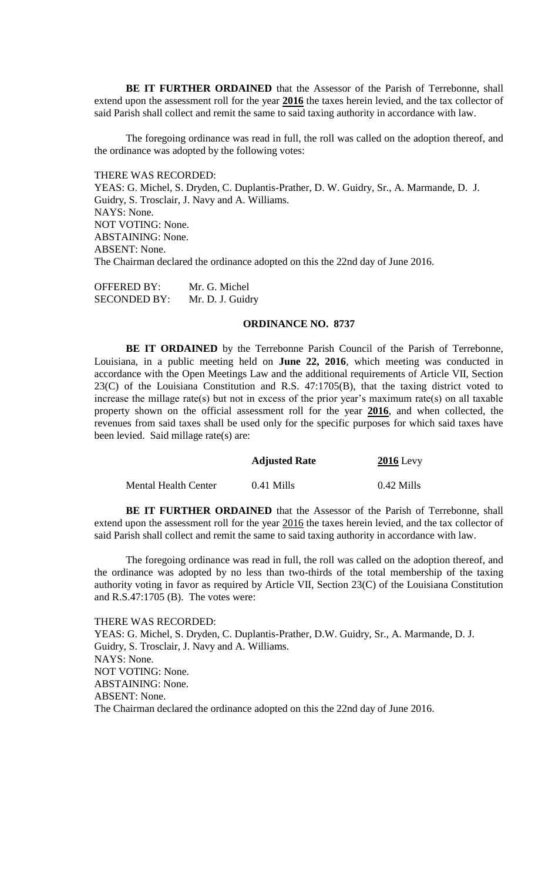**BE IT FURTHER ORDAINED** that the Assessor of the Parish of Terrebonne, shall extend upon the assessment roll for the year **2016** the taxes herein levied, and the tax collector of said Parish shall collect and remit the same to said taxing authority in accordance with law.

The foregoing ordinance was read in full, the roll was called on the adoption thereof, and the ordinance was adopted by the following votes:

THERE WAS RECORDED:
YEAS: G. Michel, S. Dryden, C. Duplantis-Prather, D. W. Guidry, Sr., A. Marmande, D. J. Guidry, S. Trosclair, J. Navy and A. Williams.
NAYS: None.
NOT VOTING: None.
ABSTAINING: None.
ABSENT: None.
The Chairman declared the ordinance adopted on this the 22nd day of June 2016.

OFFERED BY: Mr. G. Michel
SECONDED BY: Mr. D. J. Guidry

**ORDINANCE NO. 8737**

**BE IT ORDAINED** by the Terrebonne Parish Council of the Parish of Terrebonne, Louisiana, in a public meeting held on **June 22, 2016**, which meeting was conducted in accordance with the Open Meetings Law and the additional requirements of Article VII, Section 23(C) of the Louisiana Constitution and R.S. 47:1705(B), that the taxing district voted to increase the millage rate(s) but not in excess of the prior year's maximum rate(s) on all taxable property shown on the official assessment roll for the year **2016**, and when collected, the revenues from said taxes shall be used only for the specific purposes for which said taxes have been levied. Said millage rate(s) are:

| | **Adjusted Rate** | **2016** Levy |
|---|---|---|
| Mental Health Center | 0.41 Mills | 0.42 Mills |

**BE IT FURTHER ORDAINED** that the Assessor of the Parish of Terrebonne, shall extend upon the assessment roll for the year 2016 the taxes herein levied, and the tax collector of said Parish shall collect and remit the same to said taxing authority in accordance with law.

The foregoing ordinance was read in full, the roll was called on the adoption thereof, and the ordinance was adopted by no less than two-thirds of the total membership of the taxing authority voting in favor as required by Article VII, Section 23(C) of the Louisiana Constitution and R.S.47:1705 (B). The votes were:

THERE WAS RECORDED:
YEAS: G. Michel, S. Dryden, C. Duplantis-Prather, D.W. Guidry, Sr., A. Marmande, D. J. Guidry, S. Trosclair, J. Navy and A. Williams.
NAYS: None.
NOT VOTING: None.
ABSTAINING: None.
ABSENT: None.
The Chairman declared the ordinance adopted on this the 22nd day of June 2016.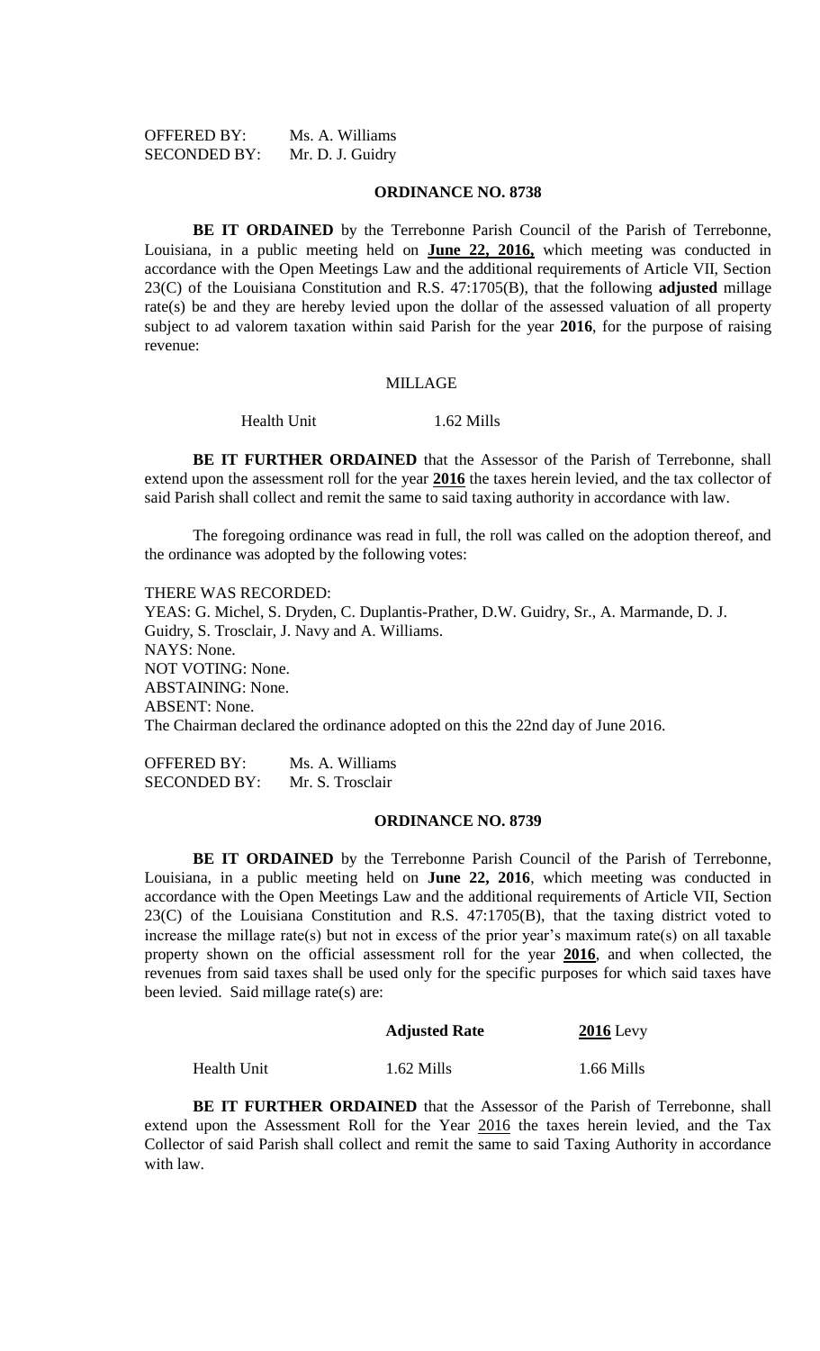OFFERED BY: Ms. A. Williams
SECONDED BY: Mr. D. J. Guidry

**ORDINANCE NO. 8738**

**BE IT ORDAINED** by the Terrebonne Parish Council of the Parish of Terrebonne, Louisiana, in a public meeting held on **June 22, 2016,** which meeting was conducted in accordance with the Open Meetings Law and the additional requirements of Article VII, Section 23(C) of the Louisiana Constitution and R.S. 47:1705(B), that the following **adjusted** millage rate(s) be and they are hereby levied upon the dollar of the assessed valuation of all property subject to ad valorem taxation within said Parish for the year **2016**, for the purpose of raising revenue:

MILLAGE

Health Unit 1.62 Mills

**BE IT FURTHER ORDAINED** that the Assessor of the Parish of Terrebonne, shall extend upon the assessment roll for the year **2016** the taxes herein levied, and the tax collector of said Parish shall collect and remit the same to said taxing authority in accordance with law.

The foregoing ordinance was read in full, the roll was called on the adoption thereof, and the ordinance was adopted by the following votes:

THERE WAS RECORDED:
YEAS: G. Michel, S. Dryden, C. Duplantis-Prather, D.W. Guidry, Sr., A. Marmande, D. J. Guidry, S. Trosclair, J. Navy and A. Williams.
NAYS: None.
NOT VOTING: None.
ABSTAINING: None.
ABSENT: None.
The Chairman declared the ordinance adopted on this the 22nd day of June 2016.

OFFERED BY: Ms. A. Williams
SECONDED BY: Mr. S. Trosclair

**ORDINANCE NO. 8739**

**BE IT ORDAINED** by the Terrebonne Parish Council of the Parish of Terrebonne, Louisiana, in a public meeting held on **June 22, 2016**, which meeting was conducted in accordance with the Open Meetings Law and the additional requirements of Article VII, Section 23(C) of the Louisiana Constitution and R.S. 47:1705(B), that the taxing district voted to increase the millage rate(s) but not in excess of the prior year's maximum rate(s) on all taxable property shown on the official assessment roll for the year **2016**, and when collected, the revenues from said taxes shall be used only for the specific purposes for which said taxes have been levied. Said millage rate(s) are:

| | **Adjusted Rate** | **2016** Levy |
|---|---|---|
| Health Unit | 1.62 Mills | 1.66 Mills |

**BE IT FURTHER ORDAINED** that the Assessor of the Parish of Terrebonne, shall extend upon the Assessment Roll for the Year 2016 the taxes herein levied, and the Tax Collector of said Parish shall collect and remit the same to said Taxing Authority in accordance with law.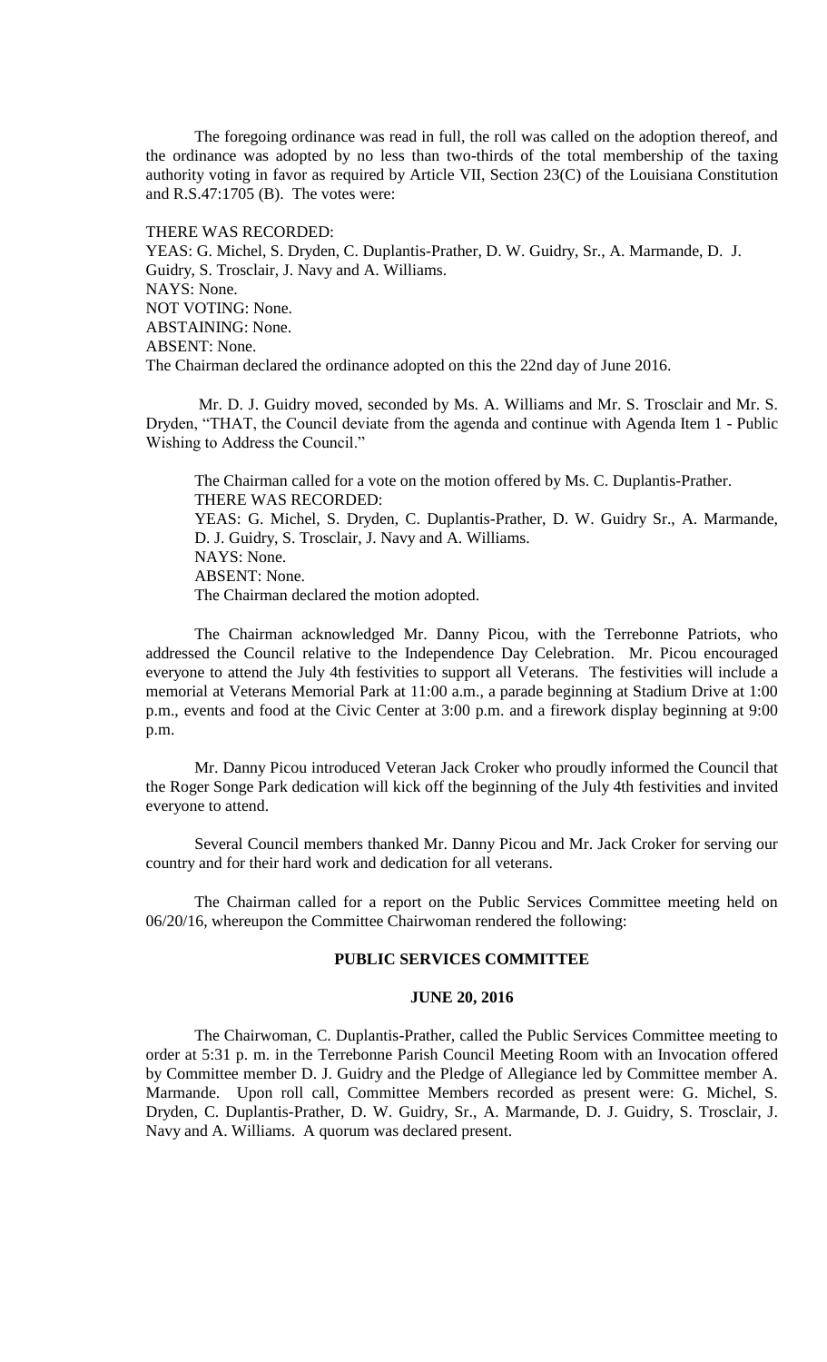The foregoing ordinance was read in full, the roll was called on the adoption thereof, and the ordinance was adopted by no less than two-thirds of the total membership of the taxing authority voting in favor as required by Article VII, Section 23(C) of the Louisiana Constitution and R.S.47:1705 (B). The votes were:

THERE WAS RECORDED:
YEAS: G. Michel, S. Dryden, C. Duplantis-Prather, D. W. Guidry, Sr., A. Marmande, D. J. Guidry, S. Trosclair, J. Navy and A. Williams.
NAYS: None.
NOT VOTING: None.
ABSTAINING: None.
ABSENT: None.
The Chairman declared the ordinance adopted on this the 22nd day of June 2016.

Mr. D. J. Guidry moved, seconded by Ms. A. Williams and Mr. S. Trosclair and Mr. S. Dryden, "THAT, the Council deviate from the agenda and continue with Agenda Item 1 - Public Wishing to Address the Council."

The Chairman called for a vote on the motion offered by Ms. C. Duplantis-Prather.
THERE WAS RECORDED:
YEAS: G. Michel, S. Dryden, C. Duplantis-Prather, D. W. Guidry Sr., A. Marmande, D. J. Guidry, S. Trosclair, J. Navy and A. Williams.
NAYS: None.
ABSENT: None.
The Chairman declared the motion adopted.

The Chairman acknowledged Mr. Danny Picou, with the Terrebonne Patriots, who addressed the Council relative to the Independence Day Celebration. Mr. Picou encouraged everyone to attend the July 4th festivities to support all Veterans. The festivities will include a memorial at Veterans Memorial Park at 11:00 a.m., a parade beginning at Stadium Drive at 1:00 p.m., events and food at the Civic Center at 3:00 p.m. and a firework display beginning at 9:00 p.m.

Mr. Danny Picou introduced Veteran Jack Croker who proudly informed the Council that the Roger Songe Park dedication will kick off the beginning of the July 4th festivities and invited everyone to attend.

Several Council members thanked Mr. Danny Picou and Mr. Jack Croker for serving our country and for their hard work and dedication for all veterans.

The Chairman called for a report on the Public Services Committee meeting held on 06/20/16, whereupon the Committee Chairwoman rendered the following:

**PUBLIC SERVICES COMMITTEE**

**JUNE 20, 2016**

The Chairwoman, C. Duplantis-Prather, called the Public Services Committee meeting to order at 5:31 p. m. in the Terrebonne Parish Council Meeting Room with an Invocation offered by Committee member D. J. Guidry and the Pledge of Allegiance led by Committee member A. Marmande. Upon roll call, Committee Members recorded as present were: G. Michel, S. Dryden, C. Duplantis-Prather, D. W. Guidry, Sr., A. Marmande, D. J. Guidry, S. Trosclair, J. Navy and A. Williams. A quorum was declared present.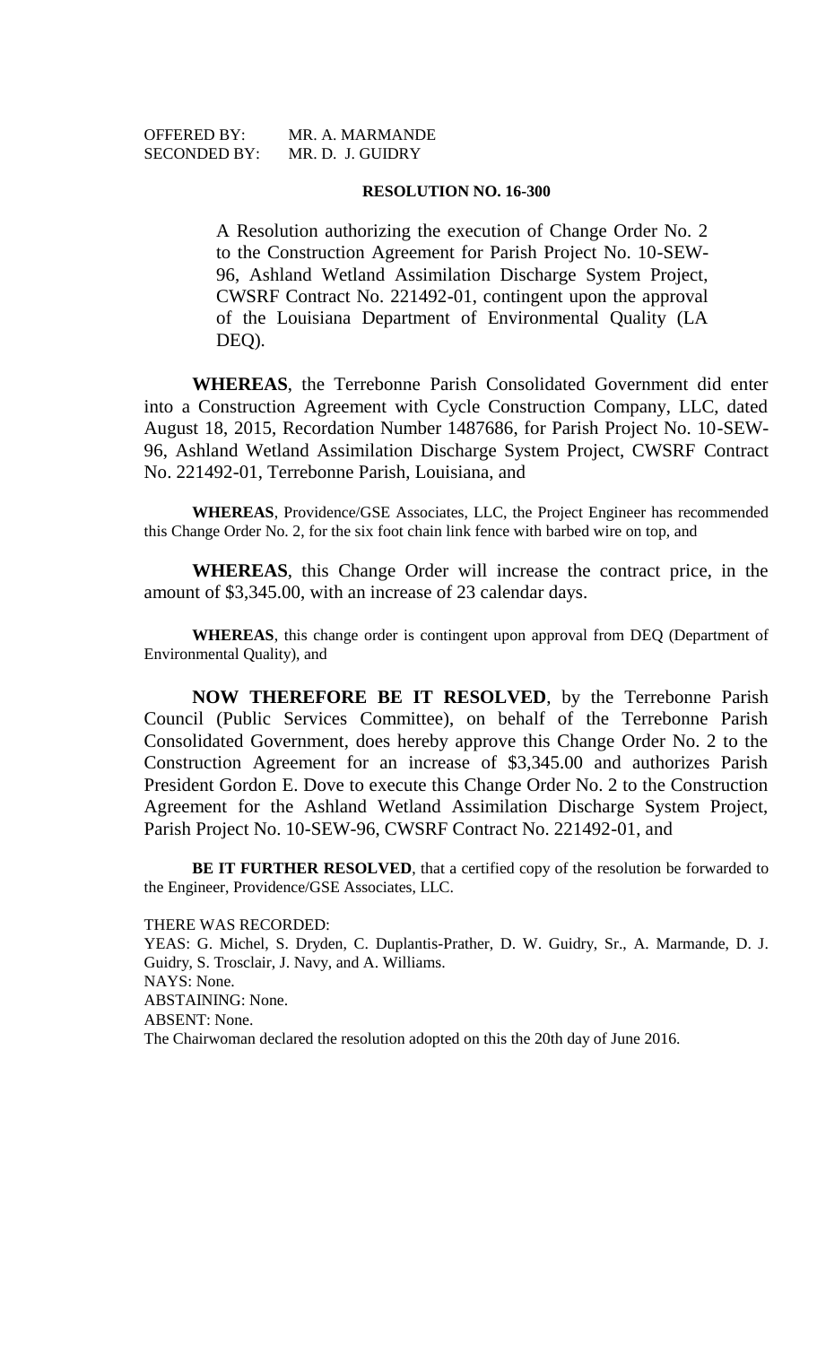OFFERED BY: MR. A. MARMANDE
SECONDED BY: MR. D. J. GUIDRY

**RESOLUTION NO. 16-300**

A Resolution authorizing the execution of Change Order No. 2 to the Construction Agreement for Parish Project No. 10-SEW-96, Ashland Wetland Assimilation Discharge System Project, CWSRF Contract No. 221492-01, contingent upon the approval of the Louisiana Department of Environmental Quality (LA DEQ).

**WHEREAS**, the Terrebonne Parish Consolidated Government did enter into a Construction Agreement with Cycle Construction Company, LLC, dated August 18, 2015, Recordation Number 1487686, for Parish Project No. 10-SEW-96, Ashland Wetland Assimilation Discharge System Project, CWSRF Contract No. 221492-01, Terrebonne Parish, Louisiana, and

**WHEREAS**, Providence/GSE Associates, LLC, the Project Engineer has recommended this Change Order No. 2, for the six foot chain link fence with barbed wire on top, and

**WHEREAS**, this Change Order will increase the contract price, in the amount of $3,345.00, with an increase of 23 calendar days.

**WHEREAS**, this change order is contingent upon approval from DEQ (Department of Environmental Quality), and

**NOW THEREFORE BE IT RESOLVED**, by the Terrebonne Parish Council (Public Services Committee), on behalf of the Terrebonne Parish Consolidated Government, does hereby approve this Change Order No. 2 to the Construction Agreement for an increase of $3,345.00 and authorizes Parish President Gordon E. Dove to execute this Change Order No. 2 to the Construction Agreement for the Ashland Wetland Assimilation Discharge System Project, Parish Project No. 10-SEW-96, CWSRF Contract No. 221492-01, and

**BE IT FURTHER RESOLVED**, that a certified copy of the resolution be forwarded to the Engineer, Providence/GSE Associates, LLC.

THERE WAS RECORDED:
YEAS: G. Michel, S. Dryden, C. Duplantis-Prather, D. W. Guidry, Sr., A. Marmande, D. J. Guidry, S. Trosclair, J. Navy, and A. Williams.
NAYS: None.
ABSTAINING: None.
ABSENT: None.
The Chairwoman declared the resolution adopted on this the 20th day of June 2016.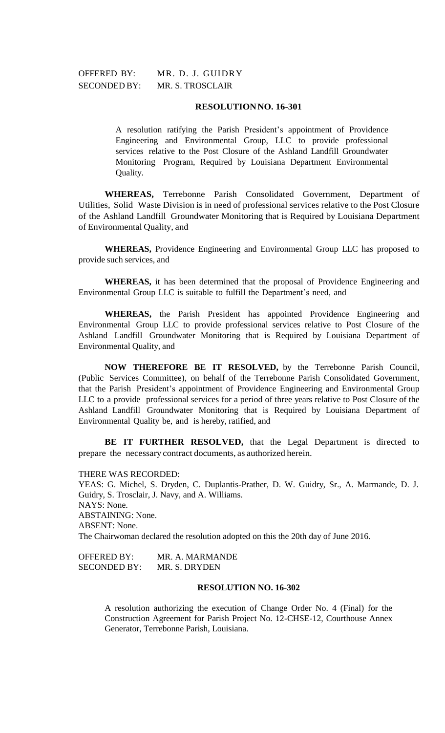OFFERED BY: MR. D. J. GUIDRY
SECONDED BY: MR. S. TROSCLAIR

**RESOLUTION NO. 16-301**

A resolution ratifying the Parish President's appointment of Providence Engineering and Environmental Group, LLC to provide professional services relative to the Post Closure of the Ashland Landfill Groundwater Monitoring Program, Required by Louisiana Department Environmental Quality.

**WHEREAS,** Terrebonne Parish Consolidated Government, Department of Utilities, Solid Waste Division is in need of professional services relative to the Post Closure of the Ashland Landfill Groundwater Monitoring that is Required by Louisiana Department of Environmental Quality, and

**WHEREAS,** Providence Engineering and Environmental Group LLC has proposed to provide such services, and

**WHEREAS,** it has been determined that the proposal of Providence Engineering and Environmental Group LLC is suitable to fulfill the Department's need, and

**WHEREAS,** the Parish President has appointed Providence Engineering and Environmental Group LLC to provide professional services relative to Post Closure of the Ashland Landfill Groundwater Monitoring that is Required by Louisiana Department of Environmental Quality, and

**NOW THEREFORE BE IT RESOLVED,** by the Terrebonne Parish Council, (Public Services Committee), on behalf of the Terrebonne Parish Consolidated Government, that the Parish President's appointment of Providence Engineering and Environmental Group LLC to a provide professional services for a period of three years relative to Post Closure of the Ashland Landfill Groundwater Monitoring that is Required by Louisiana Department of Environmental Quality be, and is hereby, ratified, and

**BE IT FURTHER RESOLVED,** that the Legal Department is directed to prepare the necessary contract documents, as authorized herein.

THERE WAS RECORDED:
YEAS: G. Michel, S. Dryden, C. Duplantis-Prather, D. W. Guidry, Sr., A. Marmande, D. J. Guidry, S. Trosclair, J. Navy, and A. Williams.
NAYS: None.
ABSTAINING: None.
ABSENT: None.
The Chairwoman declared the resolution adopted on this the 20th day of June 2016.

OFFERED BY: MR. A. MARMANDE
SECONDED BY: MR. S. DRYDEN

**RESOLUTION NO. 16-302**

A resolution authorizing the execution of Change Order No. 4 (Final) for the Construction Agreement for Parish Project No. 12-CHSE-12, Courthouse Annex Generator, Terrebonne Parish, Louisiana.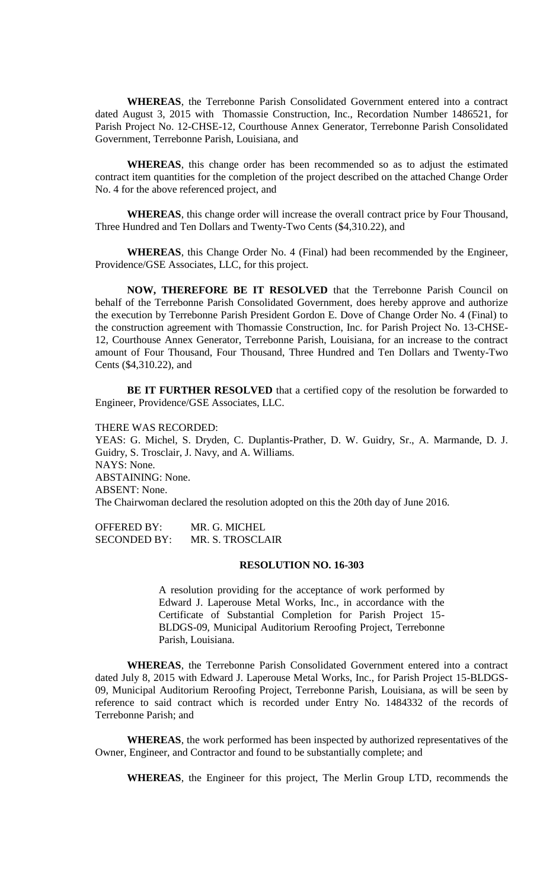**WHEREAS**, the Terrebonne Parish Consolidated Government entered into a contract dated August 3, 2015 with Thomassie Construction, Inc., Recordation Number 1486521, for Parish Project No. 12-CHSE-12, Courthouse Annex Generator, Terrebonne Parish Consolidated Government, Terrebonne Parish, Louisiana, and

**WHEREAS**, this change order has been recommended so as to adjust the estimated contract item quantities for the completion of the project described on the attached Change Order No. 4 for the above referenced project, and

**WHEREAS**, this change order will increase the overall contract price by Four Thousand, Three Hundred and Ten Dollars and Twenty-Two Cents ($4,310.22), and

**WHEREAS**, this Change Order No. 4 (Final) had been recommended by the Engineer, Providence/GSE Associates, LLC, for this project.

**NOW, THEREFORE BE IT RESOLVED** that the Terrebonne Parish Council on behalf of the Terrebonne Parish Consolidated Government, does hereby approve and authorize the execution by Terrebonne Parish President Gordon E. Dove of Change Order No. 4 (Final) to the construction agreement with Thomassie Construction, Inc. for Parish Project No. 13-CHSE-12, Courthouse Annex Generator, Terrebonne Parish, Louisiana, for an increase to the contract amount of Four Thousand, Four Thousand, Three Hundred and Ten Dollars and Twenty-Two Cents ($4,310.22), and

**BE IT FURTHER RESOLVED** that a certified copy of the resolution be forwarded to Engineer, Providence/GSE Associates, LLC.

THERE WAS RECORDED:
YEAS: G. Michel, S. Dryden, C. Duplantis-Prather, D. W. Guidry, Sr., A. Marmande, D. J. Guidry, S. Trosclair, J. Navy, and A. Williams.
NAYS: None.
ABSTAINING: None.
ABSENT: None.
The Chairwoman declared the resolution adopted on this the 20th day of June 2016.

OFFERED BY: MR. G. MICHEL
SECONDED BY: MR. S. TROSCLAIR

**RESOLUTION NO. 16-303**

A resolution providing for the acceptance of work performed by Edward J. Laperouse Metal Works, Inc., in accordance with the Certificate of Substantial Completion for Parish Project 15-BLDGS-09, Municipal Auditorium Reroofing Project, Terrebonne Parish, Louisiana.

**WHEREAS**, the Terrebonne Parish Consolidated Government entered into a contract dated July 8, 2015 with Edward J. Laperouse Metal Works, Inc., for Parish Project 15-BLDGS-09, Municipal Auditorium Reroofing Project, Terrebonne Parish, Louisiana, as will be seen by reference to said contract which is recorded under Entry No. 1484332 of the records of Terrebonne Parish; and

**WHEREAS**, the work performed has been inspected by authorized representatives of the Owner, Engineer, and Contractor and found to be substantially complete; and

**WHEREAS**, the Engineer for this project, The Merlin Group LTD, recommends the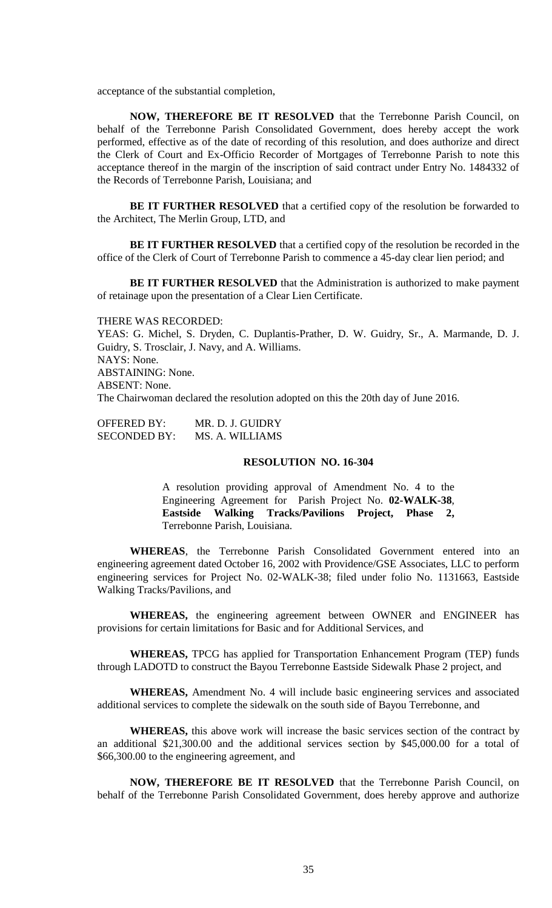acceptance of the substantial completion,

**NOW, THEREFORE BE IT RESOLVED** that the Terrebonne Parish Council, on behalf of the Terrebonne Parish Consolidated Government, does hereby accept the work performed, effective as of the date of recording of this resolution, and does authorize and direct the Clerk of Court and Ex-Officio Recorder of Mortgages of Terrebonne Parish to note this acceptance thereof in the margin of the inscription of said contract under Entry No. 1484332 of the Records of Terrebonne Parish, Louisiana; and

**BE IT FURTHER RESOLVED** that a certified copy of the resolution be forwarded to the Architect, The Merlin Group, LTD, and

**BE IT FURTHER RESOLVED** that a certified copy of the resolution be recorded in the office of the Clerk of Court of Terrebonne Parish to commence a 45-day clear lien period; and

**BE IT FURTHER RESOLVED** that the Administration is authorized to make payment of retainage upon the presentation of a Clear Lien Certificate.

THERE WAS RECORDED:
YEAS: G. Michel, S. Dryden, C. Duplantis-Prather, D. W. Guidry, Sr., A. Marmande, D. J. Guidry, S. Trosclair, J. Navy, and A. Williams.
NAYS: None.
ABSTAINING: None.
ABSENT: None.
The Chairwoman declared the resolution adopted on this the 20th day of June 2016.

OFFERED BY: MR. D. J. GUIDRY
SECONDED BY: MS. A. WILLIAMS

**RESOLUTION NO. 16-304**

A resolution providing approval of Amendment No. 4 to the Engineering Agreement for Parish Project No. **02-WALK-38**, **Eastside Walking Tracks/Pavilions Project, Phase 2,** Terrebonne Parish, Louisiana.

**WHEREAS**, the Terrebonne Parish Consolidated Government entered into an engineering agreement dated October 16, 2002 with Providence/GSE Associates, LLC to perform engineering services for Project No. 02-WALK-38; filed under folio No. 1131663, Eastside Walking Tracks/Pavilions, and

**WHEREAS,** the engineering agreement between OWNER and ENGINEER has provisions for certain limitations for Basic and for Additional Services, and

**WHEREAS,** TPCG has applied for Transportation Enhancement Program (TEP) funds through LADOTD to construct the Bayou Terrebonne Eastside Sidewalk Phase 2 project, and

**WHEREAS,** Amendment No. 4 will include basic engineering services and associated additional services to complete the sidewalk on the south side of Bayou Terrebonne, and

**WHEREAS,** this above work will increase the basic services section of the contract by an additional $21,300.00 and the additional services section by $45,000.00 for a total of $66,300.00 to the engineering agreement, and

**NOW, THEREFORE BE IT RESOLVED** that the Terrebonne Parish Council, on behalf of the Terrebonne Parish Consolidated Government, does hereby approve and authorize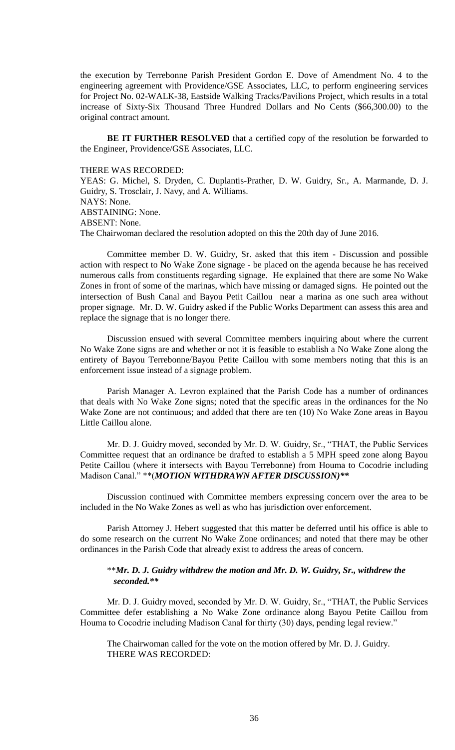the execution by Terrebonne Parish President Gordon E. Dove of Amendment No. 4 to the engineering agreement with Providence/GSE Associates, LLC, to perform engineering services for Project No. 02-WALK-38, Eastside Walking Tracks/Pavilions Project, which results in a total increase of Sixty-Six Thousand Three Hundred Dollars and No Cents ($66,300.00) to the original contract amount.

**BE IT FURTHER RESOLVED** that a certified copy of the resolution be forwarded to the Engineer, Providence/GSE Associates, LLC.

THERE WAS RECORDED:
YEAS: G. Michel, S. Dryden, C. Duplantis-Prather, D. W. Guidry, Sr., A. Marmande, D. J. Guidry, S. Trosclair, J. Navy, and A. Williams.
NAYS: None.
ABSTAINING: None.
ABSENT: None.
The Chairwoman declared the resolution adopted on this the 20th day of June 2016.

Committee member D. W. Guidry, Sr. asked that this item - Discussion and possible action with respect to No Wake Zone signage - be placed on the agenda because he has received numerous calls from constituents regarding signage. He explained that there are some No Wake Zones in front of some of the marinas, which have missing or damaged signs. He pointed out the intersection of Bush Canal and Bayou Petit Caillou near a marina as one such area without proper signage. Mr. D. W. Guidry asked if the Public Works Department can assess this area and replace the signage that is no longer there.

Discussion ensued with several Committee members inquiring about where the current No Wake Zone signs are and whether or not it is feasible to establish a No Wake Zone along the entirety of Bayou Terrebonne/Bayou Petite Caillou with some members noting that this is an enforcement issue instead of a signage problem.

Parish Manager A. Levron explained that the Parish Code has a number of ordinances that deals with No Wake Zone signs; noted that the specific areas in the ordinances for the No Wake Zone are not continuous; and added that there are ten (10) No Wake Zone areas in Bayou Little Caillou alone.

Mr. D. J. Guidry moved, seconded by Mr. D. W. Guidry, Sr., "THAT, the Public Services Committee request that an ordinance be drafted to establish a 5 MPH speed zone along Bayou Petite Caillou (where it intersects with Bayou Terrebonne) from Houma to Cocodrie including Madison Canal." **(*MOTION WITHDRAWN AFTER DISCUSSION)***

Discussion continued with Committee members expressing concern over the area to be included in the No Wake Zones as well as who has jurisdiction over enforcement.

Parish Attorney J. Hebert suggested that this matter be deferred until his office is able to do some research on the current No Wake Zone ordinances; and noted that there may be other ordinances in the Parish Code that already exist to address the areas of concern.

***Mr. D. J. Guidry withdrew the motion and Mr. D. W. Guidry, Sr., withdrew the seconded.***

Mr. D. J. Guidry moved, seconded by Mr. D. W. Guidry, Sr., "THAT, the Public Services Committee defer establishing a No Wake Zone ordinance along Bayou Petite Caillou from Houma to Cocodrie including Madison Canal for thirty (30) days, pending legal review."

The Chairwoman called for the vote on the motion offered by Mr. D. J. Guidry.
THERE WAS RECORDED: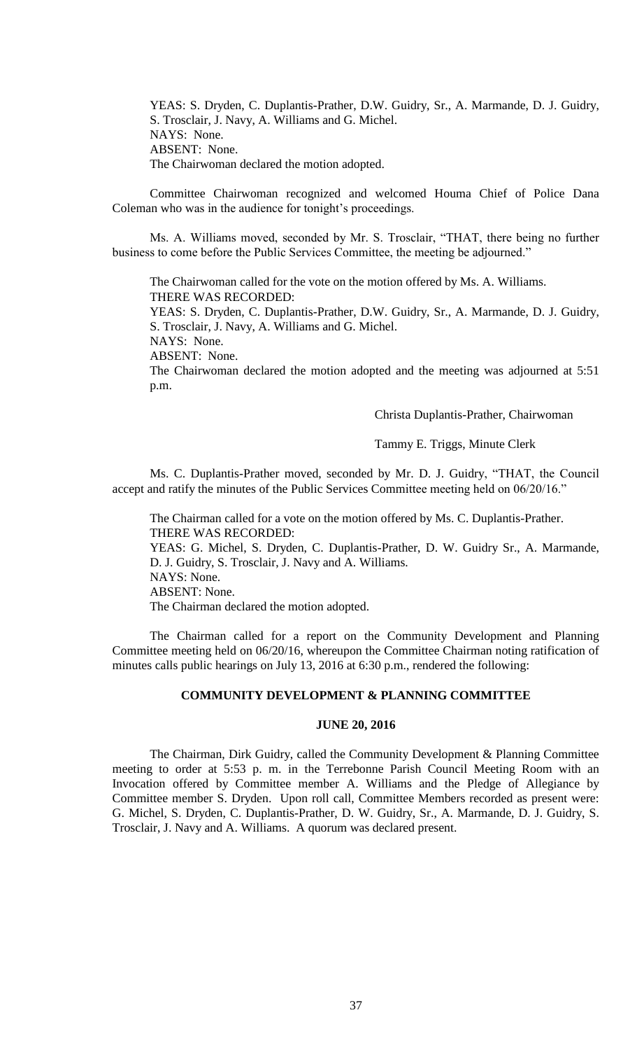YEAS: S. Dryden, C. Duplantis-Prather, D.W. Guidry, Sr., A. Marmande, D. J. Guidry, S. Trosclair, J. Navy, A. Williams and G. Michel.
NAYS: None.
ABSENT: None.
The Chairwoman declared the motion adopted.

Committee Chairwoman recognized and welcomed Houma Chief of Police Dana Coleman who was in the audience for tonight's proceedings.

Ms. A. Williams moved, seconded by Mr. S. Trosclair, "THAT, there being no further business to come before the Public Services Committee, the meeting be adjourned."

The Chairwoman called for the vote on the motion offered by Ms. A. Williams.
THERE WAS RECORDED:
YEAS: S. Dryden, C. Duplantis-Prather, D.W. Guidry, Sr., A. Marmande, D. J. Guidry, S. Trosclair, J. Navy, A. Williams and G. Michel.
NAYS: None.
ABSENT: None.
The Chairwoman declared the motion adopted and the meeting was adjourned at 5:51 p.m.

Christa Duplantis-Prather, Chairwoman

Tammy E. Triggs, Minute Clerk

Ms. C. Duplantis-Prather moved, seconded by Mr. D. J. Guidry, "THAT, the Council accept and ratify the minutes of the Public Services Committee meeting held on 06/20/16."

The Chairman called for a vote on the motion offered by Ms. C. Duplantis-Prather.
THERE WAS RECORDED:
YEAS: G. Michel, S. Dryden, C. Duplantis-Prather, D. W. Guidry Sr., A. Marmande, D. J. Guidry, S. Trosclair, J. Navy and A. Williams.
NAYS: None.
ABSENT: None.
The Chairman declared the motion adopted.

The Chairman called for a report on the Community Development and Planning Committee meeting held on 06/20/16, whereupon the Committee Chairman noting ratification of minutes calls public hearings on July 13, 2016 at 6:30 p.m., rendered the following:

## COMMUNITY DEVELOPMENT & PLANNING COMMITTEE

## JUNE 20, 2016

The Chairman, Dirk Guidry, called the Community Development & Planning Committee meeting to order at 5:53 p. m. in the Terrebonne Parish Council Meeting Room with an Invocation offered by Committee member A. Williams and the Pledge of Allegiance by Committee member S. Dryden. Upon roll call, Committee Members recorded as present were: G. Michel, S. Dryden, C. Duplantis-Prather, D. W. Guidry, Sr., A. Marmande, D. J. Guidry, S. Trosclair, J. Navy and A. Williams. A quorum was declared present.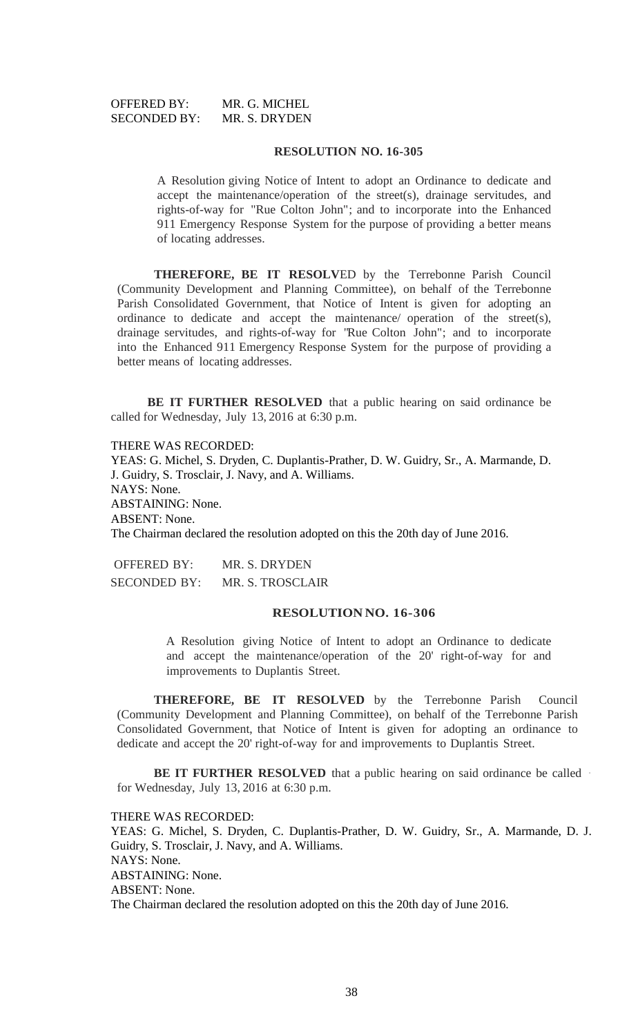OFFERED BY: MR. G. MICHEL
SECONDED BY: MR. S. DRYDEN

**RESOLUTION NO. 16-305**

A Resolution giving Notice of Intent to adopt an Ordinance to dedicate and accept the maintenance/operation of the street(s), drainage servitudes, and rights-of-way for "Rue Colton John"; and to incorporate into the Enhanced 911 Emergency Response System for the purpose of providing a better means of locating addresses.

**THEREFORE, BE IT RESOLVED** by the Terrebonne Parish Council (Community Development and Planning Committee), on behalf of the Terrebonne Parish Consolidated Government, that Notice of Intent is given for adopting an ordinance to dedicate and accept the maintenance/ operation of the street(s), drainage servitudes, and rights-of-way for "Rue Colton John"; and to incorporate into the Enhanced 911 Emergency Response System for the purpose of providing a better means of locating addresses.

**BE IT FURTHER RESOLVED** that a public hearing on said ordinance be called for Wednesday, July 13, 2016 at 6:30 p.m.

THERE WAS RECORDED:
YEAS: G. Michel, S. Dryden, C. Duplantis-Prather, D. W. Guidry, Sr., A. Marmande, D. J. Guidry, S. Trosclair, J. Navy, and A. Williams.
NAYS: None.
ABSTAINING: None.
ABSENT: None.
The Chairman declared the resolution adopted on this the 20th day of June 2016.

OFFERED BY: MR. S. DRYDEN
SECONDED BY: MR. S. TROSCLAIR

**RESOLUTION NO. 16-306**

A Resolution giving Notice of Intent to adopt an Ordinance to dedicate and accept the maintenance/operation of the 20' right-of-way for and improvements to Duplantis Street.

**THEREFORE, BE IT RESOLVED** by the Terrebonne Parish Council (Community Development and Planning Committee), on behalf of the Terrebonne Parish Consolidated Government, that Notice of Intent is given for adopting an ordinance to dedicate and accept the 20' right-of-way for and improvements to Duplantis Street.

**BE IT FURTHER RESOLVED** that a public hearing on said ordinance be called for Wednesday, July 13, 2016 at 6:30 p.m.

THERE WAS RECORDED:
YEAS: G. Michel, S. Dryden, C. Duplantis-Prather, D. W. Guidry, Sr., A. Marmande, D. J. Guidry, S. Trosclair, J. Navy, and A. Williams.
NAYS: None.
ABSTAINING: None.
ABSENT: None.
The Chairman declared the resolution adopted on this the 20th day of June 2016.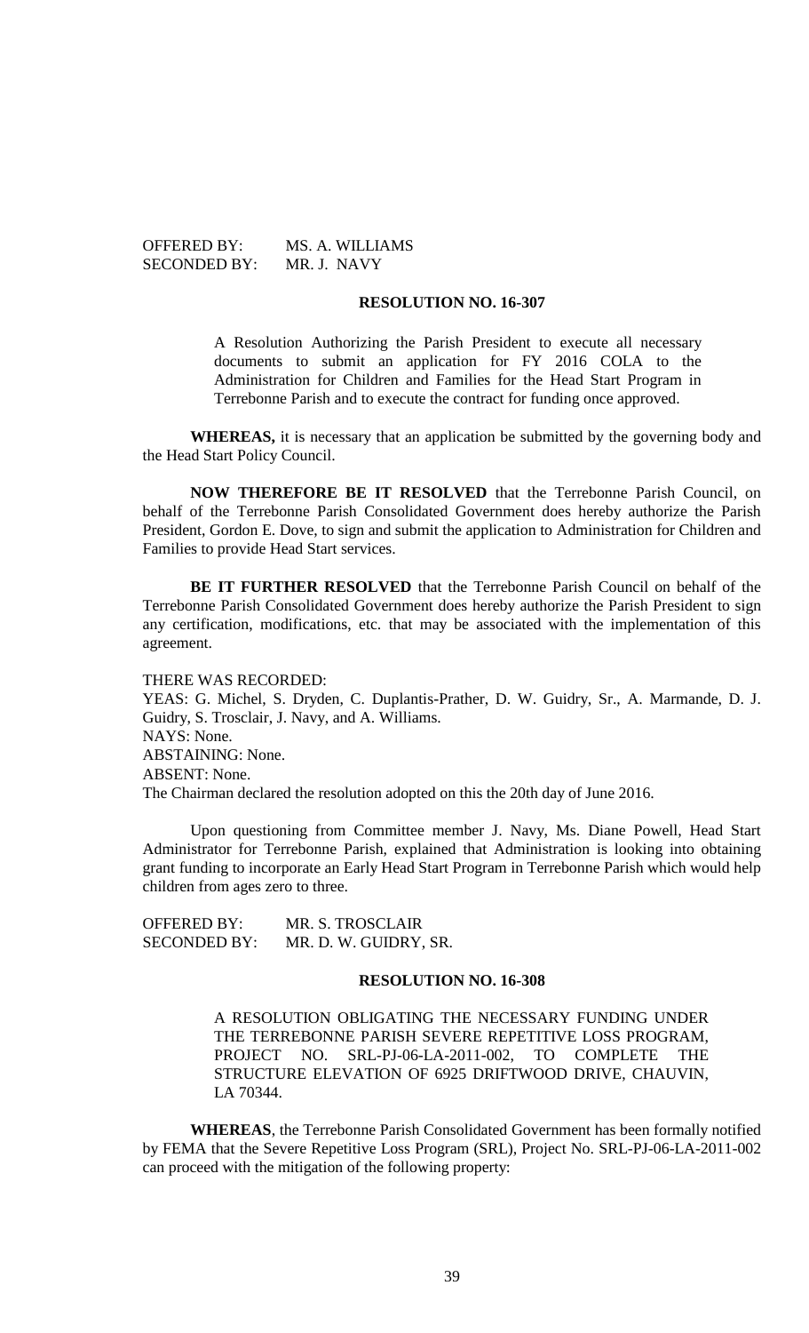OFFERED BY: MS. A. WILLIAMS
SECONDED BY: MR. J. NAVY

**RESOLUTION NO. 16-307**

A Resolution Authorizing the Parish President to execute all necessary documents to submit an application for FY 2016 COLA to the Administration for Children and Families for the Head Start Program in Terrebonne Parish and to execute the contract for funding once approved.

**WHEREAS,** it is necessary that an application be submitted by the governing body and the Head Start Policy Council.

**NOW THEREFORE BE IT RESOLVED** that the Terrebonne Parish Council, on behalf of the Terrebonne Parish Consolidated Government does hereby authorize the Parish President, Gordon E. Dove, to sign and submit the application to Administration for Children and Families to provide Head Start services.

**BE IT FURTHER RESOLVED** that the Terrebonne Parish Council on behalf of the Terrebonne Parish Consolidated Government does hereby authorize the Parish President to sign any certification, modifications, etc. that may be associated with the implementation of this agreement.

THERE WAS RECORDED:
YEAS: G. Michel, S. Dryden, C. Duplantis-Prather, D. W. Guidry, Sr., A. Marmande, D. J. Guidry, S. Trosclair, J. Navy, and A. Williams.
NAYS: None.
ABSTAINING: None.
ABSENT: None.
The Chairman declared the resolution adopted on this the 20th day of June 2016.

Upon questioning from Committee member J. Navy, Ms. Diane Powell, Head Start Administrator for Terrebonne Parish, explained that Administration is looking into obtaining grant funding to incorporate an Early Head Start Program in Terrebonne Parish which would help children from ages zero to three.

OFFERED BY: MR. S. TROSCLAIR
SECONDED BY: MR. D. W. GUIDRY, SR.

**RESOLUTION NO. 16-308**

A RESOLUTION OBLIGATING THE NECESSARY FUNDING UNDER THE TERREBONNE PARISH SEVERE REPETITIVE LOSS PROGRAM, PROJECT NO. SRL-PJ-06-LA-2011-002, TO COMPLETE THE STRUCTURE ELEVATION OF 6925 DRIFTWOOD DRIVE, CHAUVIN, LA 70344.

**WHEREAS**, the Terrebonne Parish Consolidated Government has been formally notified by FEMA that the Severe Repetitive Loss Program (SRL), Project No. SRL-PJ-06-LA-2011-002 can proceed with the mitigation of the following property: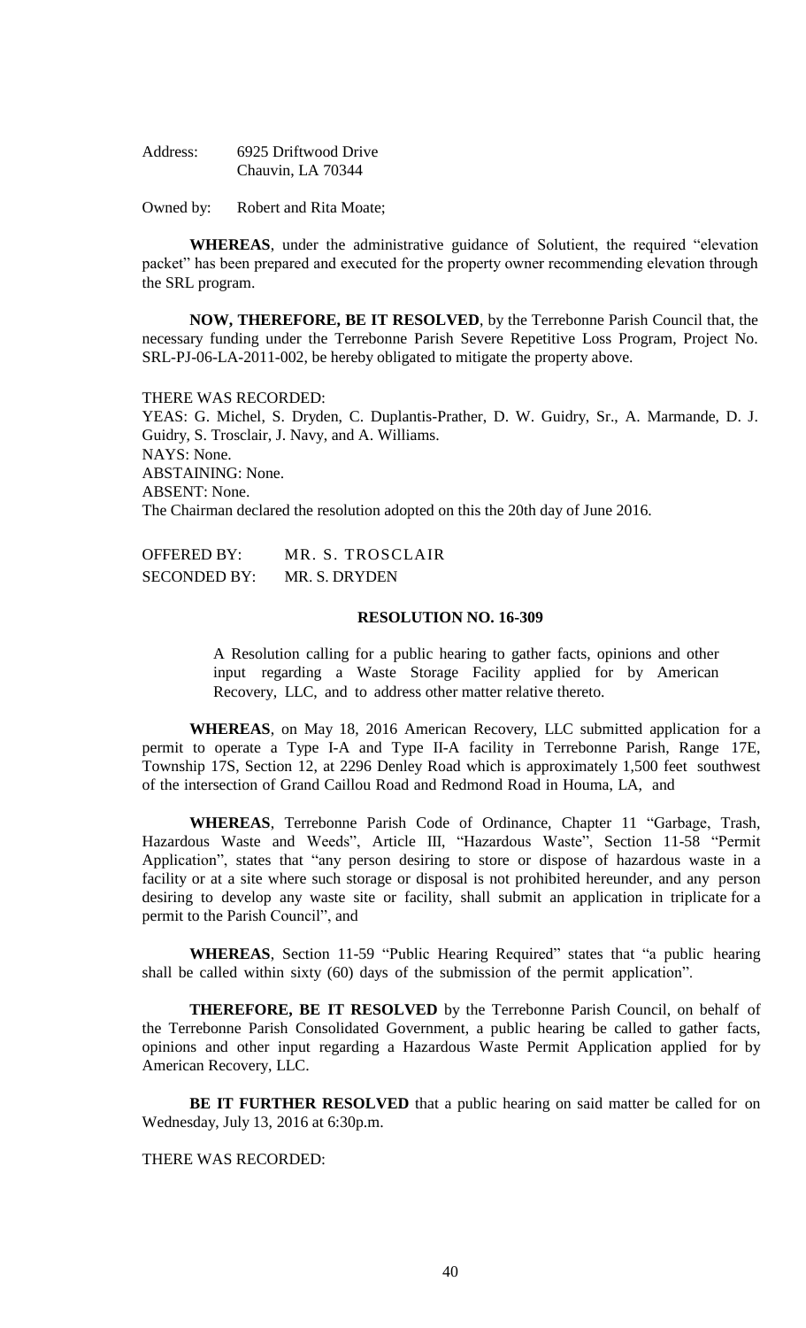Address: 6925 Driftwood Drive
Chauvin, LA 70344

Owned by: Robert and Rita Moate;

**WHEREAS**, under the administrative guidance of Solutient, the required "elevation packet" has been prepared and executed for the property owner recommending elevation through the SRL program.

**NOW, THEREFORE, BE IT RESOLVED**, by the Terrebonne Parish Council that, the necessary funding under the Terrebonne Parish Severe Repetitive Loss Program, Project No. SRL-PJ-06-LA-2011-002, be hereby obligated to mitigate the property above.

THERE WAS RECORDED:
YEAS: G. Michel, S. Dryden, C. Duplantis-Prather, D. W. Guidry, Sr., A. Marmande, D. J. Guidry, S. Trosclair, J. Navy, and A. Williams.
NAYS: None.
ABSTAINING: None.
ABSENT: None.
The Chairman declared the resolution adopted on this the 20th day of June 2016.

OFFERED BY: MR. S. TROSCLAIR
SECONDED BY: MR. S. DRYDEN

**RESOLUTION NO. 16-309**

A Resolution calling for a public hearing to gather facts, opinions and other input regarding a Waste Storage Facility applied for by American Recovery, LLC, and to address other matter relative thereto.

**WHEREAS**, on May 18, 2016 American Recovery, LLC submitted application for a permit to operate a Type I-A and Type II-A facility in Terrebonne Parish, Range 17E, Township 17S, Section 12, at 2296 Denley Road which is approximately 1,500 feet southwest of the intersection of Grand Caillou Road and Redmond Road in Houma, LA, and

**WHEREAS**, Terrebonne Parish Code of Ordinance, Chapter 11 "Garbage, Trash, Hazardous Waste and Weeds", Article III, "Hazardous Waste", Section 11-58 "Permit Application", states that "any person desiring to store or dispose of hazardous waste in a facility or at a site where such storage or disposal is not prohibited hereunder, and any person desiring to develop any waste site or facility, shall submit an application in triplicate for a permit to the Parish Council", and

**WHEREAS**, Section 11-59 "Public Hearing Required" states that "a public hearing shall be called within sixty (60) days of the submission of the permit application".

**THEREFORE, BE IT RESOLVED** by the Terrebonne Parish Council, on behalf of the Terrebonne Parish Consolidated Government, a public hearing be called to gather facts, opinions and other input regarding a Hazardous Waste Permit Application applied for by American Recovery, LLC.

**BE IT FURTHER RESOLVED** that a public hearing on said matter be called for on Wednesday, July 13, 2016 at 6:30p.m.

THERE WAS RECORDED: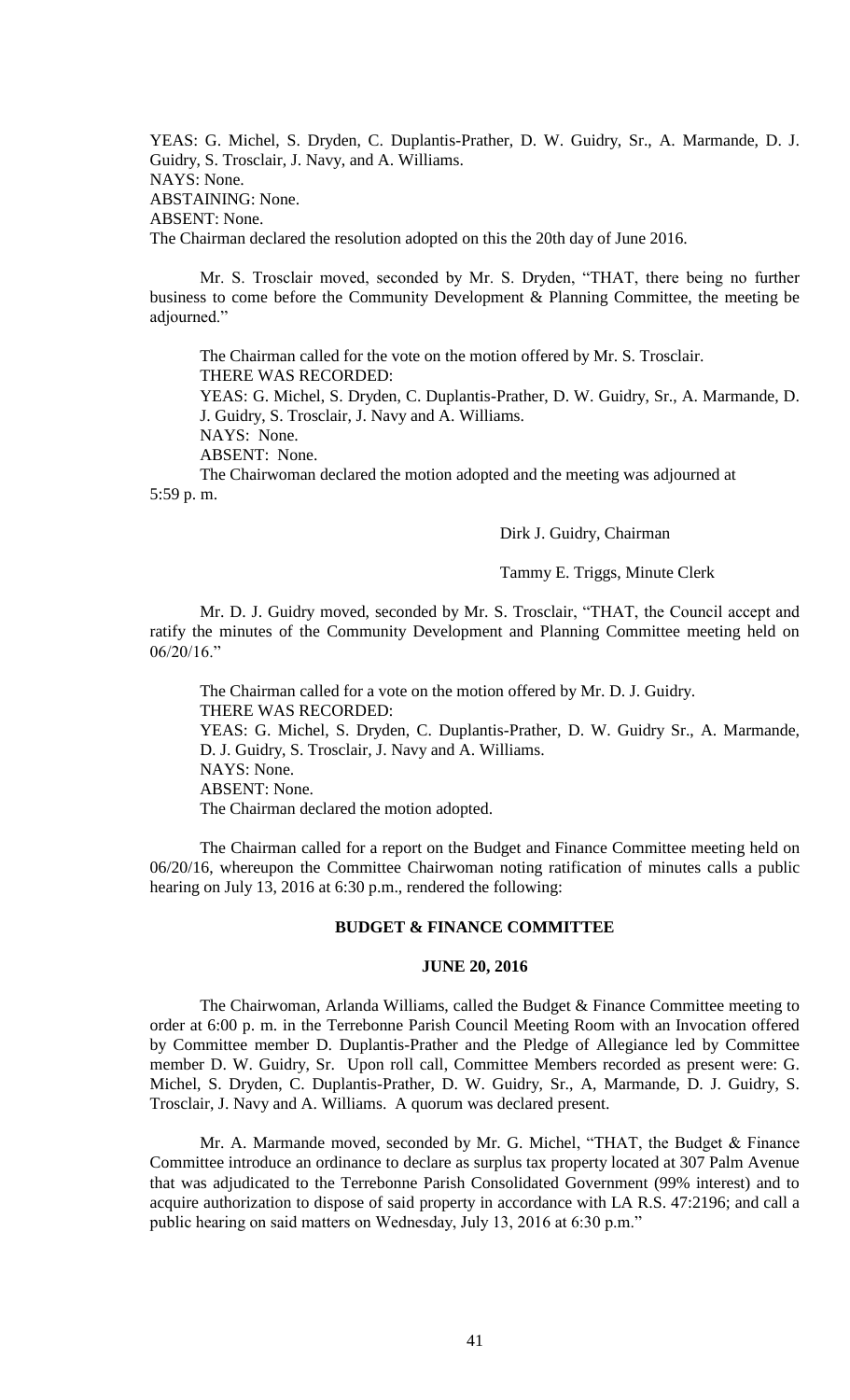YEAS: G. Michel, S. Dryden, C. Duplantis-Prather, D. W. Guidry, Sr., A. Marmande, D. J. Guidry, S. Trosclair, J. Navy, and A. Williams.
NAYS: None.
ABSTAINING: None.
ABSENT: None.
The Chairman declared the resolution adopted on this the 20th day of June 2016.

Mr. S. Trosclair moved, seconded by Mr. S. Dryden, "THAT, there being no further business to come before the Community Development & Planning Committee, the meeting be adjourned."

The Chairman called for the vote on the motion offered by Mr. S. Trosclair.
THERE WAS RECORDED:
YEAS: G. Michel, S. Dryden, C. Duplantis-Prather, D. W. Guidry, Sr., A. Marmande, D. J. Guidry, S. Trosclair, J. Navy and A. Williams.
NAYS: None.
ABSENT: None.
The Chairwoman declared the motion adopted and the meeting was adjourned at 5:59 p. m.

Dirk J. Guidry, Chairman

Tammy E. Triggs, Minute Clerk

Mr. D. J. Guidry moved, seconded by Mr. S. Trosclair, "THAT, the Council accept and ratify the minutes of the Community Development and Planning Committee meeting held on 06/20/16."

The Chairman called for a vote on the motion offered by Mr. D. J. Guidry.
THERE WAS RECORDED:
YEAS: G. Michel, S. Dryden, C. Duplantis-Prather, D. W. Guidry Sr., A. Marmande, D. J. Guidry, S. Trosclair, J. Navy and A. Williams.
NAYS: None.
ABSENT: None.
The Chairman declared the motion adopted.

The Chairman called for a report on the Budget and Finance Committee meeting held on 06/20/16, whereupon the Committee Chairwoman noting ratification of minutes calls a public hearing on July 13, 2016 at 6:30 p.m., rendered the following:

**BUDGET & FINANCE COMMITTEE**

**JUNE 20, 2016**

The Chairwoman, Arlanda Williams, called the Budget & Finance Committee meeting to order at 6:00 p. m. in the Terrebonne Parish Council Meeting Room with an Invocation offered by Committee member D. Duplantis-Prather and the Pledge of Allegiance led by Committee member D. W. Guidry, Sr. Upon roll call, Committee Members recorded as present were: G. Michel, S. Dryden, C. Duplantis-Prather, D. W. Guidry, Sr., A, Marmande, D. J. Guidry, S. Trosclair, J. Navy and A. Williams. A quorum was declared present.

Mr. A. Marmande moved, seconded by Mr. G. Michel, "THAT, the Budget & Finance Committee introduce an ordinance to declare as surplus tax property located at 307 Palm Avenue that was adjudicated to the Terrebonne Parish Consolidated Government (99% interest) and to acquire authorization to dispose of said property in accordance with LA R.S. 47:2196; and call a public hearing on said matters on Wednesday, July 13, 2016 at 6:30 p.m."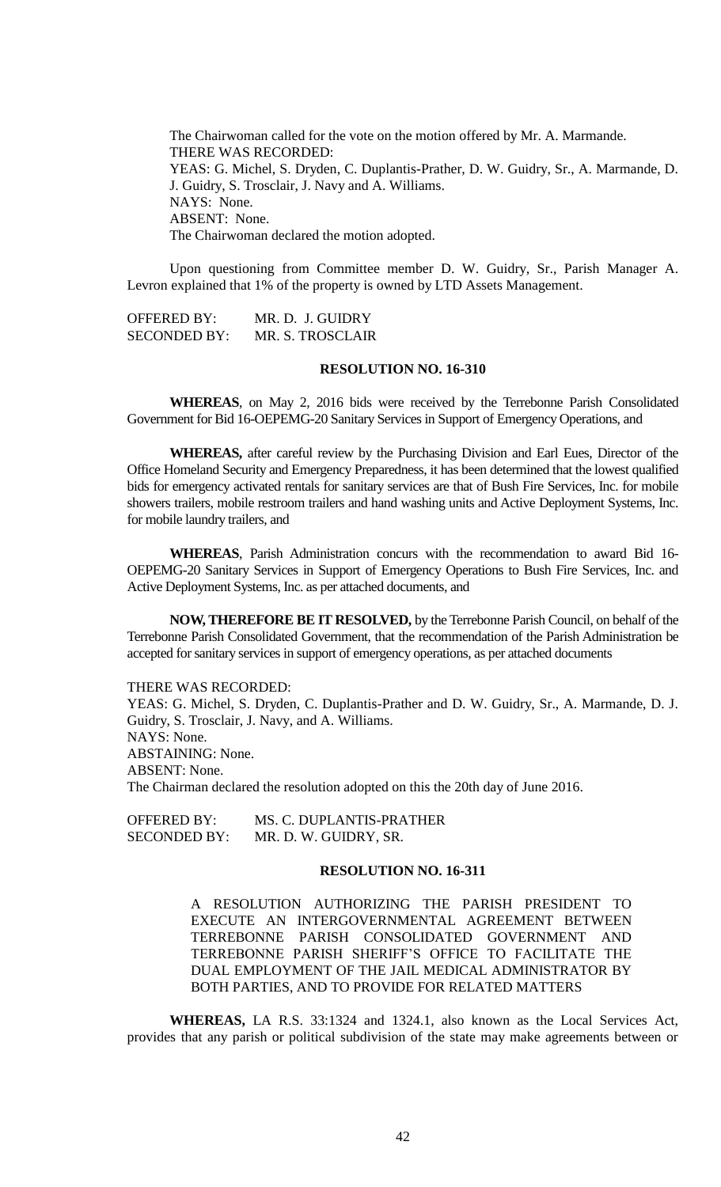The Chairwoman called for the vote on the motion offered by Mr. A. Marmande.
THERE WAS RECORDED:
YEAS: G. Michel, S. Dryden, C. Duplantis-Prather, D. W. Guidry, Sr., A. Marmande, D. J. Guidry, S. Trosclair, J. Navy and A. Williams.
NAYS: None.
ABSENT: None.
The Chairwoman declared the motion adopted.

Upon questioning from Committee member D. W. Guidry, Sr., Parish Manager A. Levron explained that 1% of the property is owned by LTD Assets Management.

OFFERED BY: MR. D. J. GUIDRY
SECONDED BY: MR. S. TROSCLAIR

**RESOLUTION NO. 16-310**

**WHEREAS**, on May 2, 2016 bids were received by the Terrebonne Parish Consolidated Government for Bid 16-OEPEMG-20 Sanitary Services in Support of Emergency Operations, and

**WHEREAS,** after careful review by the Purchasing Division and Earl Eues, Director of the Office Homeland Security and Emergency Preparedness, it has been determined that the lowest qualified bids for emergency activated rentals for sanitary services are that of Bush Fire Services, Inc. for mobile showers trailers, mobile restroom trailers and hand washing units and Active Deployment Systems, Inc. for mobile laundry trailers, and

**WHEREAS**, Parish Administration concurs with the recommendation to award Bid 16-OEPEMG-20 Sanitary Services in Support of Emergency Operations to Bush Fire Services, Inc. and Active Deployment Systems, Inc. as per attached documents, and

**NOW, THEREFORE BE IT RESOLVED,** by the Terrebonne Parish Council, on behalf of the Terrebonne Parish Consolidated Government, that the recommendation of the Parish Administration be accepted for sanitary services in support of emergency operations, as per attached documents

THERE WAS RECORDED:
YEAS: G. Michel, S. Dryden, C. Duplantis-Prather and D. W. Guidry, Sr., A. Marmande, D. J. Guidry, S. Trosclair, J. Navy, and A. Williams.
NAYS: None.
ABSTAINING: None.
ABSENT: None.
The Chairman declared the resolution adopted on this the 20th day of June 2016.

OFFERED BY: MS. C. DUPLANTIS-PRATHER
SECONDED BY: MR. D. W. GUIDRY, SR.

**RESOLUTION NO. 16-311**

A RESOLUTION AUTHORIZING THE PARISH PRESIDENT TO EXECUTE AN INTERGOVERNMENTAL AGREEMENT BETWEEN TERREBONNE PARISH CONSOLIDATED GOVERNMENT AND TERREBONNE PARISH SHERIFF'S OFFICE TO FACILITATE THE DUAL EMPLOYMENT OF THE JAIL MEDICAL ADMINISTRATOR BY BOTH PARTIES, AND TO PROVIDE FOR RELATED MATTERS

**WHEREAS,** LA R.S. 33:1324 and 1324.1, also known as the Local Services Act, provides that any parish or political subdivision of the state may make agreements between or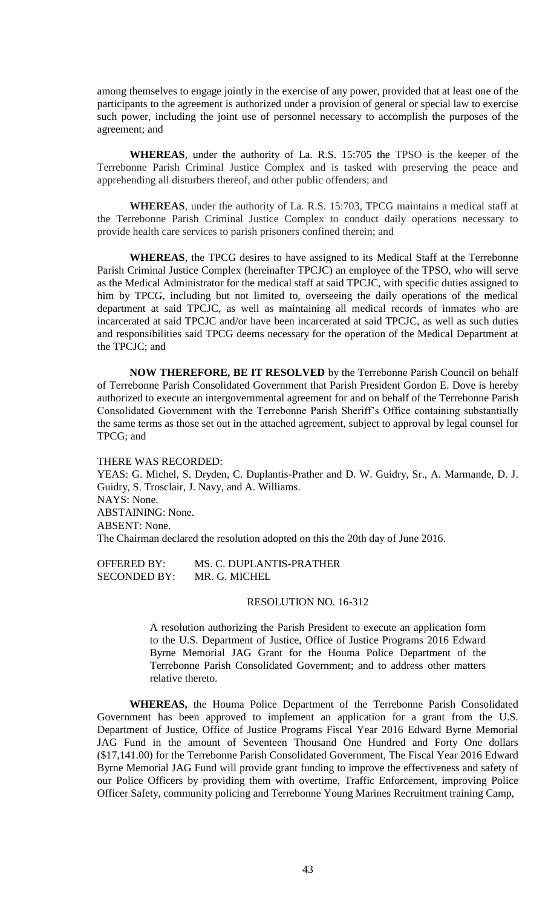among themselves to engage jointly in the exercise of any power, provided that at least one of the participants to the agreement is authorized under a provision of general or special law to exercise such power, including the joint use of personnel necessary to accomplish the purposes of the agreement; and

**WHEREAS**, under the authority of La. R.S. 15:705 the TPSO is the keeper of the Terrebonne Parish Criminal Justice Complex and is tasked with preserving the peace and apprehending all disturbers thereof, and other public offenders; and

**WHEREAS**, under the authority of La. R.S. 15:703, TPCG maintains a medical staff at the Terrebonne Parish Criminal Justice Complex to conduct daily operations necessary to provide health care services to parish prisoners confined therein; and

**WHEREAS**, the TPCG desires to have assigned to its Medical Staff at the Terrebonne Parish Criminal Justice Complex (hereinafter TPCJC) an employee of the TPSO, who will serve as the Medical Administrator for the medical staff at said TPCJC, with specific duties assigned to him by TPCG, including but not limited to, overseeing the daily operations of the medical department at said TPCJC, as well as maintaining all medical records of inmates who are incarcerated at said TPCJC and/or have been incarcerated at said TPCJC, as well as such duties and responsibilities said TPCG deems necessary for the operation of the Medical Department at the TPCJC; and

**NOW THEREFORE, BE IT RESOLVED** by the Terrebonne Parish Council on behalf of Terrebonne Parish Consolidated Government that Parish President Gordon E. Dove is hereby authorized to execute an intergovernmental agreement for and on behalf of the Terrebonne Parish Consolidated Government with the Terrebonne Parish Sheriff's Office containing substantially the same terms as those set out in the attached agreement, subject to approval by legal counsel for TPCG; and

THERE WAS RECORDED:
YEAS: G. Michel, S. Dryden, C. Duplantis-Prather and D. W. Guidry, Sr., A. Marmande, D. J. Guidry, S. Trosclair, J. Navy, and A. Williams.
NAYS: None.
ABSTAINING: None.
ABSENT: None.
The Chairman declared the resolution adopted on this the 20th day of June 2016.

OFFERED BY: MS. C. DUPLANTIS-PRATHER
SECONDED BY: MR. G. MICHEL

RESOLUTION NO. 16-312

A resolution authorizing the Parish President to execute an application form to the U.S. Department of Justice, Office of Justice Programs 2016 Edward Byrne Memorial JAG Grant for the Houma Police Department of the Terrebonne Parish Consolidated Government; and to address other matters relative thereto.

**WHEREAS,** the Houma Police Department of the Terrebonne Parish Consolidated Government has been approved to implement an application for a grant from the U.S. Department of Justice, Office of Justice Programs Fiscal Year 2016 Edward Byrne Memorial JAG Fund in the amount of Seventeen Thousand One Hundred and Forty One dollars ($17,141.00) for the Terrebonne Parish Consolidated Government, The Fiscal Year 2016 Edward Byrne Memorial JAG Fund will provide grant funding to improve the effectiveness and safety of our Police Officers by providing them with overtime, Traffic Enforcement, improving Police Officer Safety, community policing and Terrebonne Young Marines Recruitment training Camp,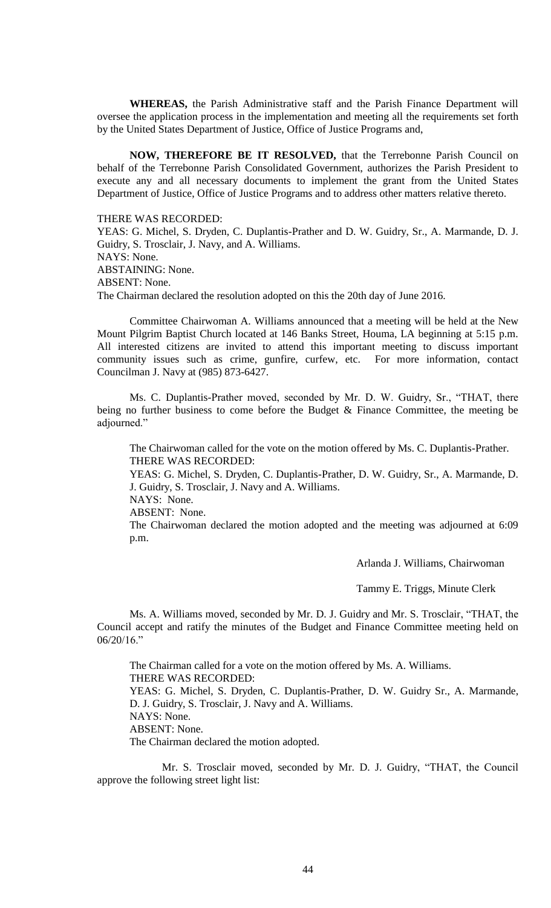**WHEREAS,** the Parish Administrative staff and the Parish Finance Department will oversee the application process in the implementation and meeting all the requirements set forth by the United States Department of Justice, Office of Justice Programs and,

**NOW, THEREFORE BE IT RESOLVED,** that the Terrebonne Parish Council on behalf of the Terrebonne Parish Consolidated Government, authorizes the Parish President to execute any and all necessary documents to implement the grant from the United States Department of Justice, Office of Justice Programs and to address other matters relative thereto.

THERE WAS RECORDED:
YEAS: G. Michel, S. Dryden, C. Duplantis-Prather and D. W. Guidry, Sr., A. Marmande, D. J. Guidry, S. Trosclair, J. Navy, and A. Williams.
NAYS: None.
ABSTAINING: None.
ABSENT: None.
The Chairman declared the resolution adopted on this the 20th day of June 2016.

Committee Chairwoman A. Williams announced that a meeting will be held at the New Mount Pilgrim Baptist Church located at 146 Banks Street, Houma, LA beginning at 5:15 p.m. All interested citizens are invited to attend this important meeting to discuss important community issues such as crime, gunfire, curfew, etc. For more information, contact Councilman J. Navy at (985) 873-6427.

Ms. C. Duplantis-Prather moved, seconded by Mr. D. W. Guidry, Sr., "THAT, there being no further business to come before the Budget & Finance Committee, the meeting be adjourned."

The Chairwoman called for the vote on the motion offered by Ms. C. Duplantis-Prather.
THERE WAS RECORDED:
YEAS: G. Michel, S. Dryden, C. Duplantis-Prather, D. W. Guidry, Sr., A. Marmande, D. J. Guidry, S. Trosclair, J. Navy and A. Williams.
NAYS: None.
ABSENT: None.
The Chairwoman declared the motion adopted and the meeting was adjourned at 6:09 p.m.

Arlanda J. Williams, Chairwoman

Tammy E. Triggs, Minute Clerk

Ms. A. Williams moved, seconded by Mr. D. J. Guidry and Mr. S. Trosclair, "THAT, the Council accept and ratify the minutes of the Budget and Finance Committee meeting held on 06/20/16."

The Chairman called for a vote on the motion offered by Ms. A. Williams.
THERE WAS RECORDED:
YEAS: G. Michel, S. Dryden, C. Duplantis-Prather, D. W. Guidry Sr., A. Marmande, D. J. Guidry, S. Trosclair, J. Navy and A. Williams.
NAYS: None.
ABSENT: None.
The Chairman declared the motion adopted.

Mr. S. Trosclair moved, seconded by Mr. D. J. Guidry, "THAT, the Council approve the following street light list: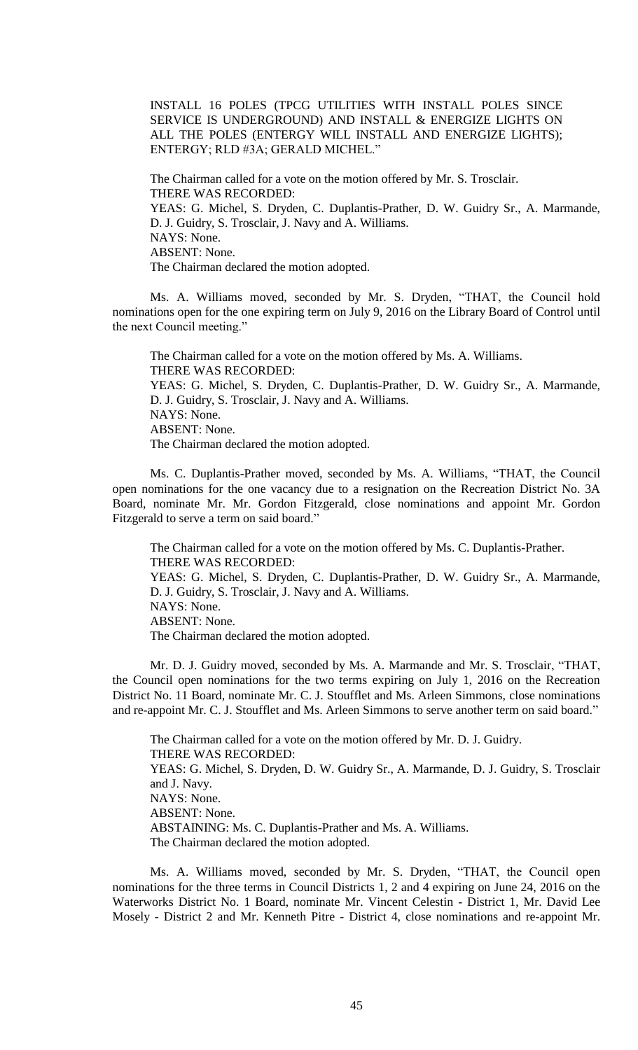INSTALL 16 POLES (TPCG UTILITIES WITH INSTALL POLES SINCE SERVICE IS UNDERGROUND) AND INSTALL & ENERGIZE LIGHTS ON ALL THE POLES (ENTERGY WILL INSTALL AND ENERGIZE LIGHTS); ENTERGY; RLD #3A; GERALD MICHEL."

The Chairman called for a vote on the motion offered by Mr. S. Trosclair.
THERE WAS RECORDED:
YEAS: G. Michel, S. Dryden, C. Duplantis-Prather, D. W. Guidry Sr., A. Marmande, D. J. Guidry, S. Trosclair, J. Navy and A. Williams.
NAYS: None.
ABSENT: None.
The Chairman declared the motion adopted.

Ms. A. Williams moved, seconded by Mr. S. Dryden, "THAT, the Council hold nominations open for the one expiring term on July 9, 2016 on the Library Board of Control until the next Council meeting."

The Chairman called for a vote on the motion offered by Ms. A. Williams.
THERE WAS RECORDED:
YEAS: G. Michel, S. Dryden, C. Duplantis-Prather, D. W. Guidry Sr., A. Marmande, D. J. Guidry, S. Trosclair, J. Navy and A. Williams.
NAYS: None.
ABSENT: None.
The Chairman declared the motion adopted.

Ms. C. Duplantis-Prather moved, seconded by Ms. A. Williams, "THAT, the Council open nominations for the one vacancy due to a resignation on the Recreation District No. 3A Board, nominate Mr. Mr. Gordon Fitzgerald, close nominations and appoint Mr. Gordon Fitzgerald to serve a term on said board."

The Chairman called for a vote on the motion offered by Ms. C. Duplantis-Prather.
THERE WAS RECORDED:
YEAS: G. Michel, S. Dryden, C. Duplantis-Prather, D. W. Guidry Sr., A. Marmande, D. J. Guidry, S. Trosclair, J. Navy and A. Williams.
NAYS: None.
ABSENT: None.
The Chairman declared the motion adopted.

Mr. D. J. Guidry moved, seconded by Ms. A. Marmande and Mr. S. Trosclair, "THAT, the Council open nominations for the two terms expiring on July 1, 2016 on the Recreation District No. 11 Board, nominate Mr. C. J. Stoufflet and Ms. Arleen Simmons, close nominations and re-appoint Mr. C. J. Stoufflet and Ms. Arleen Simmons to serve another term on said board."

The Chairman called for a vote on the motion offered by Mr. D. J. Guidry.
THERE WAS RECORDED:
YEAS: G. Michel, S. Dryden, D. W. Guidry Sr., A. Marmande, D. J. Guidry, S. Trosclair and J. Navy.
NAYS: None.
ABSENT: None.
ABSTAINING: Ms. C. Duplantis-Prather and Ms. A. Williams.
The Chairman declared the motion adopted.

Ms. A. Williams moved, seconded by Mr. S. Dryden, "THAT, the Council open nominations for the three terms in Council Districts 1, 2 and 4 expiring on June 24, 2016 on the Waterworks District No. 1 Board, nominate Mr. Vincent Celestin - District 1, Mr. David Lee Mosely - District 2 and Mr. Kenneth Pitre - District 4, close nominations and re-appoint Mr.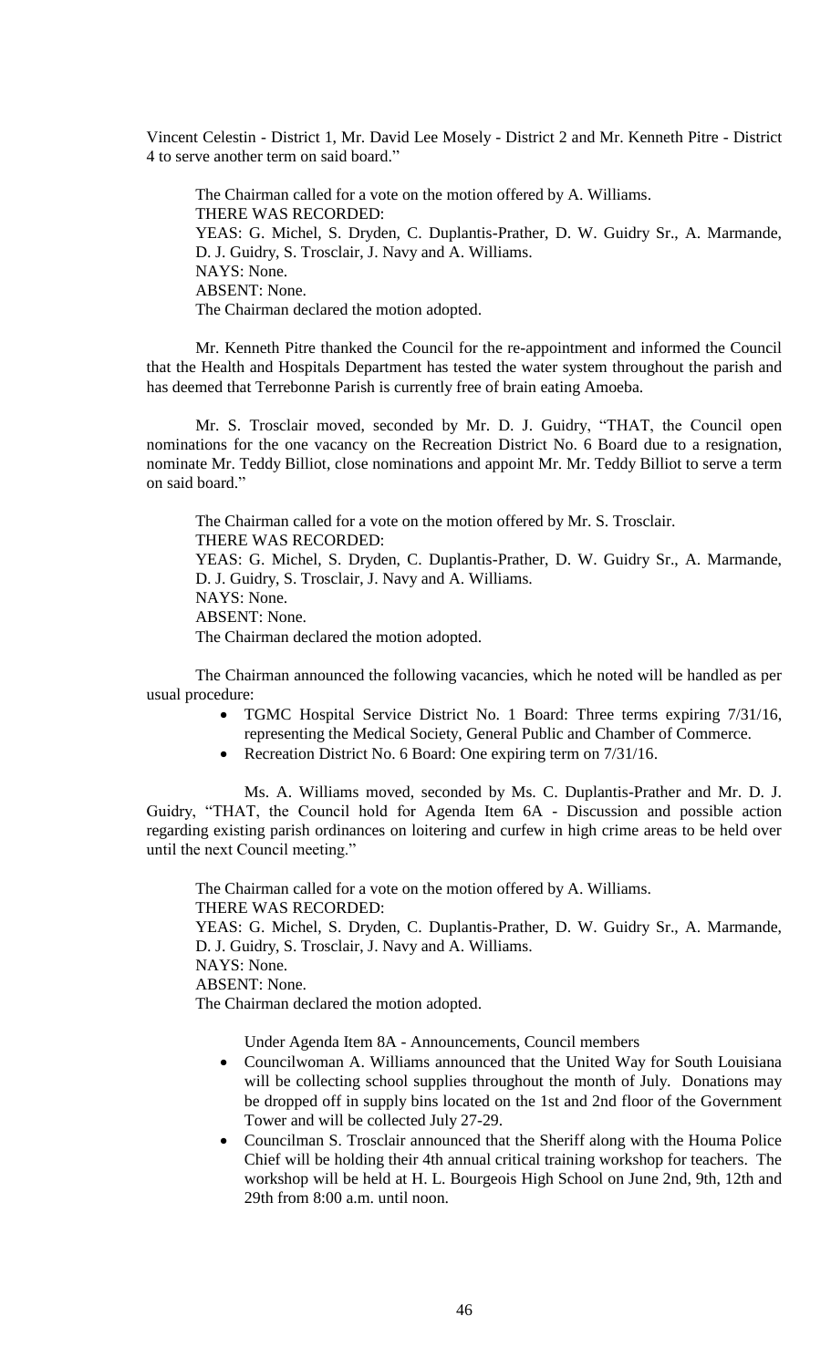Vincent Celestin - District 1, Mr. David Lee Mosely - District 2 and Mr. Kenneth Pitre - District 4 to serve another term on said board."

The Chairman called for a vote on the motion offered by A. Williams.
THERE WAS RECORDED:
YEAS: G. Michel, S. Dryden, C. Duplantis-Prather, D. W. Guidry Sr., A. Marmande, D. J. Guidry, S. Trosclair, J. Navy and A. Williams.
NAYS: None.
ABSENT: None.
The Chairman declared the motion adopted.

Mr. Kenneth Pitre thanked the Council for the re-appointment and informed the Council that the Health and Hospitals Department has tested the water system throughout the parish and has deemed that Terrebonne Parish is currently free of brain eating Amoeba.

Mr. S. Trosclair moved, seconded by Mr. D. J. Guidry, "THAT, the Council open nominations for the one vacancy on the Recreation District No. 6 Board due to a resignation, nominate Mr. Teddy Billiot, close nominations and appoint Mr. Mr. Teddy Billiot to serve a term on said board."

The Chairman called for a vote on the motion offered by Mr. S. Trosclair.
THERE WAS RECORDED:
YEAS: G. Michel, S. Dryden, C. Duplantis-Prather, D. W. Guidry Sr., A. Marmande, D. J. Guidry, S. Trosclair, J. Navy and A. Williams.
NAYS: None.
ABSENT: None.
The Chairman declared the motion adopted.

The Chairman announced the following vacancies, which he noted will be handled as per usual procedure:

- TGMC Hospital Service District No. 1 Board: Three terms expiring 7/31/16, representing the Medical Society, General Public and Chamber of Commerce.
- Recreation District No. 6 Board: One expiring term on 7/31/16.

Ms. A. Williams moved, seconded by Ms. C. Duplantis-Prather and Mr. D. J. Guidry, "THAT, the Council hold for Agenda Item 6A - Discussion and possible action regarding existing parish ordinances on loitering and curfew in high crime areas to be held over until the next Council meeting."

The Chairman called for a vote on the motion offered by A. Williams.
THERE WAS RECORDED:
YEAS: G. Michel, S. Dryden, C. Duplantis-Prather, D. W. Guidry Sr., A. Marmande, D. J. Guidry, S. Trosclair, J. Navy and A. Williams.
NAYS: None.
ABSENT: None.
The Chairman declared the motion adopted.

Under Agenda Item 8A - Announcements, Council members

- Councilwoman A. Williams announced that the United Way for South Louisiana will be collecting school supplies throughout the month of July. Donations may be dropped off in supply bins located on the 1st and 2nd floor of the Government Tower and will be collected July 27-29.
- Councilman S. Trosclair announced that the Sheriff along with the Houma Police Chief will be holding their 4th annual critical training workshop for teachers. The workshop will be held at H. L. Bourgeois High School on June 2nd, 9th, 12th and 29th from 8:00 a.m. until noon.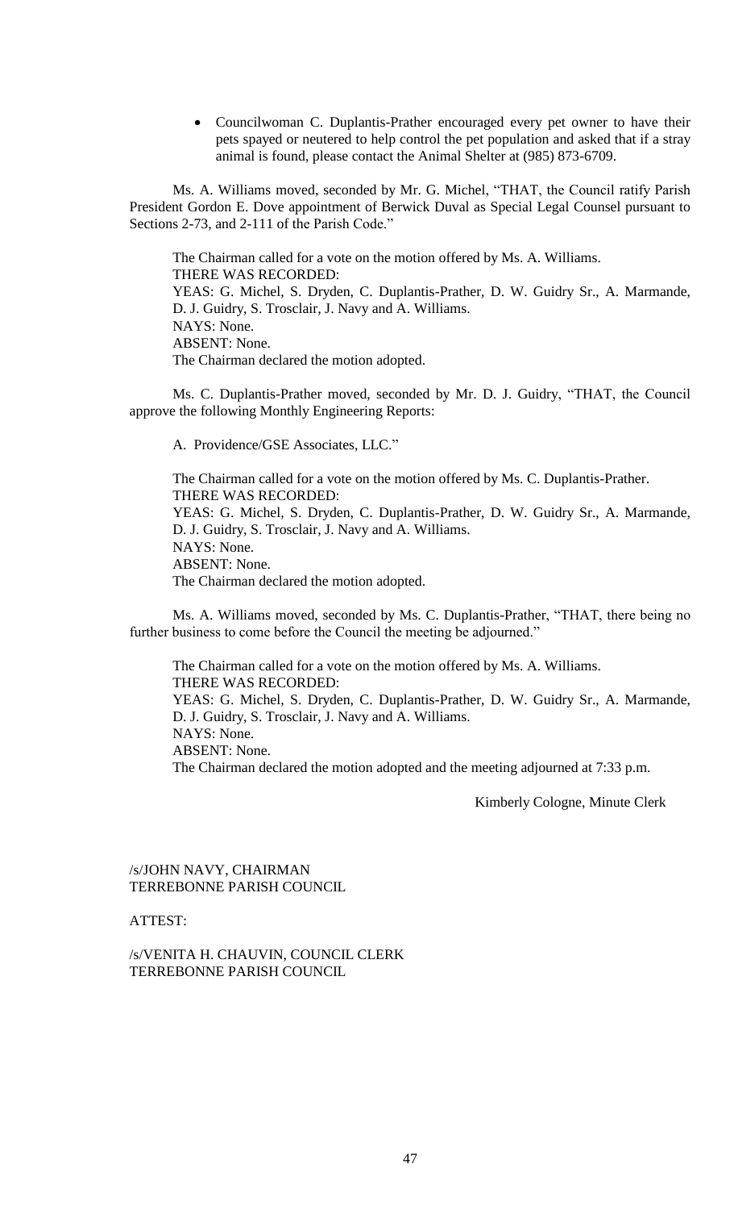- Councilwoman C. Duplantis-Prather encouraged every pet owner to have their pets spayed or neutered to help control the pet population and asked that if a stray animal is found, please contact the Animal Shelter at (985) 873-6709.

Ms. A. Williams moved, seconded by Mr. G. Michel, "THAT, the Council ratify Parish President Gordon E. Dove appointment of Berwick Duval as Special Legal Counsel pursuant to Sections 2-73, and 2-111 of the Parish Code."

The Chairman called for a vote on the motion offered by Ms. A. Williams.
THERE WAS RECORDED:
YEAS: G. Michel, S. Dryden, C. Duplantis-Prather, D. W. Guidry Sr., A. Marmande, D. J. Guidry, S. Trosclair, J. Navy and A. Williams.
NAYS: None.
ABSENT: None.
The Chairman declared the motion adopted.

Ms. C. Duplantis-Prather moved, seconded by Mr. D. J. Guidry, "THAT, the Council approve the following Monthly Engineering Reports:

A. Providence/GSE Associates, LLC."

The Chairman called for a vote on the motion offered by Ms. C. Duplantis-Prather.
THERE WAS RECORDED:
YEAS: G. Michel, S. Dryden, C. Duplantis-Prather, D. W. Guidry Sr., A. Marmande, D. J. Guidry, S. Trosclair, J. Navy and A. Williams.
NAYS: None.
ABSENT: None.
The Chairman declared the motion adopted.

Ms. A. Williams moved, seconded by Ms. C. Duplantis-Prather, "THAT, there being no further business to come before the Council the meeting be adjourned."

The Chairman called for a vote on the motion offered by Ms. A. Williams.
THERE WAS RECORDED:
YEAS: G. Michel, S. Dryden, C. Duplantis-Prather, D. W. Guidry Sr., A. Marmande, D. J. Guidry, S. Trosclair, J. Navy and A. Williams.
NAYS: None.
ABSENT: None.
The Chairman declared the motion adopted and the meeting adjourned at 7:33 p.m.

Kimberly Cologne, Minute Clerk

/s/JOHN NAVY, CHAIRMAN
TERREBONNE PARISH COUNCIL

ATTEST:

/s/VENITA H. CHAUVIN, COUNCIL CLERK
TERREBONNE PARISH COUNCIL